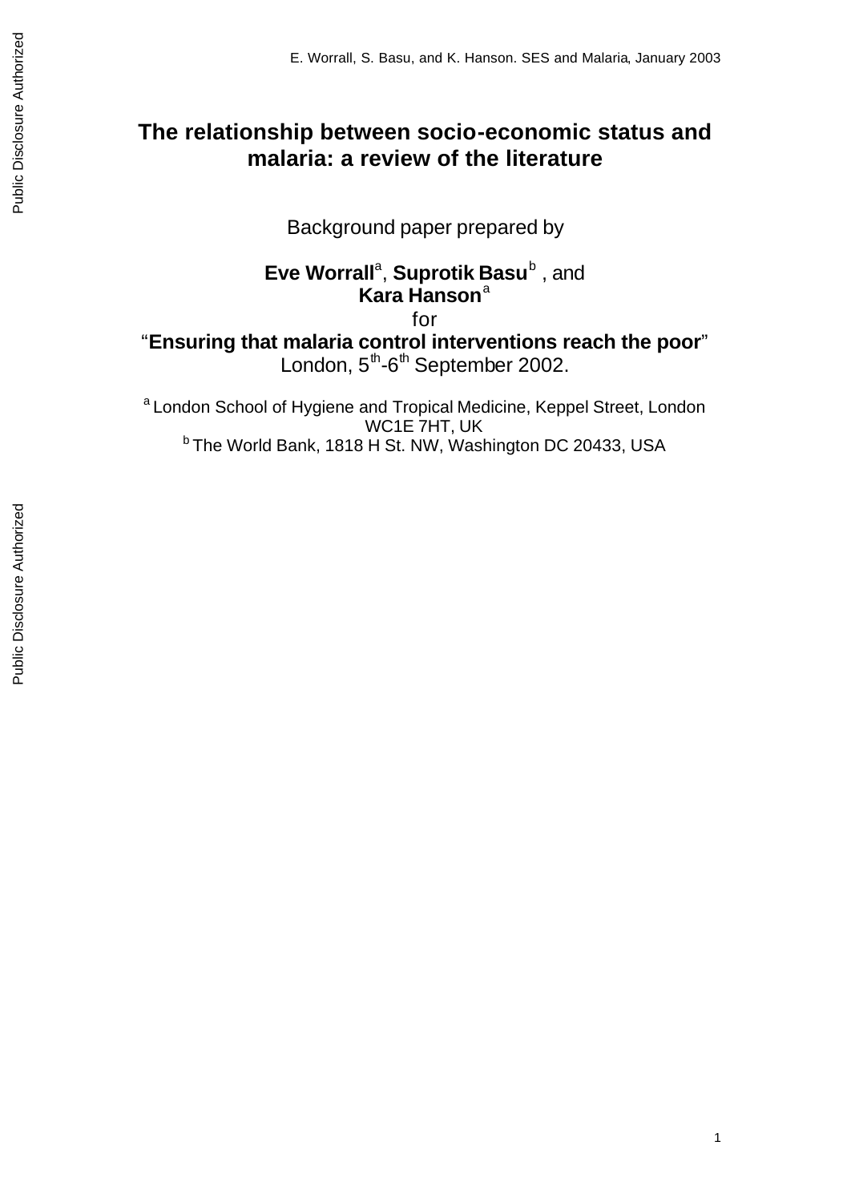# The relationship between socio-economic status and malaria: a review of the literature

Background paper prepared by

**Eve Worrall**[a], **Suprotik Basu**[b] , and **Kara Hanson**[a]

for

"**Ensuring that malaria control interventions reach the poor**"
London, 5th-6th September 2002.

[a] London School of Hygiene and Tropical Medicine, Keppel Street, London WC1E 7HT, UK
[b] The World Bank, 1818 H St. NW, Washington DC 20433, USA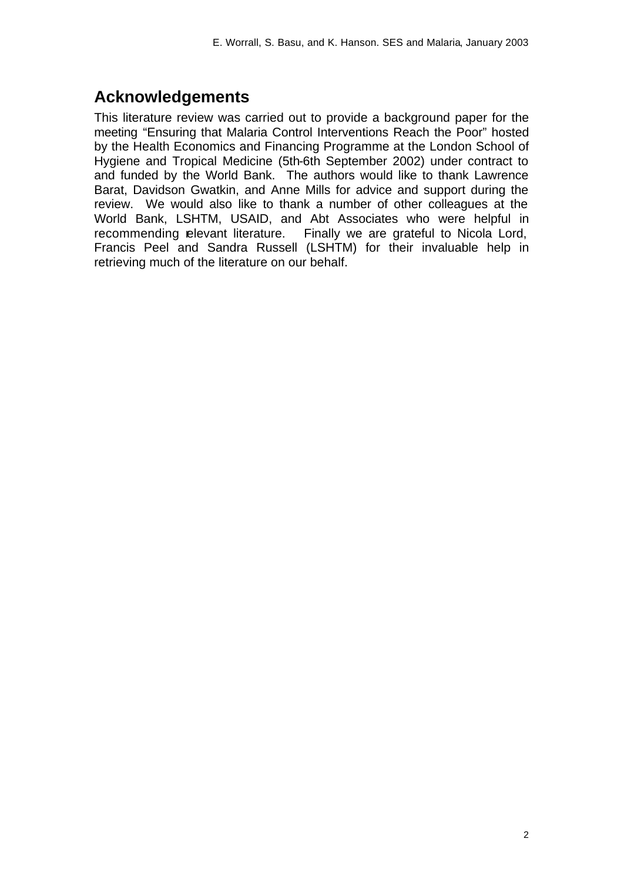## Acknowledgements

This literature review was carried out to provide a background paper for the meeting "Ensuring that Malaria Control Interventions Reach the Poor" hosted by the Health Economics and Financing Programme at the London School of Hygiene and Tropical Medicine (5th-6th September 2002) under contract to and funded by the World Bank. The authors would like to thank Lawrence Barat, Davidson Gwatkin, and Anne Mills for advice and support during the review. We would also like to thank a number of other colleagues at the World Bank, LSHTM, USAID, and Abt Associates who were helpful in recommending relevant literature. Finally we are grateful to Nicola Lord, Francis Peel and Sandra Russell (LSHTM) for their invaluable help in retrieving much of the literature on our behalf.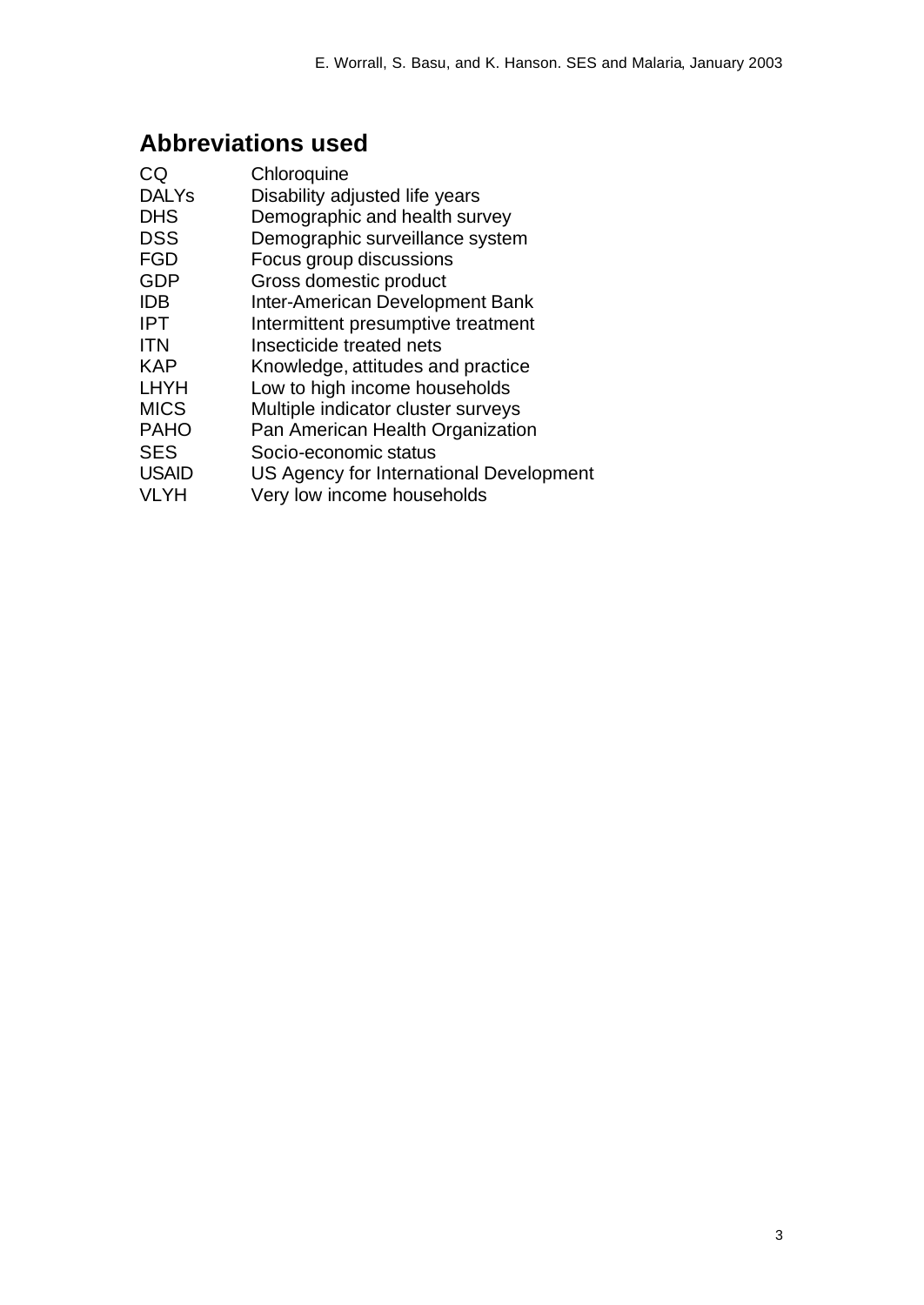## Abbreviations used

| | |
|---|---|
| CQ | Chloroquine |
| DALYs | Disability adjusted life years |
| DHS | Demographic and health survey |
| DSS | Demographic surveillance system |
| FGD | Focus group discussions |
| GDP | Gross domestic product |
| IDB | Inter-American Development Bank |
| IPT | Intermittent presumptive treatment |
| ITN | Insecticide treated nets |
| KAP | Knowledge, attitudes and practice |
| LHYH | Low to high income households |
| MICS | Multiple indicator cluster surveys |
| PAHO | Pan American Health Organization |
| SES | Socio-economic status |
| USAID | US Agency for International Development |
| VLYH | Very low income households |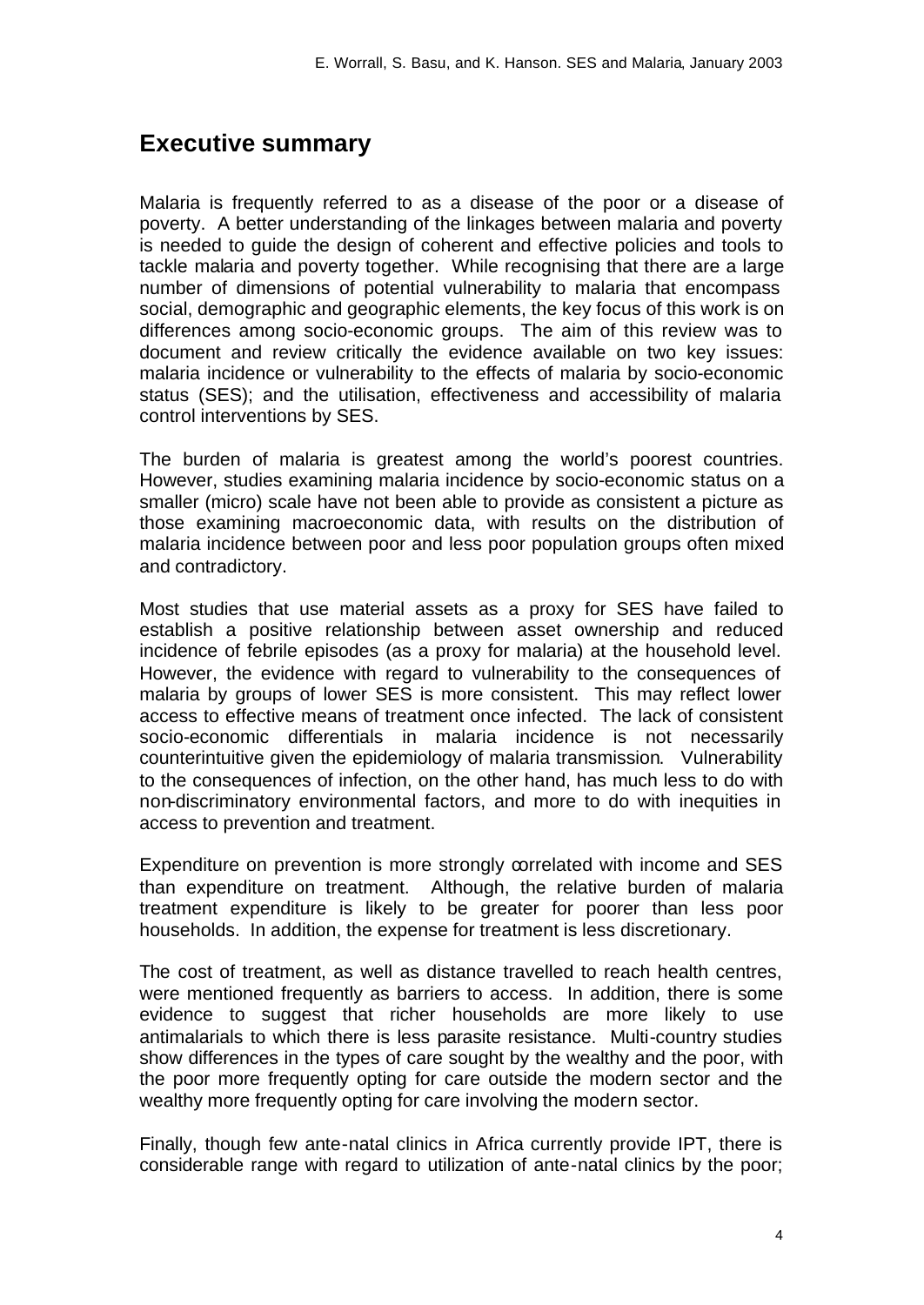## Executive summary

Malaria is frequently referred to as a disease of the poor or a disease of poverty. A better understanding of the linkages between malaria and poverty is needed to guide the design of coherent and effective policies and tools to tackle malaria and poverty together. While recognising that there are a large number of dimensions of potential vulnerability to malaria that encompass social, demographic and geographic elements, the key focus of this work is on differences among socio-economic groups. The aim of this review was to document and review critically the evidence available on two key issues: malaria incidence or vulnerability to the effects of malaria by socio-economic status (SES); and the utilisation, effectiveness and accessibility of malaria control interventions by SES.

The burden of malaria is greatest among the world's poorest countries. However, studies examining malaria incidence by socio-economic status on a smaller (micro) scale have not been able to provide as consistent a picture as those examining macroeconomic data, with results on the distribution of malaria incidence between poor and less poor population groups often mixed and contradictory.

Most studies that use material assets as a proxy for SES have failed to establish a positive relationship between asset ownership and reduced incidence of febrile episodes (as a proxy for malaria) at the household level. However, the evidence with regard to vulnerability to the consequences of malaria by groups of lower SES is more consistent. This may reflect lower access to effective means of treatment once infected. The lack of consistent socio-economic differentials in malaria incidence is not necessarily counterintuitive given the epidemiology of malaria transmission. Vulnerability to the consequences of infection, on the other hand, has much less to do with non-discriminatory environmental factors, and more to do with inequities in access to prevention and treatment.

Expenditure on prevention is more strongly correlated with income and SES than expenditure on treatment. Although, the relative burden of malaria treatment expenditure is likely to be greater for poorer than less poor households. In addition, the expense for treatment is less discretionary.

The cost of treatment, as well as distance travelled to reach health centres, were mentioned frequently as barriers to access. In addition, there is some evidence to suggest that richer households are more likely to use antimalarials to which there is less parasite resistance. Multi-country studies show differences in the types of care sought by the wealthy and the poor, with the poor more frequently opting for care outside the modern sector and the wealthy more frequently opting for care involving the modern sector.

Finally, though few ante-natal clinics in Africa currently provide IPT, there is considerable range with regard to utilization of ante-natal clinics by the poor;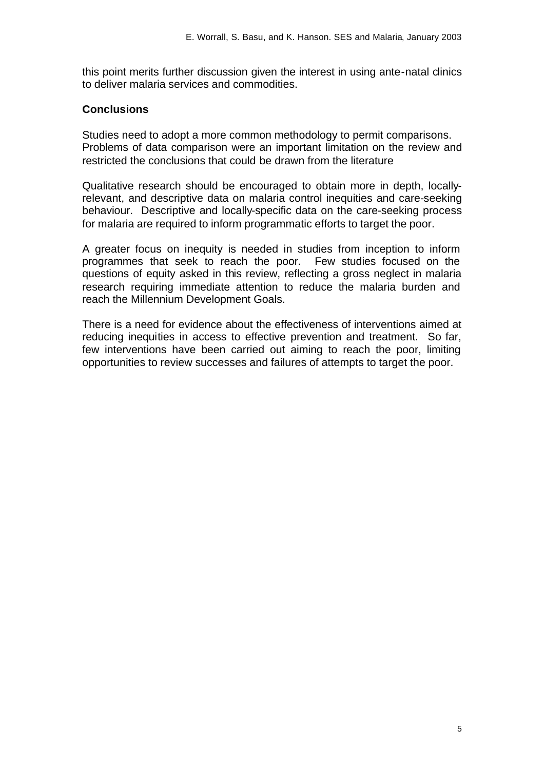this point merits further discussion given the interest in using ante-natal clinics to deliver malaria services and commodities.

## Conclusions

Studies need to adopt a more common methodology to permit comparisons. Problems of data comparison were an important limitation on the review and restricted the conclusions that could be drawn from the literature

Qualitative research should be encouraged to obtain more in depth, locally-relevant, and descriptive data on malaria control inequities and care-seeking behaviour. Descriptive and locally-specific data on the care-seeking process for malaria are required to inform programmatic efforts to target the poor.

A greater focus on inequity is needed in studies from inception to inform programmes that seek to reach the poor. Few studies focused on the questions of equity asked in this review, reflecting a gross neglect in malaria research requiring immediate attention to reduce the malaria burden and reach the Millennium Development Goals.

There is a need for evidence about the effectiveness of interventions aimed at reducing inequities in access to effective prevention and treatment. So far, few interventions have been carried out aiming to reach the poor, limiting opportunities to review successes and failures of attempts to target the poor.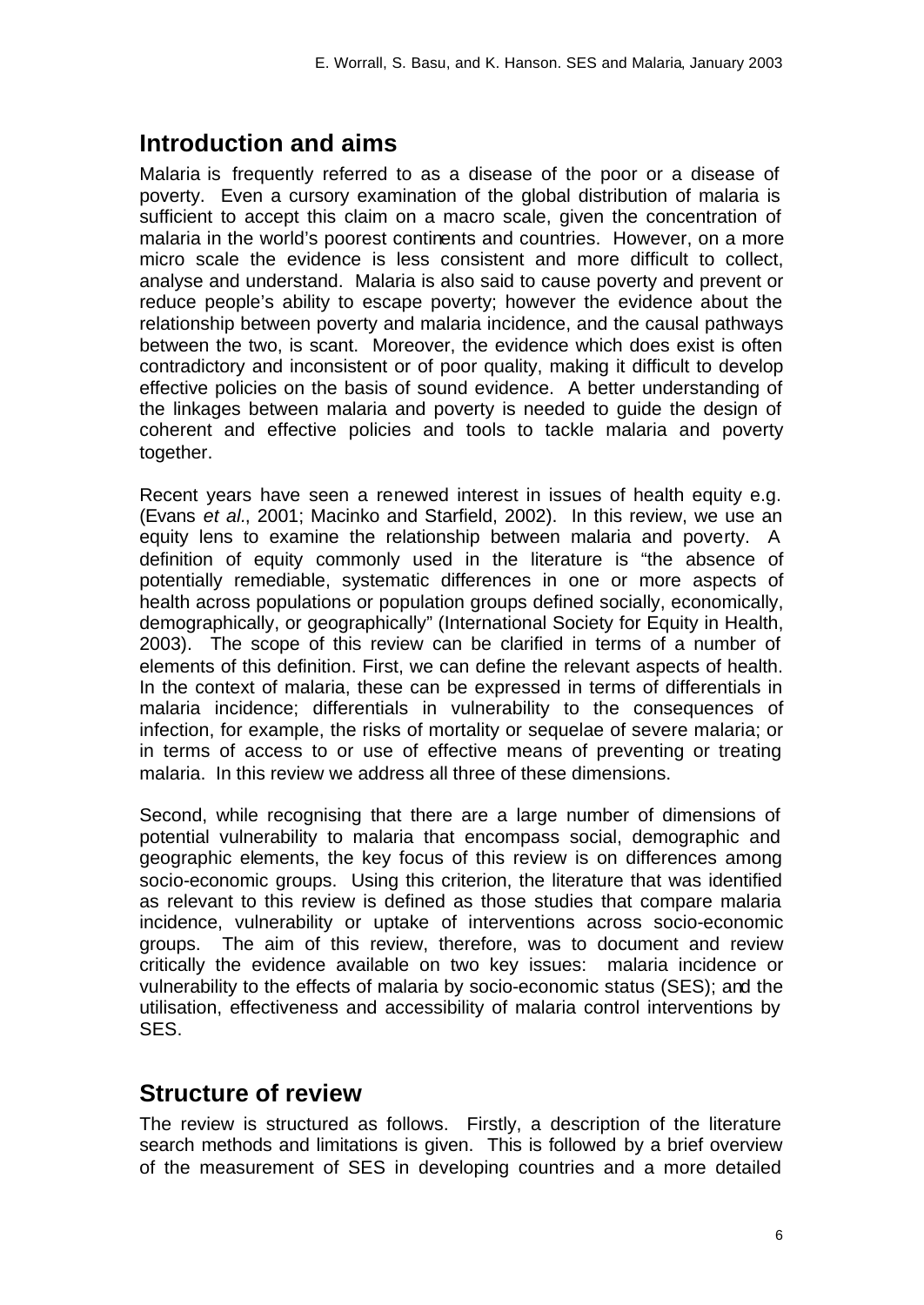## Introduction and aims

Malaria is frequently referred to as a disease of the poor or a disease of poverty. Even a cursory examination of the global distribution of malaria is sufficient to accept this claim on a macro scale, given the concentration of malaria in the world's poorest continents and countries. However, on a more micro scale the evidence is less consistent and more difficult to collect, analyse and understand. Malaria is also said to cause poverty and prevent or reduce people's ability to escape poverty; however the evidence about the relationship between poverty and malaria incidence, and the causal pathways between the two, is scant. Moreover, the evidence which does exist is often contradictory and inconsistent or of poor quality, making it difficult to develop effective policies on the basis of sound evidence. A better understanding of the linkages between malaria and poverty is needed to guide the design of coherent and effective policies and tools to tackle malaria and poverty together.

Recent years have seen a renewed interest in issues of health equity e.g. (Evans *et al.*, 2001; Macinko and Starfield, 2002). In this review, we use an equity lens to examine the relationship between malaria and poverty. A definition of equity commonly used in the literature is "the absence of potentially remediable, systematic differences in one or more aspects of health across populations or population groups defined socially, economically, demographically, or geographically" (International Society for Equity in Health, 2003). The scope of this review can be clarified in terms of a number of elements of this definition. First, we can define the relevant aspects of health. In the context of malaria, these can be expressed in terms of differentials in malaria incidence; differentials in vulnerability to the consequences of infection, for example, the risks of mortality or sequelae of severe malaria; or in terms of access to or use of effective means of preventing or treating malaria. In this review we address all three of these dimensions.

Second, while recognising that there are a large number of dimensions of potential vulnerability to malaria that encompass social, demographic and geographic elements, the key focus of this review is on differences among socio-economic groups. Using this criterion, the literature that was identified as relevant to this review is defined as those studies that compare malaria incidence, vulnerability or uptake of interventions across socio-economic groups. The aim of this review, therefore, was to document and review critically the evidence available on two key issues: malaria incidence or vulnerability to the effects of malaria by socio-economic status (SES); and the utilisation, effectiveness and accessibility of malaria control interventions by SES.

## Structure of review

The review is structured as follows. Firstly, a description of the literature search methods and limitations is given. This is followed by a brief overview of the measurement of SES in developing countries and a more detailed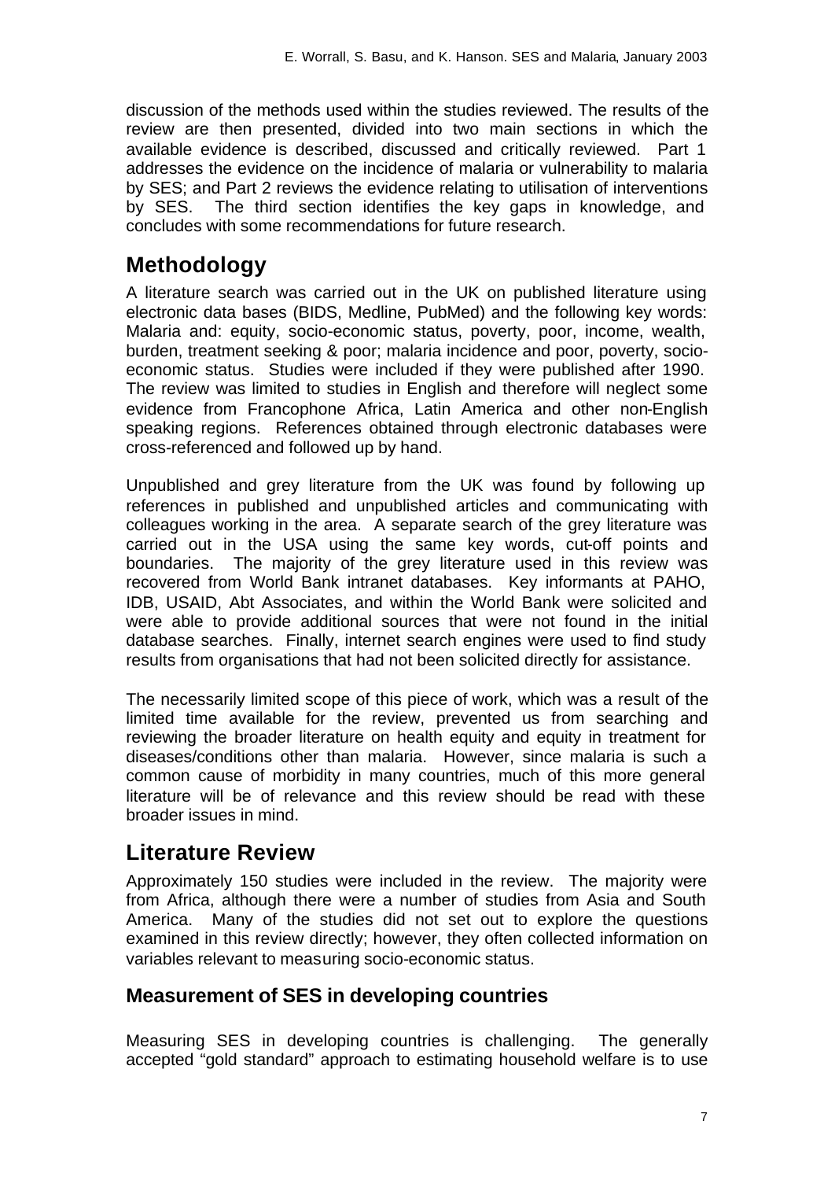discussion of the methods used within the studies reviewed. The results of the review are then presented, divided into two main sections in which the available evidence is described, discussed and critically reviewed. Part 1 addresses the evidence on the incidence of malaria or vulnerability to malaria by SES; and Part 2 reviews the evidence relating to utilisation of interventions by SES. The third section identifies the key gaps in knowledge, and concludes with some recommendations for future research.

## Methodology

A literature search was carried out in the UK on published literature using electronic data bases (BIDS, Medline, PubMed) and the following key words: Malaria and: equity, socio-economic status, poverty, poor, income, wealth, burden, treatment seeking & poor; malaria incidence and poor, poverty, socio-economic status. Studies were included if they were published after 1990. The review was limited to studies in English and therefore will neglect some evidence from Francophone Africa, Latin America and other non-English speaking regions. References obtained through electronic databases were cross-referenced and followed up by hand.

Unpublished and grey literature from the UK was found by following up references in published and unpublished articles and communicating with colleagues working in the area. A separate search of the grey literature was carried out in the USA using the same key words, cut-off points and boundaries. The majority of the grey literature used in this review was recovered from World Bank intranet databases. Key informants at PAHO, IDB, USAID, Abt Associates, and within the World Bank were solicited and were able to provide additional sources that were not found in the initial database searches. Finally, internet search engines were used to find study results from organisations that had not been solicited directly for assistance.

The necessarily limited scope of this piece of work, which was a result of the limited time available for the review, prevented us from searching and reviewing the broader literature on health equity and equity in treatment for diseases/conditions other than malaria. However, since malaria is such a common cause of morbidity in many countries, much of this more general literature will be of relevance and this review should be read with these broader issues in mind.

## Literature Review

Approximately 150 studies were included in the review. The majority were from Africa, although there were a number of studies from Asia and South America. Many of the studies did not set out to explore the questions examined in this review directly; however, they often collected information on variables relevant to measuring socio-economic status.

### Measurement of SES in developing countries

Measuring SES in developing countries is challenging. The generally accepted "gold standard" approach to estimating household welfare is to use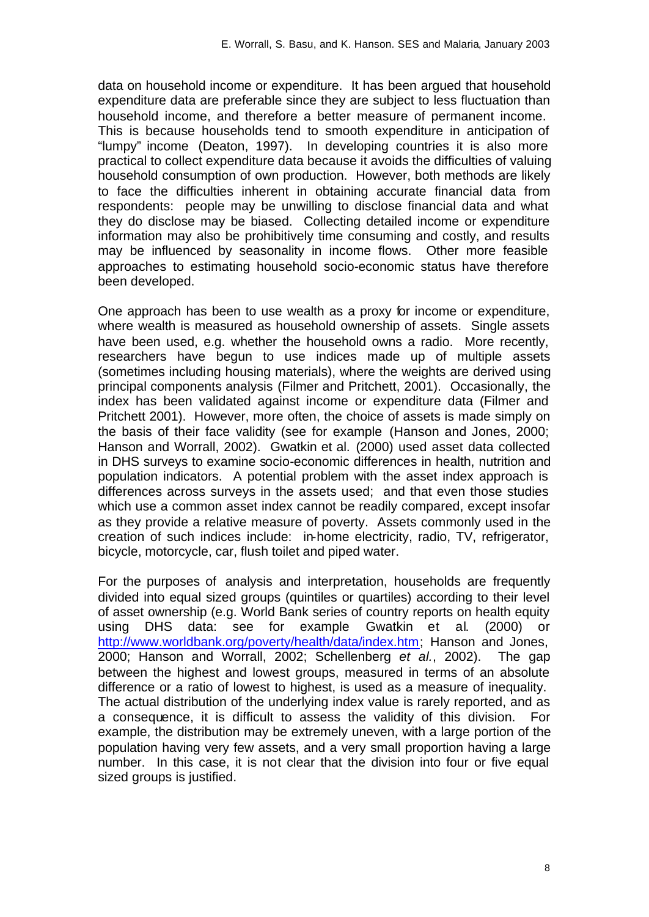data on household income or expenditure. It has been argued that household expenditure data are preferable since they are subject to less fluctuation than household income, and therefore a better measure of permanent income. This is because households tend to smooth expenditure in anticipation of "lumpy" income (Deaton, 1997). In developing countries it is also more practical to collect expenditure data because it avoids the difficulties of valuing household consumption of own production. However, both methods are likely to face the difficulties inherent in obtaining accurate financial data from respondents: people may be unwilling to disclose financial data and what they do disclose may be biased. Collecting detailed income or expenditure information may also be prohibitively time consuming and costly, and results may be influenced by seasonality in income flows. Other more feasible approaches to estimating household socio-economic status have therefore been developed.

One approach has been to use wealth as a proxy for income or expenditure, where wealth is measured as household ownership of assets. Single assets have been used, e.g. whether the household owns a radio. More recently, researchers have begun to use indices made up of multiple assets (sometimes including housing materials), where the weights are derived using principal components analysis (Filmer and Pritchett, 2001). Occasionally, the index has been validated against income or expenditure data (Filmer and Pritchett 2001). However, more often, the choice of assets is made simply on the basis of their face validity (see for example (Hanson and Jones, 2000; Hanson and Worrall, 2002). Gwatkin et al. (2000) used asset data collected in DHS surveys to examine socio-economic differences in health, nutrition and population indicators. A potential problem with the asset index approach is differences across surveys in the assets used; and that even those studies which use a common asset index cannot be readily compared, except insofar as they provide a relative measure of poverty. Assets commonly used in the creation of such indices include: in-home electricity, radio, TV, refrigerator, bicycle, motorcycle, car, flush toilet and piped water.

For the purposes of analysis and interpretation, households are frequently divided into equal sized groups (quintiles or quartiles) according to their level of asset ownership (e.g. World Bank series of country reports on health equity using DHS data: see for example Gwatkin et al. (2000) or http://www.worldbank.org/poverty/health/data/index.htm; Hanson and Jones, 2000; Hanson and Worrall, 2002; Schellenberg *et al.*, 2002). The gap between the highest and lowest groups, measured in terms of an absolute difference or a ratio of lowest to highest, is used as a measure of inequality. The actual distribution of the underlying index value is rarely reported, and as a consequence, it is difficult to assess the validity of this division. For example, the distribution may be extremely uneven, with a large portion of the population having very few assets, and a very small proportion having a large number. In this case, it is not clear that the division into four or five equal sized groups is justified.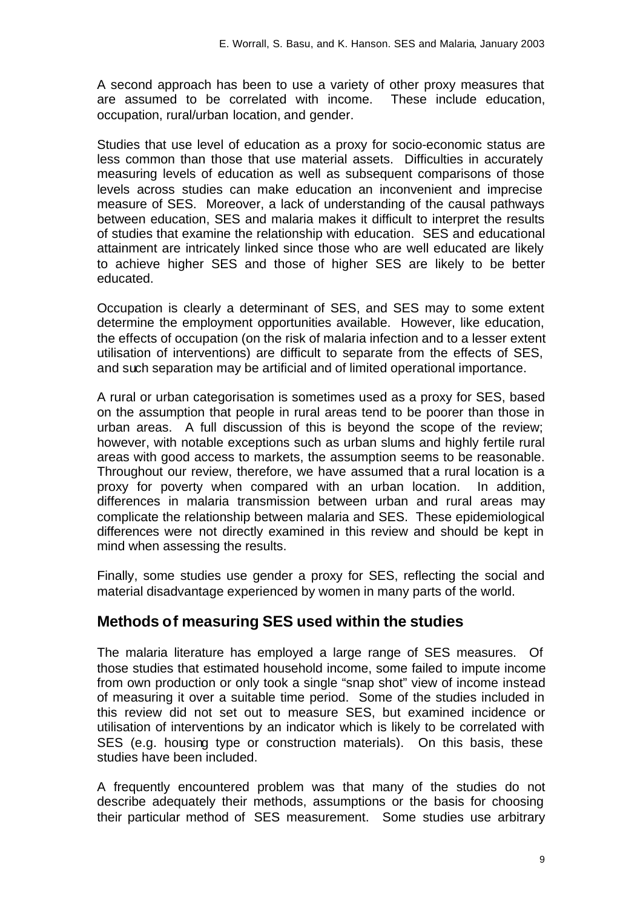A second approach has been to use a variety of other proxy measures that are assumed to be correlated with income. These include education, occupation, rural/urban location, and gender.

Studies that use level of education as a proxy for socio-economic status are less common than those that use material assets. Difficulties in accurately measuring levels of education as well as subsequent comparisons of those levels across studies can make education an inconvenient and imprecise measure of SES. Moreover, a lack of understanding of the causal pathways between education, SES and malaria makes it difficult to interpret the results of studies that examine the relationship with education. SES and educational attainment are intricately linked since those who are well educated are likely to achieve higher SES and those of higher SES are likely to be better educated.

Occupation is clearly a determinant of SES, and SES may to some extent determine the employment opportunities available. However, like education, the effects of occupation (on the risk of malaria infection and to a lesser extent utilisation of interventions) are difficult to separate from the effects of SES, and such separation may be artificial and of limited operational importance.

A rural or urban categorisation is sometimes used as a proxy for SES, based on the assumption that people in rural areas tend to be poorer than those in urban areas. A full discussion of this is beyond the scope of the review; however, with notable exceptions such as urban slums and highly fertile rural areas with good access to markets, the assumption seems to be reasonable. Throughout our review, therefore, we have assumed that a rural location is a proxy for poverty when compared with an urban location. In addition, differences in malaria transmission between urban and rural areas may complicate the relationship between malaria and SES. These epidemiological differences were not directly examined in this review and should be kept in mind when assessing the results.

Finally, some studies use gender a proxy for SES, reflecting the social and material disadvantage experienced by women in many parts of the world.

## Methods of measuring SES used within the studies

The malaria literature has employed a large range of SES measures. Of those studies that estimated household income, some failed to impute income from own production or only took a single "snap shot" view of income instead of measuring it over a suitable time period. Some of the studies included in this review did not set out to measure SES, but examined incidence or utilisation of interventions by an indicator which is likely to be correlated with SES (e.g. housing type or construction materials). On this basis, these studies have been included.

A frequently encountered problem was that many of the studies do not describe adequately their methods, assumptions or the basis for choosing their particular method of SES measurement. Some studies use arbitrary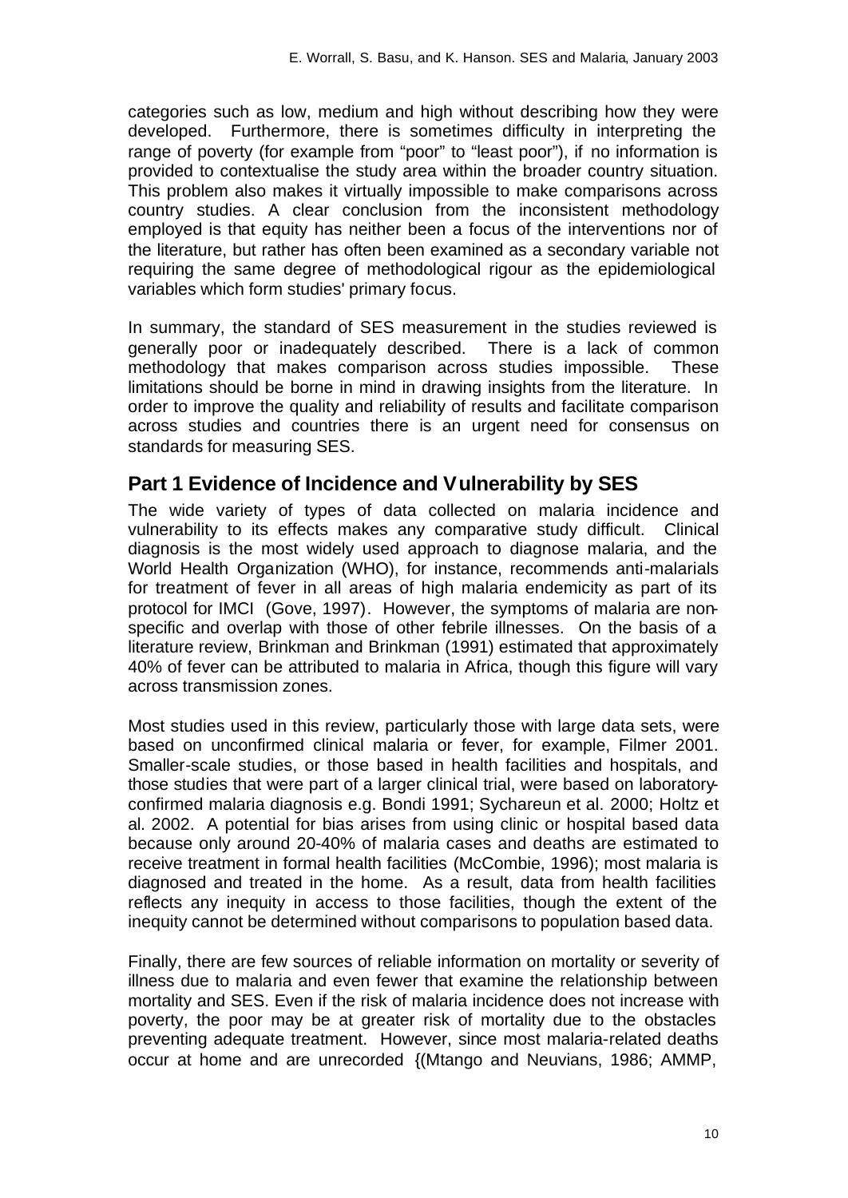categories such as low, medium and high without describing how they were developed. Furthermore, there is sometimes difficulty in interpreting the range of poverty (for example from "poor" to "least poor"), if no information is provided to contextualise the study area within the broader country situation. This problem also makes it virtually impossible to make comparisons across country studies. A clear conclusion from the inconsistent methodology employed is that equity has neither been a focus of the interventions nor of the literature, but rather has often been examined as a secondary variable not requiring the same degree of methodological rigour as the epidemiological variables which form studies' primary focus.

In summary, the standard of SES measurement in the studies reviewed is generally poor or inadequately described. There is a lack of common methodology that makes comparison across studies impossible. These limitations should be borne in mind in drawing insights from the literature. In order to improve the quality and reliability of results and facilitate comparison across studies and countries there is an urgent need for consensus on standards for measuring SES.

## Part 1 Evidence of Incidence and Vulnerability by SES

The wide variety of types of data collected on malaria incidence and vulnerability to its effects makes any comparative study difficult. Clinical diagnosis is the most widely used approach to diagnose malaria, and the World Health Organization (WHO), for instance, recommends anti-malarials for treatment of fever in all areas of high malaria endemicity as part of its protocol for IMCI (Gove, 1997). However, the symptoms of malaria are non-specific and overlap with those of other febrile illnesses. On the basis of a literature review, Brinkman and Brinkman (1991) estimated that approximately 40% of fever can be attributed to malaria in Africa, though this figure will vary across transmission zones.

Most studies used in this review, particularly those with large data sets, were based on unconfirmed clinical malaria or fever, for example, Filmer 2001. Smaller-scale studies, or those based in health facilities and hospitals, and those studies that were part of a larger clinical trial, were based on laboratory-confirmed malaria diagnosis e.g. Bondi 1991; Sychareun et al. 2000; Holtz et al. 2002. A potential for bias arises from using clinic or hospital based data because only around 20-40% of malaria cases and deaths are estimated to receive treatment in formal health facilities (McCombie, 1996); most malaria is diagnosed and treated in the home. As a result, data from health facilities reflects any inequity in access to those facilities, though the extent of the inequity cannot be determined without comparisons to population based data.

Finally, there are few sources of reliable information on mortality or severity of illness due to malaria and even fewer that examine the relationship between mortality and SES. Even if the risk of malaria incidence does not increase with poverty, the poor may be at greater risk of mortality due to the obstacles preventing adequate treatment. However, since most malaria-related deaths occur at home and are unrecorded {(Mtango and Neuvians, 1986; AMMP,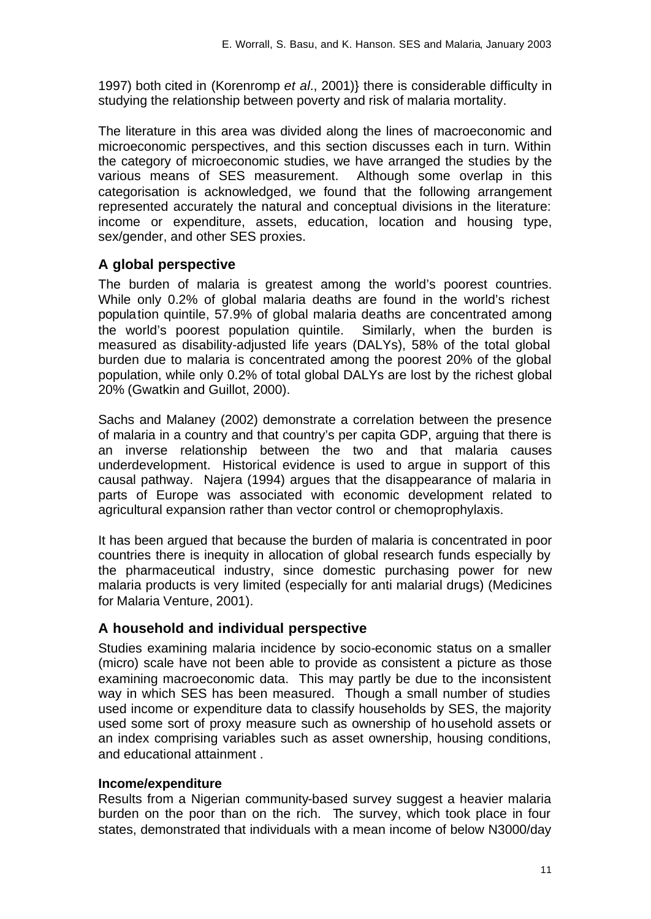1997) both cited in (Korenromp *et al.*, 2001)} there is considerable difficulty in studying the relationship between poverty and risk of malaria mortality.

The literature in this area was divided along the lines of macroeconomic and microeconomic perspectives, and this section discusses each in turn. Within the category of microeconomic studies, we have arranged the studies by the various means of SES measurement. Although some overlap in this categorisation is acknowledged, we found that the following arrangement represented accurately the natural and conceptual divisions in the literature: income or expenditure, assets, education, location and housing type, sex/gender, and other SES proxies.

## A global perspective

The burden of malaria is greatest among the world's poorest countries. While only 0.2% of global malaria deaths are found in the world's richest population quintile, 57.9% of global malaria deaths are concentrated among the world's poorest population quintile. Similarly, when the burden is measured as disability-adjusted life years (DALYs), 58% of the total global burden due to malaria is concentrated among the poorest 20% of the global population, while only 0.2% of total global DALYs are lost by the richest global 20% (Gwatkin and Guillot, 2000).

Sachs and Malaney (2002) demonstrate a correlation between the presence of malaria in a country and that country's per capita GDP, arguing that there is an inverse relationship between the two and that malaria causes underdevelopment. Historical evidence is used to argue in support of this causal pathway. Najera (1994) argues that the disappearance of malaria in parts of Europe was associated with economic development related to agricultural expansion rather than vector control or chemoprophylaxis.

It has been argued that because the burden of malaria is concentrated in poor countries there is inequity in allocation of global research funds especially by the pharmaceutical industry, since domestic purchasing power for new malaria products is very limited (especially for anti malarial drugs) (Medicines for Malaria Venture, 2001).

## A household and individual perspective

Studies examining malaria incidence by socio-economic status on a smaller (micro) scale have not been able to provide as consistent a picture as those examining macroeconomic data. This may partly be due to the inconsistent way in which SES has been measured. Though a small number of studies used income or expenditure data to classify households by SES, the majority used some sort of proxy measure such as ownership of household assets or an index comprising variables such as asset ownership, housing conditions, and educational attainment .

### Income/expenditure

Results from a Nigerian community-based survey suggest a heavier malaria burden on the poor than on the rich. The survey, which took place in four states, demonstrated that individuals with a mean income of below N3000/day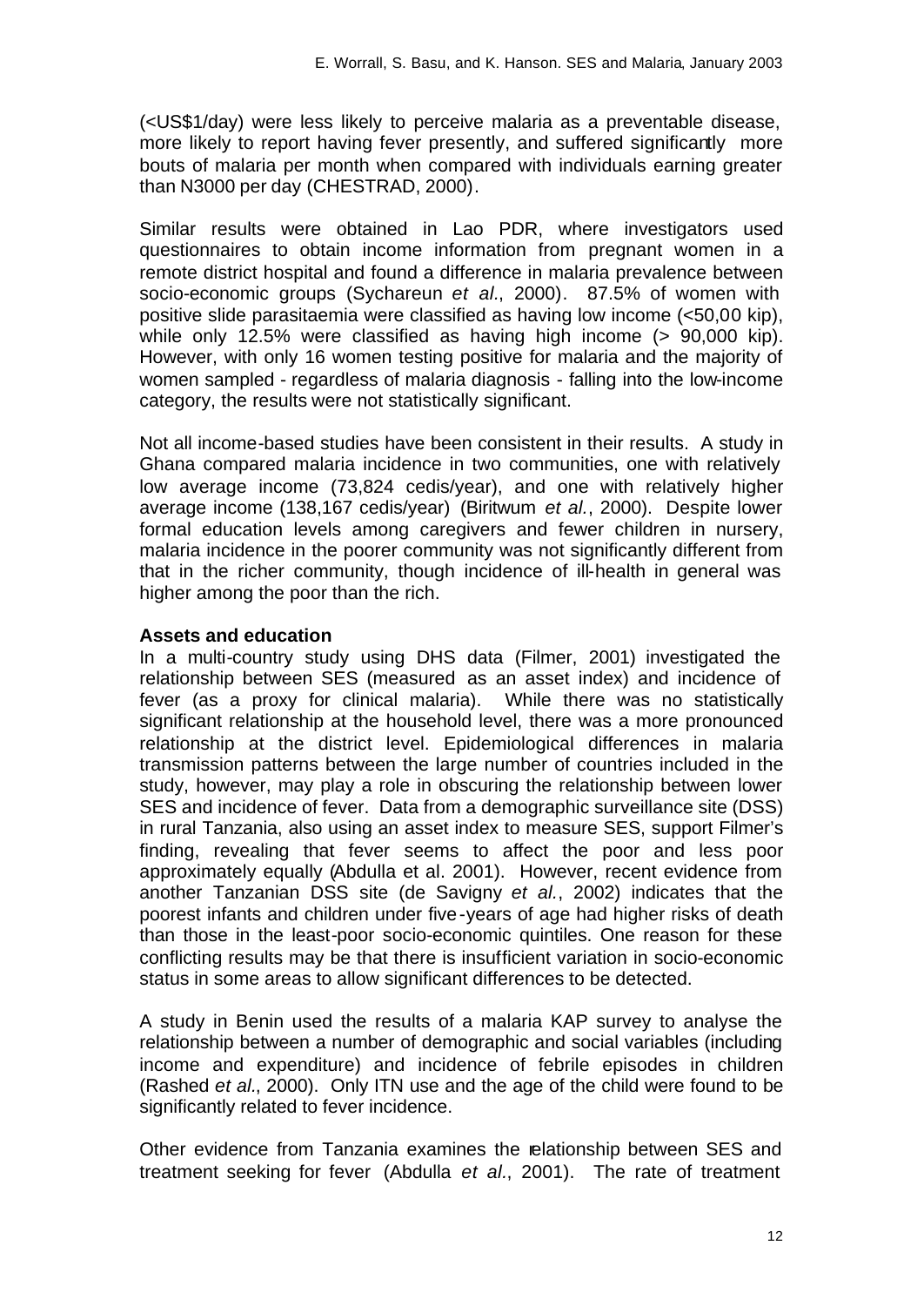(<US$1/day) were less likely to perceive malaria as a preventable disease, more likely to report having fever presently, and suffered significantly more bouts of malaria per month when compared with individuals earning greater than N3000 per day (CHESTRAD, 2000).

Similar results were obtained in Lao PDR, where investigators used questionnaires to obtain income information from pregnant women in a remote district hospital and found a difference in malaria prevalence between socio-economic groups (Sychareun *et al.*, 2000). 87.5% of women with positive slide parasitaemia were classified as having low income (<50,00 kip), while only 12.5% were classified as having high income (> 90,000 kip). However, with only 16 women testing positive for malaria and the majority of women sampled - regardless of malaria diagnosis - falling into the low-income category, the results were not statistically significant.

Not all income-based studies have been consistent in their results. A study in Ghana compared malaria incidence in two communities, one with relatively low average income (73,824 cedis/year), and one with relatively higher average income (138,167 cedis/year) (Biritwum *et al.*, 2000). Despite lower formal education levels among caregivers and fewer children in nursery, malaria incidence in the poorer community was not significantly different from that in the richer community, though incidence of ill-health in general was higher among the poor than the rich.

**Assets and education**

In a multi-country study using DHS data (Filmer, 2001) investigated the relationship between SES (measured as an asset index) and incidence of fever (as a proxy for clinical malaria). While there was no statistically significant relationship at the household level, there was a more pronounced relationship at the district level. Epidemiological differences in malaria transmission patterns between the large number of countries included in the study, however, may play a role in obscuring the relationship between lower SES and incidence of fever. Data from a demographic surveillance site (DSS) in rural Tanzania, also using an asset index to measure SES, support Filmer's finding, revealing that fever seems to affect the poor and less poor approximately equally (Abdulla et al. 2001). However, recent evidence from another Tanzanian DSS site (de Savigny *et al.*, 2002) indicates that the poorest infants and children under five-years of age had higher risks of death than those in the least-poor socio-economic quintiles. One reason for these conflicting results may be that there is insufficient variation in socio-economic status in some areas to allow significant differences to be detected.

A study in Benin used the results of a malaria KAP survey to analyse the relationship between a number of demographic and social variables (including income and expenditure) and incidence of febrile episodes in children (Rashed *et al.*, 2000). Only ITN use and the age of the child were found to be significantly related to fever incidence.

Other evidence from Tanzania examines the relationship between SES and treatment seeking for fever (Abdulla *et al.*, 2001). The rate of treatment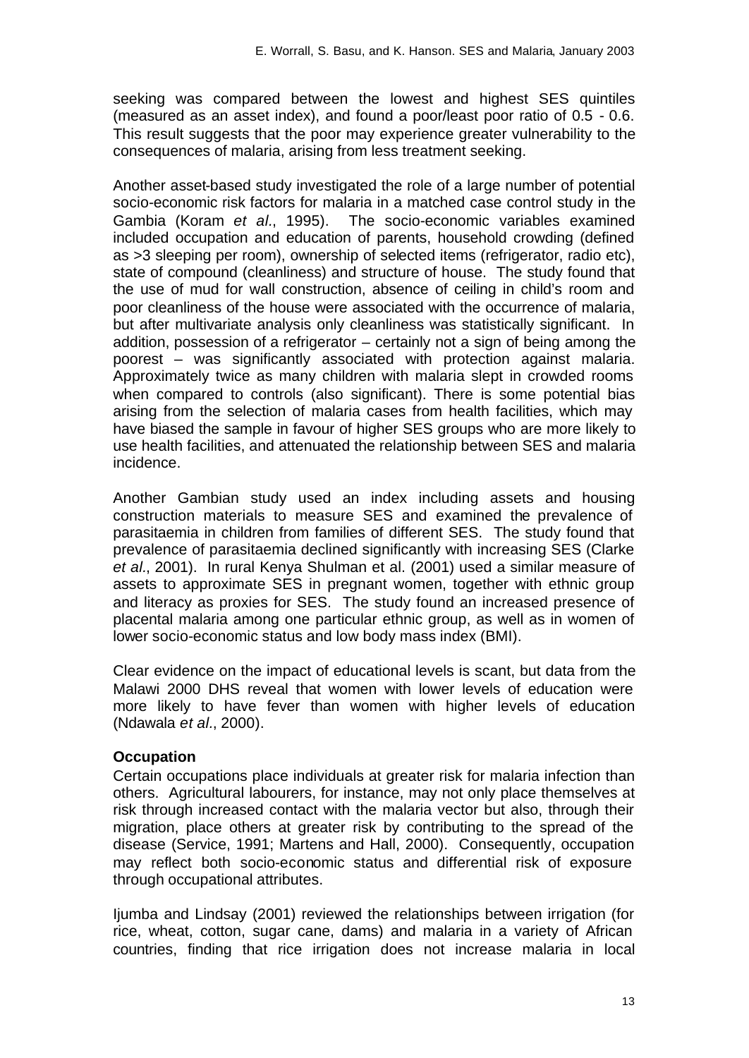seeking was compared between the lowest and highest SES quintiles (measured as an asset index), and found a poor/least poor ratio of 0.5 - 0.6. This result suggests that the poor may experience greater vulnerability to the consequences of malaria, arising from less treatment seeking.

Another asset-based study investigated the role of a large number of potential socio-economic risk factors for malaria in a matched case control study in the Gambia (Koram *et al*., 1995). The socio-economic variables examined included occupation and education of parents, household crowding (defined as >3 sleeping per room), ownership of selected items (refrigerator, radio etc), state of compound (cleanliness) and structure of house. The study found that the use of mud for wall construction, absence of ceiling in child's room and poor cleanliness of the house were associated with the occurrence of malaria, but after multivariate analysis only cleanliness was statistically significant. In addition, possession of a refrigerator – certainly not a sign of being among the poorest – was significantly associated with protection against malaria. Approximately twice as many children with malaria slept in crowded rooms when compared to controls (also significant). There is some potential bias arising from the selection of malaria cases from health facilities, which may have biased the sample in favour of higher SES groups who are more likely to use health facilities, and attenuated the relationship between SES and malaria incidence.

Another Gambian study used an index including assets and housing construction materials to measure SES and examined the prevalence of parasitaemia in children from families of different SES. The study found that prevalence of parasitaemia declined significantly with increasing SES (Clarke *et al*., 2001). In rural Kenya Shulman et al. (2001) used a similar measure of assets to approximate SES in pregnant women, together with ethnic group and literacy as proxies for SES. The study found an increased presence of placental malaria among one particular ethnic group, as well as in women of lower socio-economic status and low body mass index (BMI).

Clear evidence on the impact of educational levels is scant, but data from the Malawi 2000 DHS reveal that women with lower levels of education were more likely to have fever than women with higher levels of education (Ndawala *et al*., 2000).

**Occupation**

Certain occupations place individuals at greater risk for malaria infection than others. Agricultural labourers, for instance, may not only place themselves at risk through increased contact with the malaria vector but also, through their migration, place others at greater risk by contributing to the spread of the disease (Service, 1991; Martens and Hall, 2000). Consequently, occupation may reflect both socio-economic status and differential risk of exposure through occupational attributes.

Ijumba and Lindsay (2001) reviewed the relationships between irrigation (for rice, wheat, cotton, sugar cane, dams) and malaria in a variety of African countries, finding that rice irrigation does not increase malaria in local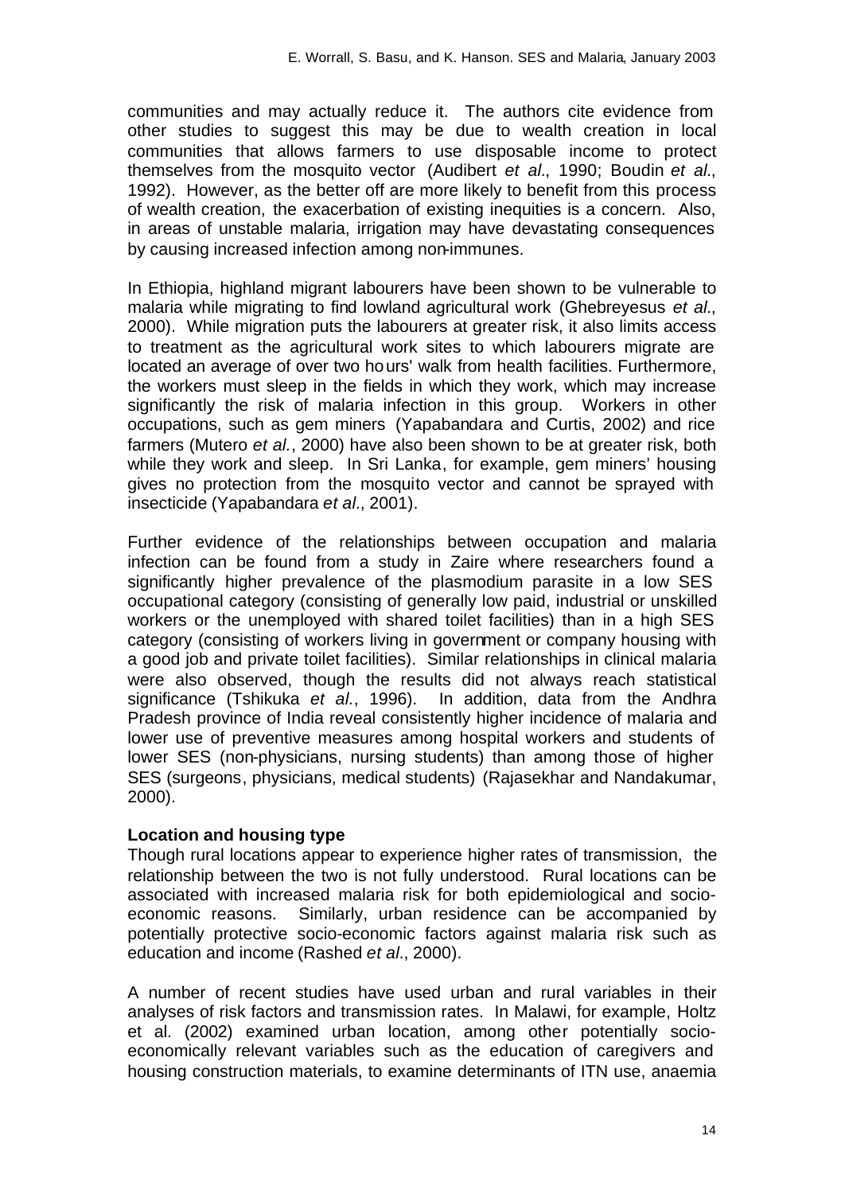communities and may actually reduce it. The authors cite evidence from other studies to suggest this may be due to wealth creation in local communities that allows farmers to use disposable income to protect themselves from the mosquito vector (Audibert *et al.*, 1990; Boudin *et al.*, 1992). However, as the better off are more likely to benefit from this process of wealth creation, the exacerbation of existing inequities is a concern. Also, in areas of unstable malaria, irrigation may have devastating consequences by causing increased infection among non-immunes.

In Ethiopia, highland migrant labourers have been shown to be vulnerable to malaria while migrating to find lowland agricultural work (Ghebreyesus *et al.*, 2000). While migration puts the labourers at greater risk, it also limits access to treatment as the agricultural work sites to which labourers migrate are located an average of over two hours' walk from health facilities. Furthermore, the workers must sleep in the fields in which they work, which may increase significantly the risk of malaria infection in this group. Workers in other occupations, such as gem miners (Yapabandara and Curtis, 2002) and rice farmers (Mutero *et al.*, 2000) have also been shown to be at greater risk, both while they work and sleep. In Sri Lanka, for example, gem miners' housing gives no protection from the mosquito vector and cannot be sprayed with insecticide (Yapabandara *et al.*, 2001).

Further evidence of the relationships between occupation and malaria infection can be found from a study in Zaire where researchers found a significantly higher prevalence of the plasmodium parasite in a low SES occupational category (consisting of generally low paid, industrial or unskilled workers or the unemployed with shared toilet facilities) than in a high SES category (consisting of workers living in government or company housing with a good job and private toilet facilities). Similar relationships in clinical malaria were also observed, though the results did not always reach statistical significance (Tshikuka *et al.*, 1996). In addition, data from the Andhra Pradesh province of India reveal consistently higher incidence of malaria and lower use of preventive measures among hospital workers and students of lower SES (non-physicians, nursing students) than among those of higher SES (surgeons, physicians, medical students) (Rajasekhar and Nandakumar, 2000).

**Location and housing type**

Though rural locations appear to experience higher rates of transmission, the relationship between the two is not fully understood. Rural locations can be associated with increased malaria risk for both epidemiological and socio-economic reasons. Similarly, urban residence can be accompanied by potentially protective socio-economic factors against malaria risk such as education and income (Rashed *et al.*, 2000).

A number of recent studies have used urban and rural variables in their analyses of risk factors and transmission rates. In Malawi, for example, Holtz et al. (2002) examined urban location, among other potentially socio-economically relevant variables such as the education of caregivers and housing construction materials, to examine determinants of ITN use, anaemia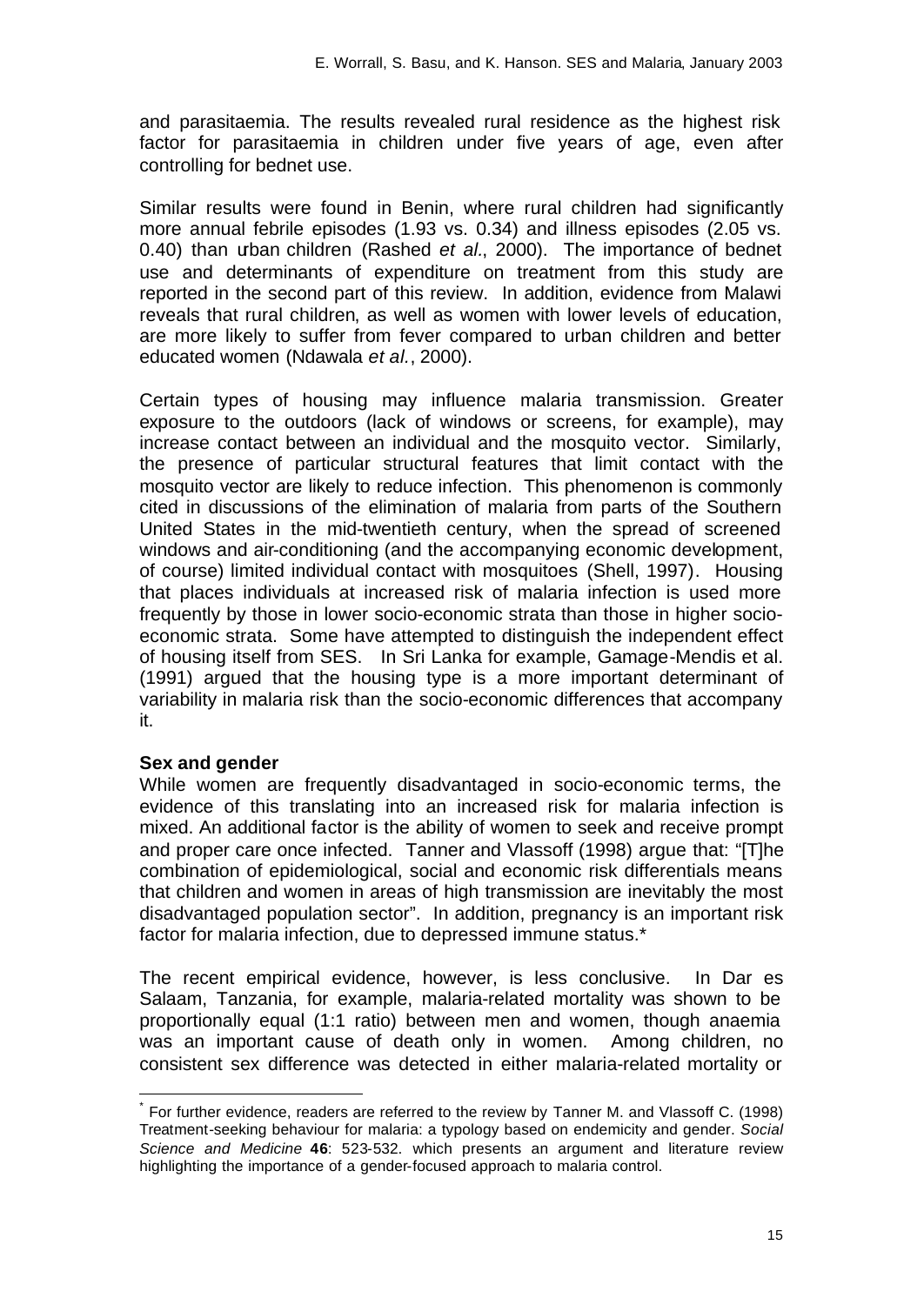and parasitaemia. The results revealed rural residence as the highest risk factor for parasitaemia in children under five years of age, even after controlling for bednet use.

Similar results were found in Benin, where rural children had significantly more annual febrile episodes (1.93 vs. 0.34) and illness episodes (2.05 vs. 0.40) than urban children (Rashed *et al.*, 2000). The importance of bednet use and determinants of expenditure on treatment from this study are reported in the second part of this review. In addition, evidence from Malawi reveals that rural children, as well as women with lower levels of education, are more likely to suffer from fever compared to urban children and better educated women (Ndawala *et al.*, 2000).

Certain types of housing may influence malaria transmission. Greater exposure to the outdoors (lack of windows or screens, for example), may increase contact between an individual and the mosquito vector. Similarly, the presence of particular structural features that limit contact with the mosquito vector are likely to reduce infection. This phenomenon is commonly cited in discussions of the elimination of malaria from parts of the Southern United States in the mid-twentieth century, when the spread of screened windows and air-conditioning (and the accompanying economic development, of course) limited individual contact with mosquitoes (Shell, 1997). Housing that places individuals at increased risk of malaria infection is used more frequently by those in lower socio-economic strata than those in higher socio-economic strata. Some have attempted to distinguish the independent effect of housing itself from SES. In Sri Lanka for example, Gamage-Mendis et al. (1991) argued that the housing type is a more important determinant of variability in malaria risk than the socio-economic differences that accompany it.

**Sex and gender**

While women are frequently disadvantaged in socio-economic terms, the evidence of this translating into an increased risk for malaria infection is mixed. An additional factor is the ability of women to seek and receive prompt and proper care once infected. Tanner and Vlassoff (1998) argue that: "[T]he combination of epidemiological, social and economic risk differentials means that children and women in areas of high transmission are inevitably the most disadvantaged population sector". In addition, pregnancy is an important risk factor for malaria infection, due to depressed immune status.*

The recent empirical evidence, however, is less conclusive. In Dar es Salaam, Tanzania, for example, malaria-related mortality was shown to be proportionally equal (1:1 ratio) between men and women, though anaemia was an important cause of death only in women. Among children, no consistent sex difference was detected in either malaria-related mortality or

---

* For further evidence, readers are referred to the review by Tanner M. and Vlassoff C. (1998) Treatment-seeking behaviour for malaria: a typology based on endemicity and gender. *Social Science and Medicine* **46**: 523-532. which presents an argument and literature review highlighting the importance of a gender-focused approach to malaria control.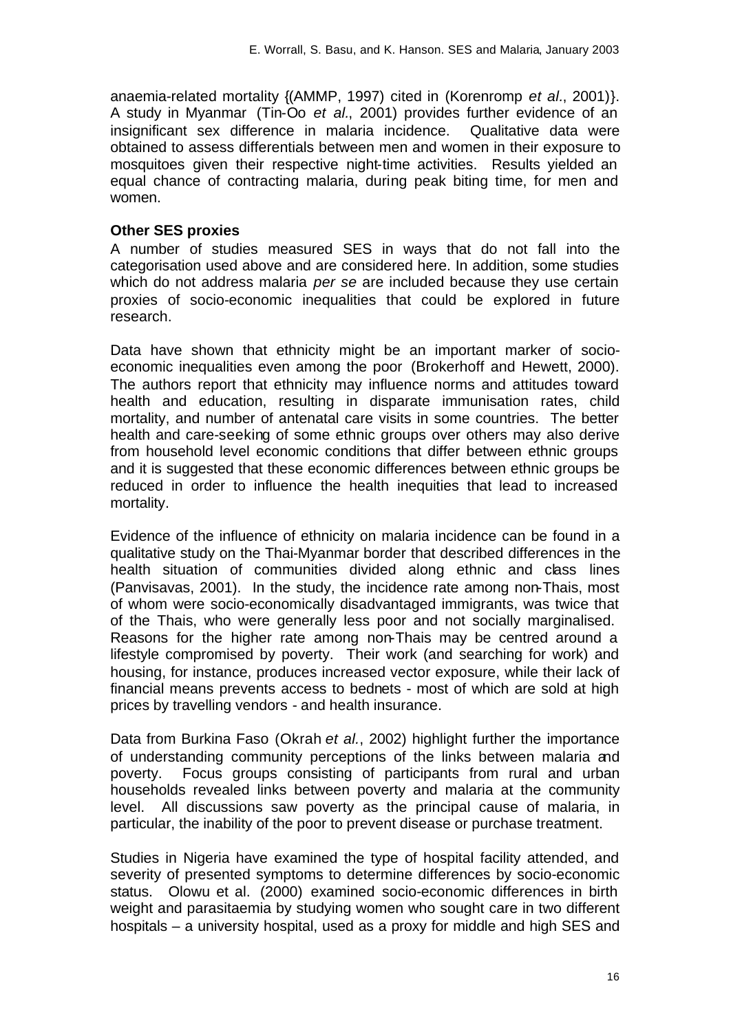anaemia-related mortality {(AMMP, 1997) cited in (Korenromp *et al.*, 2001)}. A study in Myanmar (Tin-Oo *et al.*, 2001) provides further evidence of an insignificant sex difference in malaria incidence. Qualitative data were obtained to assess differentials between men and women in their exposure to mosquitoes given their respective night-time activities. Results yielded an equal chance of contracting malaria, during peak biting time, for men and women.

**Other SES proxies**

A number of studies measured SES in ways that do not fall into the categorisation used above and are considered here. In addition, some studies which do not address malaria *per se* are included because they use certain proxies of socio-economic inequalities that could be explored in future research.

Data have shown that ethnicity might be an important marker of socio-economic inequalities even among the poor (Brokerhoff and Hewett, 2000). The authors report that ethnicity may influence norms and attitudes toward health and education, resulting in disparate immunisation rates, child mortality, and number of antenatal care visits in some countries. The better health and care-seeking of some ethnic groups over others may also derive from household level economic conditions that differ between ethnic groups and it is suggested that these economic differences between ethnic groups be reduced in order to influence the health inequities that lead to increased mortality.

Evidence of the influence of ethnicity on malaria incidence can be found in a qualitative study on the Thai-Myanmar border that described differences in the health situation of communities divided along ethnic and class lines (Panvisavas, 2001). In the study, the incidence rate among non-Thais, most of whom were socio-economically disadvantaged immigrants, was twice that of the Thais, who were generally less poor and not socially marginalised. Reasons for the higher rate among non-Thais may be centred around a lifestyle compromised by poverty. Their work (and searching for work) and housing, for instance, produces increased vector exposure, while their lack of financial means prevents access to bednets - most of which are sold at high prices by travelling vendors - and health insurance.

Data from Burkina Faso (Okrah *et al.*, 2002) highlight further the importance of understanding community perceptions of the links between malaria and poverty. Focus groups consisting of participants from rural and urban households revealed links between poverty and malaria at the community level. All discussions saw poverty as the principal cause of malaria, in particular, the inability of the poor to prevent disease or purchase treatment.

Studies in Nigeria have examined the type of hospital facility attended, and severity of presented symptoms to determine differences by socio-economic status. Olowu et al. (2000) examined socio-economic differences in birth weight and parasitaemia by studying women who sought care in two different hospitals – a university hospital, used as a proxy for middle and high SES and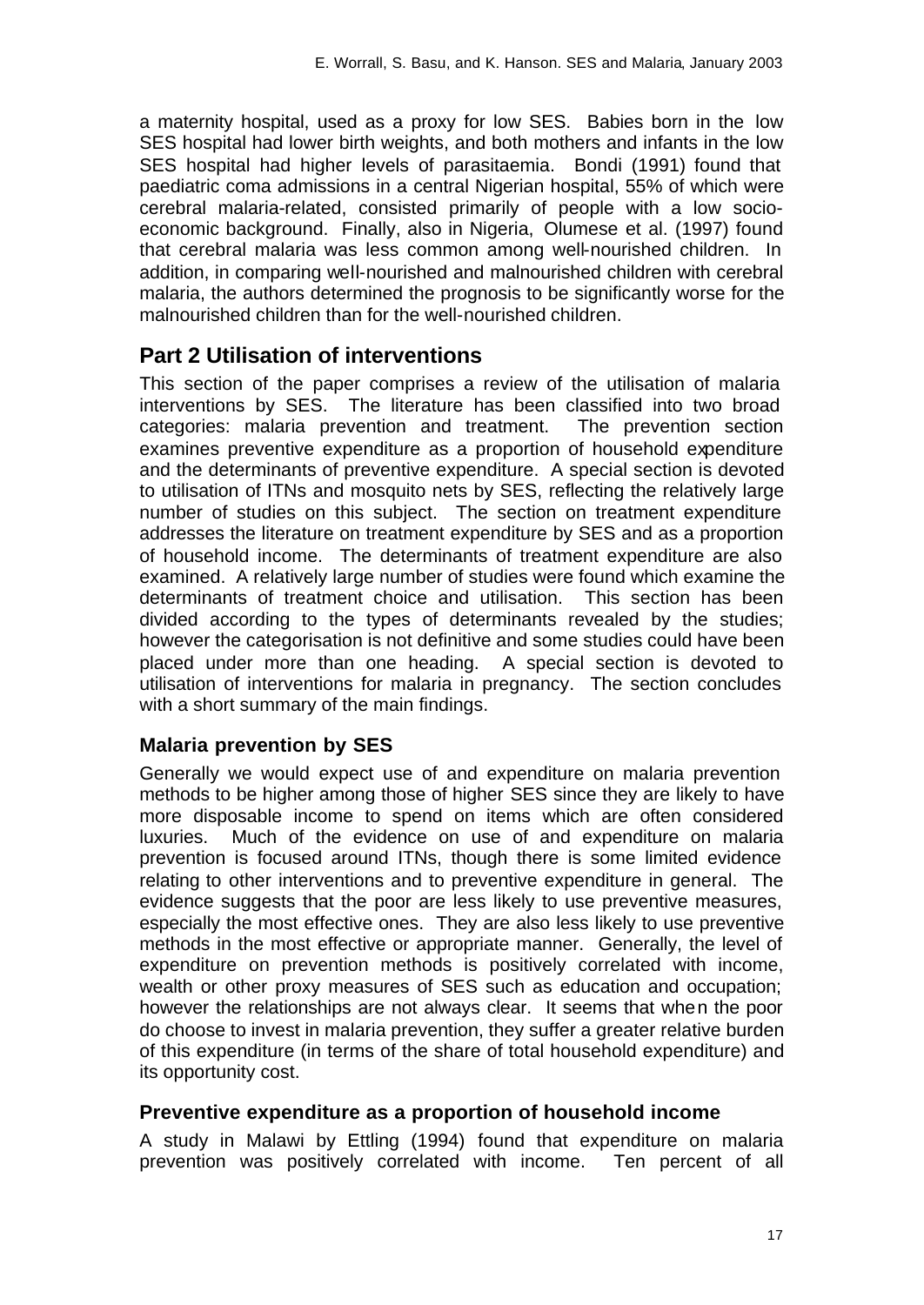a maternity hospital, used as a proxy for low SES. Babies born in the low SES hospital had lower birth weights, and both mothers and infants in the low SES hospital had higher levels of parasitaemia. Bondi (1991) found that paediatric coma admissions in a central Nigerian hospital, 55% of which were cerebral malaria-related, consisted primarily of people with a low socio-economic background. Finally, also in Nigeria, Olumese et al. (1997) found that cerebral malaria was less common among well-nourished children. In addition, in comparing well-nourished and malnourished children with cerebral malaria, the authors determined the prognosis to be significantly worse for the malnourished children than for the well-nourished children.

## Part 2 Utilisation of interventions

This section of the paper comprises a review of the utilisation of malaria interventions by SES. The literature has been classified into two broad categories: malaria prevention and treatment. The prevention section examines preventive expenditure as a proportion of household expenditure and the determinants of preventive expenditure. A special section is devoted to utilisation of ITNs and mosquito nets by SES, reflecting the relatively large number of studies on this subject. The section on treatment expenditure addresses the literature on treatment expenditure by SES and as a proportion of household income. The determinants of treatment expenditure are also examined. A relatively large number of studies were found which examine the determinants of treatment choice and utilisation. This section has been divided according to the types of determinants revealed by the studies; however the categorisation is not definitive and some studies could have been placed under more than one heading. A special section is devoted to utilisation of interventions for malaria in pregnancy. The section concludes with a short summary of the main findings.

### Malaria prevention by SES

Generally we would expect use of and expenditure on malaria prevention methods to be higher among those of higher SES since they are likely to have more disposable income to spend on items which are often considered luxuries. Much of the evidence on use of and expenditure on malaria prevention is focused around ITNs, though there is some limited evidence relating to other interventions and to preventive expenditure in general. The evidence suggests that the poor are less likely to use preventive measures, especially the most effective ones. They are also less likely to use preventive methods in the most effective or appropriate manner. Generally, the level of expenditure on prevention methods is positively correlated with income, wealth or other proxy measures of SES such as education and occupation; however the relationships are not always clear. It seems that when the poor do choose to invest in malaria prevention, they suffer a greater relative burden of this expenditure (in terms of the share of total household expenditure) and its opportunity cost.

### Preventive expenditure as a proportion of household income

A study in Malawi by Ettling (1994) found that expenditure on malaria prevention was positively correlated with income. Ten percent of all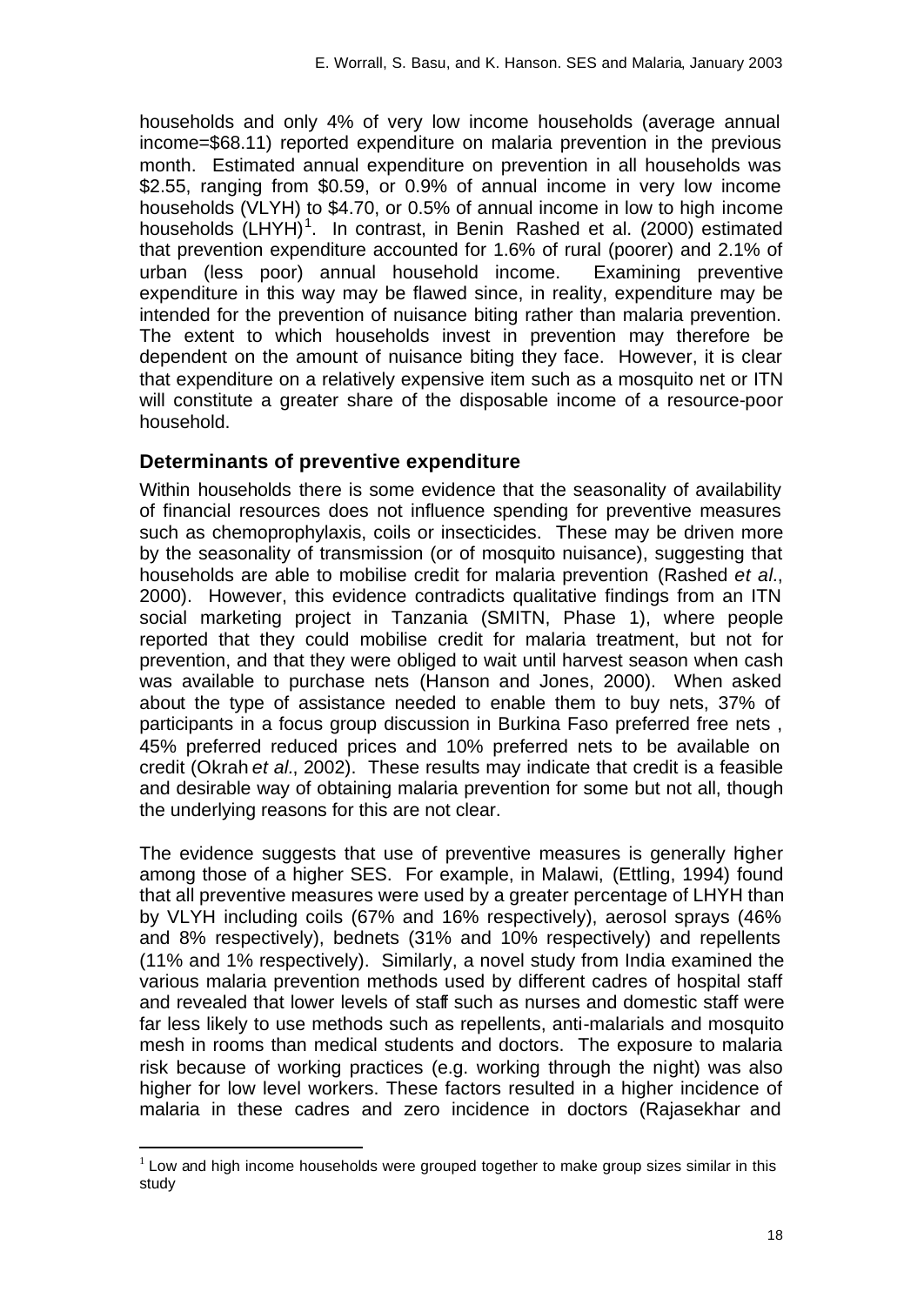households and only 4% of very low income households (average annual income=$68.11) reported expenditure on malaria prevention in the previous month. Estimated annual expenditure on prevention in all households was $2.55, ranging from $0.59, or 0.9% of annual income in very low income households (VLYH) to $4.70, or 0.5% of annual income in low to high income households (LHYH)[1]. In contrast, in Benin Rashed et al. (2000) estimated that prevention expenditure accounted for 1.6% of rural (poorer) and 2.1% of urban (less poor) annual household income. Examining preventive expenditure in this way may be flawed since, in reality, expenditure may be intended for the prevention of nuisance biting rather than malaria prevention. The extent to which households invest in prevention may therefore be dependent on the amount of nuisance biting they face. However, it is clear that expenditure on a relatively expensive item such as a mosquito net or ITN will constitute a greater share of the disposable income of a resource-poor household.

## Determinants of preventive expenditure

Within households there is some evidence that the seasonality of availability of financial resources does not influence spending for preventive measures such as chemoprophylaxis, coils or insecticides. These may be driven more by the seasonality of transmission (or of mosquito nuisance), suggesting that households are able to mobilise credit for malaria prevention (Rashed *et al.*, 2000). However, this evidence contradicts qualitative findings from an ITN social marketing project in Tanzania (SMITN, Phase 1), where people reported that they could mobilise credit for malaria treatment, but not for prevention, and that they were obliged to wait until harvest season when cash was available to purchase nets (Hanson and Jones, 2000). When asked about the type of assistance needed to enable them to buy nets, 37% of participants in a focus group discussion in Burkina Faso preferred free nets , 45% preferred reduced prices and 10% preferred nets to be available on credit (Okrah *et al.*, 2002). These results may indicate that credit is a feasible and desirable way of obtaining malaria prevention for some but not all, though the underlying reasons for this are not clear.

The evidence suggests that use of preventive measures is generally higher among those of a higher SES. For example, in Malawi, (Ettling, 1994) found that all preventive measures were used by a greater percentage of LHYH than by VLYH including coils (67% and 16% respectively), aerosol sprays (46% and 8% respectively), bednets (31% and 10% respectively) and repellents (11% and 1% respectively). Similarly, a novel study from India examined the various malaria prevention methods used by different cadres of hospital staff and revealed that lower levels of staff such as nurses and domestic staff were far less likely to use methods such as repellents, anti-malarials and mosquito mesh in rooms than medical students and doctors. The exposure to malaria risk because of working practices (e.g. working through the night) was also higher for low level workers. These factors resulted in a higher incidence of malaria in these cadres and zero incidence in doctors (Rajasekhar and

[1] Low and high income households were grouped together to make group sizes similar in this study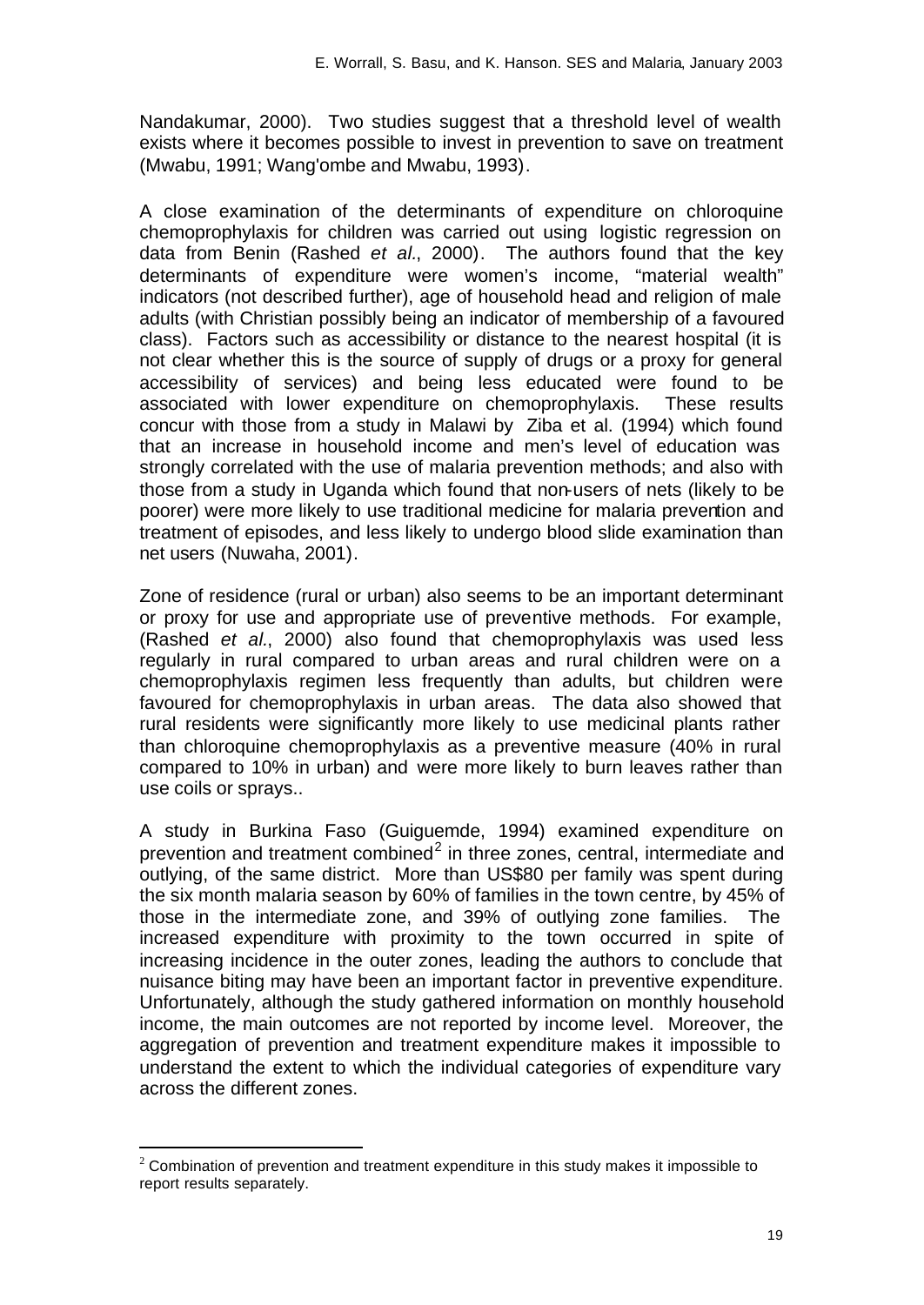Nandakumar, 2000). Two studies suggest that a threshold level of wealth exists where it becomes possible to invest in prevention to save on treatment (Mwabu, 1991; Wang'ombe and Mwabu, 1993).

A close examination of the determinants of expenditure on chloroquine chemoprophylaxis for children was carried out using logistic regression on data from Benin (Rashed *et al.*, 2000). The authors found that the key determinants of expenditure were women's income, "material wealth" indicators (not described further), age of household head and religion of male adults (with Christian possibly being an indicator of membership of a favoured class). Factors such as accessibility or distance to the nearest hospital (it is not clear whether this is the source of supply of drugs or a proxy for general accessibility of services) and being less educated were found to be associated with lower expenditure on chemoprophylaxis. These results concur with those from a study in Malawi by Ziba et al. (1994) which found that an increase in household income and men's level of education was strongly correlated with the use of malaria prevention methods; and also with those from a study in Uganda which found that non-users of nets (likely to be poorer) were more likely to use traditional medicine for malaria prevention and treatment of episodes, and less likely to undergo blood slide examination than net users (Nuwaha, 2001).

Zone of residence (rural or urban) also seems to be an important determinant or proxy for use and appropriate use of preventive methods. For example, (Rashed *et al.*, 2000) also found that chemoprophylaxis was used less regularly in rural compared to urban areas and rural children were on a chemoprophylaxis regimen less frequently than adults, but children were favoured for chemoprophylaxis in urban areas. The data also showed that rural residents were significantly more likely to use medicinal plants rather than chloroquine chemoprophylaxis as a preventive measure (40% in rural compared to 10% in urban) and were more likely to burn leaves rather than use coils or sprays..

A study in Burkina Faso (Guiguemde, 1994) examined expenditure on prevention and treatment combined[2] in three zones, central, intermediate and outlying, of the same district. More than US$80 per family was spent during the six month malaria season by 60% of families in the town centre, by 45% of those in the intermediate zone, and 39% of outlying zone families. The increased expenditure with proximity to the town occurred in spite of increasing incidence in the outer zones, leading the authors to conclude that nuisance biting may have been an important factor in preventive expenditure. Unfortunately, although the study gathered information on monthly household income, the main outcomes are not reported by income level. Moreover, the aggregation of prevention and treatment expenditure makes it impossible to understand the extent to which the individual categories of expenditure vary across the different zones.

[2] Combination of prevention and treatment expenditure in this study makes it impossible to report results separately.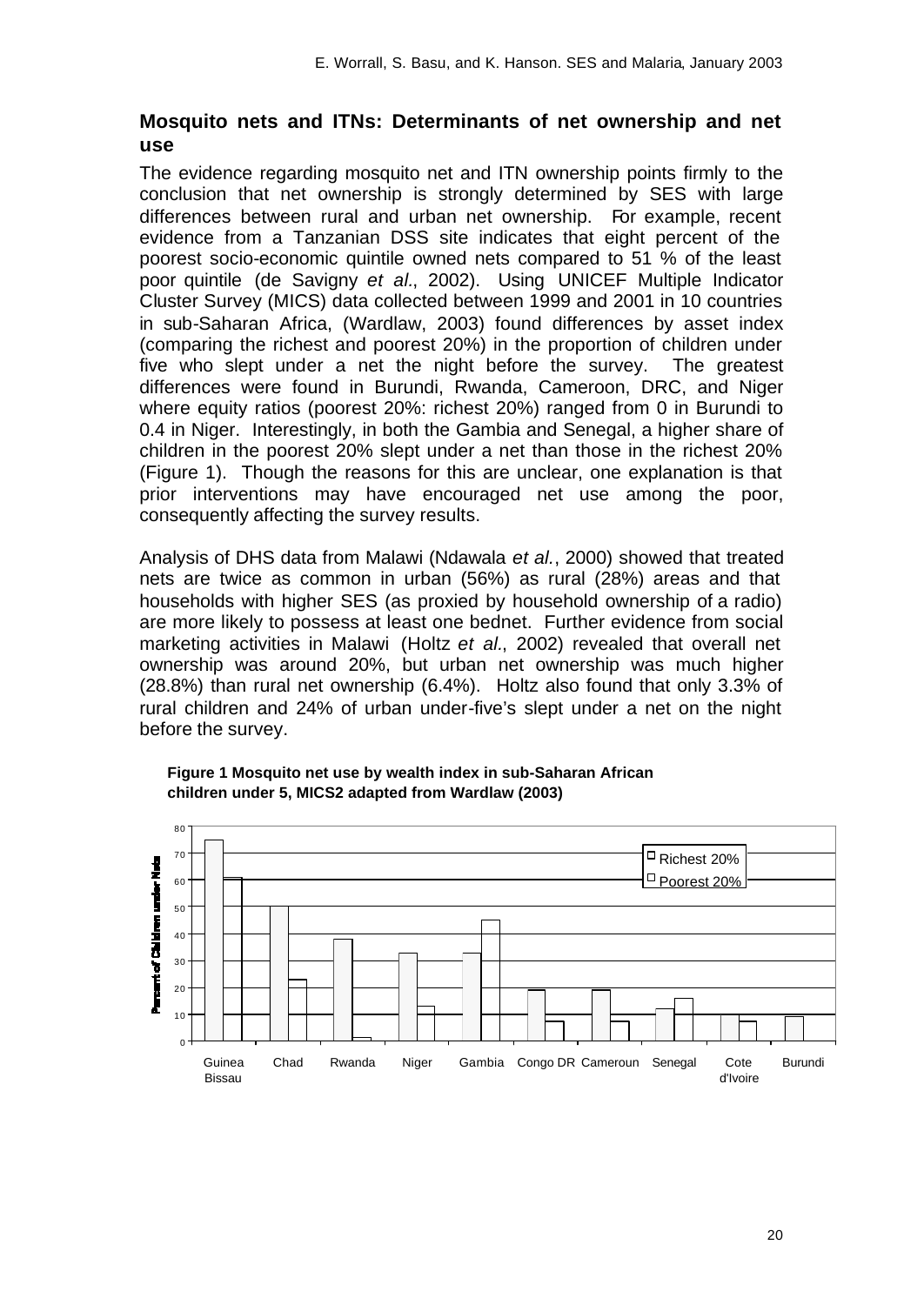## Mosquito nets and ITNs: Determinants of net ownership and net use

The evidence regarding mosquito net and ITN ownership points firmly to the conclusion that net ownership is strongly determined by SES with large differences between rural and urban net ownership. For example, recent evidence from a Tanzanian DSS site indicates that eight percent of the poorest socio-economic quintile owned nets compared to 51 % of the least poor quintile (de Savigny *et al.*, 2002). Using UNICEF Multiple Indicator Cluster Survey (MICS) data collected between 1999 and 2001 in 10 countries in sub-Saharan Africa, (Wardlaw, 2003) found differences by asset index (comparing the richest and poorest 20%) in the proportion of children under five who slept under a net the night before the survey. The greatest differences were found in Burundi, Rwanda, Cameroon, DRC, and Niger where equity ratios (poorest 20%: richest 20%) ranged from 0 in Burundi to 0.4 in Niger. Interestingly, in both the Gambia and Senegal, a higher share of children in the poorest 20% slept under a net than those in the richest 20% (Figure 1). Though the reasons for this are unclear, one explanation is that prior interventions may have encouraged net use among the poor, consequently affecting the survey results.

Analysis of DHS data from Malawi (Ndawala *et al.*, 2000) showed that treated nets are twice as common in urban (56%) as rural (28%) areas and that households with higher SES (as proxied by household ownership of a radio) are more likely to possess at least one bednet. Further evidence from social marketing activities in Malawi (Holtz *et al.*, 2002) revealed that overall net ownership was around 20%, but urban net ownership was much higher (28.8%) than rural net ownership (6.4%). Holtz also found that only 3.3% of rural children and 24% of urban under-five's slept under a net on the night before the survey.

**Figure 1 Mosquito net use by wealth index in sub-Saharan African children under 5, MICS2 adapted from Wardlaw (2003)**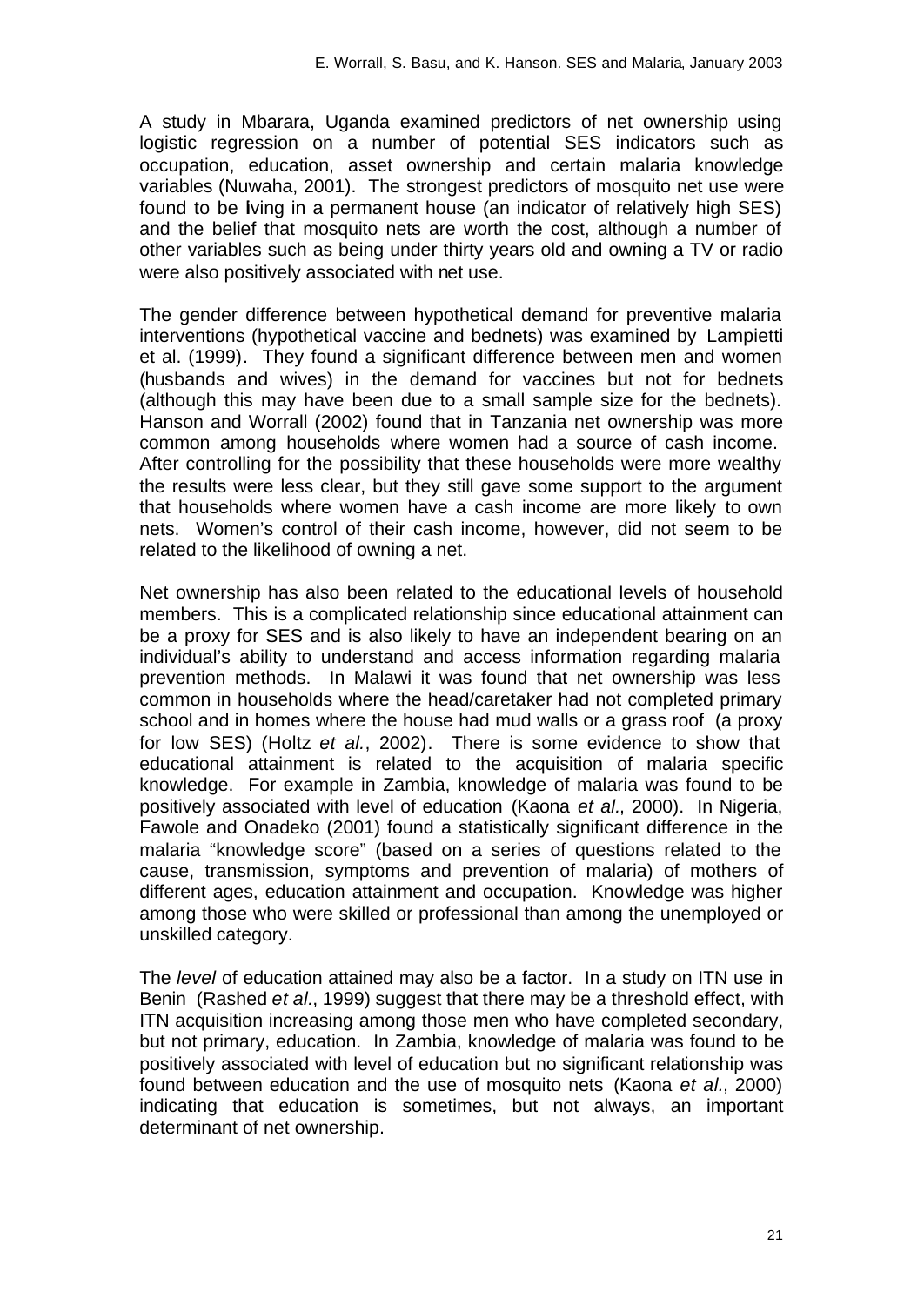A study in Mbarara, Uganda examined predictors of net ownership using logistic regression on a number of potential SES indicators such as occupation, education, asset ownership and certain malaria knowledge variables (Nuwaha, 2001). The strongest predictors of mosquito net use were found to be living in a permanent house (an indicator of relatively high SES) and the belief that mosquito nets are worth the cost, although a number of other variables such as being under thirty years old and owning a TV or radio were also positively associated with net use.

The gender difference between hypothetical demand for preventive malaria interventions (hypothetical vaccine and bednets) was examined by Lampietti et al. (1999). They found a significant difference between men and women (husbands and wives) in the demand for vaccines but not for bednets (although this may have been due to a small sample size for the bednets). Hanson and Worrall (2002) found that in Tanzania net ownership was more common among households where women had a source of cash income. After controlling for the possibility that these households were more wealthy the results were less clear, but they still gave some support to the argument that households where women have a cash income are more likely to own nets. Women's control of their cash income, however, did not seem to be related to the likelihood of owning a net.

Net ownership has also been related to the educational levels of household members. This is a complicated relationship since educational attainment can be a proxy for SES and is also likely to have an independent bearing on an individual's ability to understand and access information regarding malaria prevention methods. In Malawi it was found that net ownership was less common in households where the head/caretaker had not completed primary school and in homes where the house had mud walls or a grass roof (a proxy for low SES) (Holtz *et al.*, 2002). There is some evidence to show that educational attainment is related to the acquisition of malaria specific knowledge. For example in Zambia, knowledge of malaria was found to be positively associated with level of education (Kaona *et al.*, 2000). In Nigeria, Fawole and Onadeko (2001) found a statistically significant difference in the malaria "knowledge score" (based on a series of questions related to the cause, transmission, symptoms and prevention of malaria) of mothers of different ages, education attainment and occupation. Knowledge was higher among those who were skilled or professional than among the unemployed or unskilled category.

The *level* of education attained may also be a factor. In a study on ITN use in Benin (Rashed *et al.*, 1999) suggest that there may be a threshold effect, with ITN acquisition increasing among those men who have completed secondary, but not primary, education. In Zambia, knowledge of malaria was found to be positively associated with level of education but no significant relationship was found between education and the use of mosquito nets (Kaona *et al.*, 2000) indicating that education is sometimes, but not always, an important determinant of net ownership.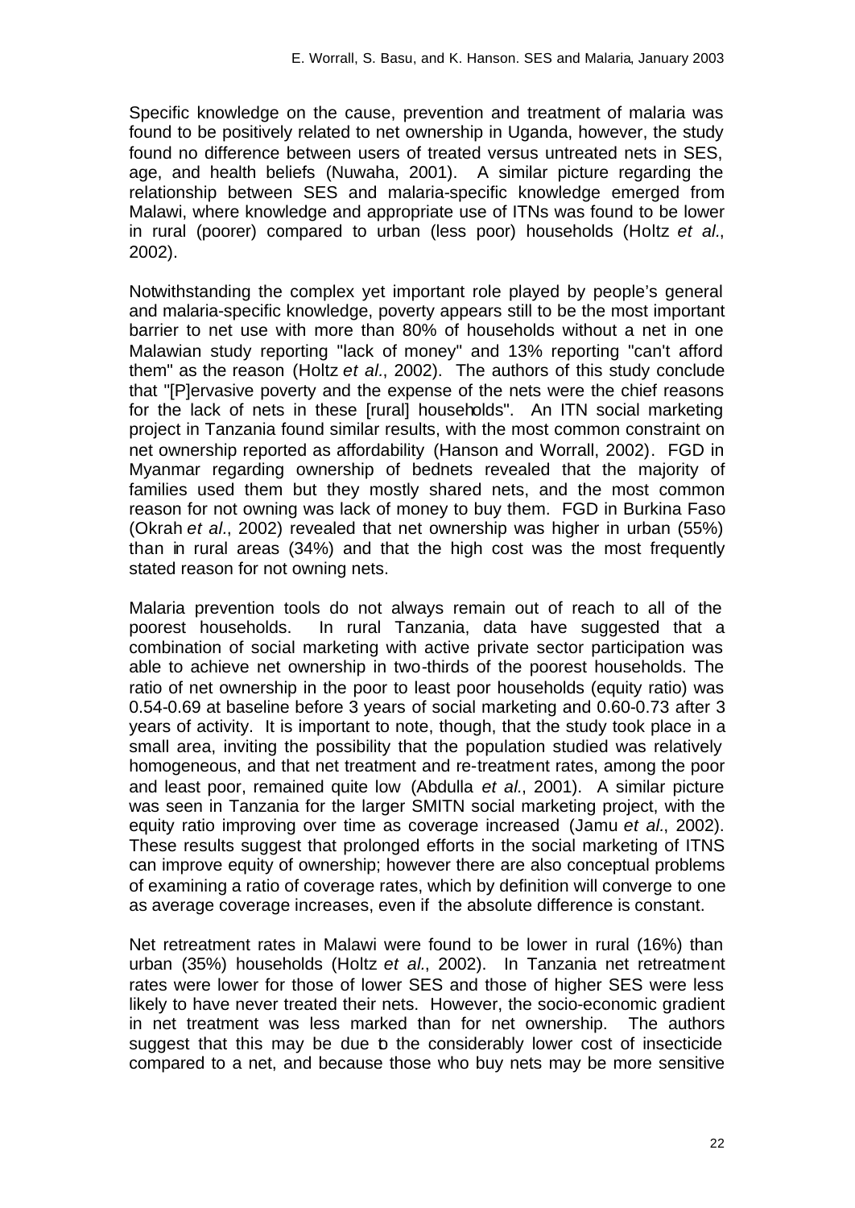Specific knowledge on the cause, prevention and treatment of malaria was found to be positively related to net ownership in Uganda, however, the study found no difference between users of treated versus untreated nets in SES, age, and health beliefs (Nuwaha, 2001). A similar picture regarding the relationship between SES and malaria-specific knowledge emerged from Malawi, where knowledge and appropriate use of ITNs was found to be lower in rural (poorer) compared to urban (less poor) households (Holtz *et al.*, 2002).

Notwithstanding the complex yet important role played by people's general and malaria-specific knowledge, poverty appears still to be the most important barrier to net use with more than 80% of households without a net in one Malawian study reporting "lack of money" and 13% reporting "can't afford them" as the reason (Holtz *et al.*, 2002). The authors of this study conclude that "[P]ervasive poverty and the expense of the nets were the chief reasons for the lack of nets in these [rural] households". An ITN social marketing project in Tanzania found similar results, with the most common constraint on net ownership reported as affordability (Hanson and Worrall, 2002). FGD in Myanmar regarding ownership of bednets revealed that the majority of families used them but they mostly shared nets, and the most common reason for not owning was lack of money to buy them. FGD in Burkina Faso (Okrah *et al.*, 2002) revealed that net ownership was higher in urban (55%) than in rural areas (34%) and that the high cost was the most frequently stated reason for not owning nets.

Malaria prevention tools do not always remain out of reach to all of the poorest households. In rural Tanzania, data have suggested that a combination of social marketing with active private sector participation was able to achieve net ownership in two-thirds of the poorest households. The ratio of net ownership in the poor to least poor households (equity ratio) was 0.54-0.69 at baseline before 3 years of social marketing and 0.60-0.73 after 3 years of activity. It is important to note, though, that the study took place in a small area, inviting the possibility that the population studied was relatively homogeneous, and that net treatment and re-treatment rates, among the poor and least poor, remained quite low (Abdulla *et al.*, 2001). A similar picture was seen in Tanzania for the larger SMITN social marketing project, with the equity ratio improving over time as coverage increased (Jamu *et al.*, 2002). These results suggest that prolonged efforts in the social marketing of ITNS can improve equity of ownership; however there are also conceptual problems of examining a ratio of coverage rates, which by definition will converge to one as average coverage increases, even if the absolute difference is constant.

Net retreatment rates in Malawi were found to be lower in rural (16%) than urban (35%) households (Holtz *et al.*, 2002). In Tanzania net retreatment rates were lower for those of lower SES and those of higher SES were less likely to have never treated their nets. However, the socio-economic gradient in net treatment was less marked than for net ownership. The authors suggest that this may be due to the considerably lower cost of insecticide compared to a net, and because those who buy nets may be more sensitive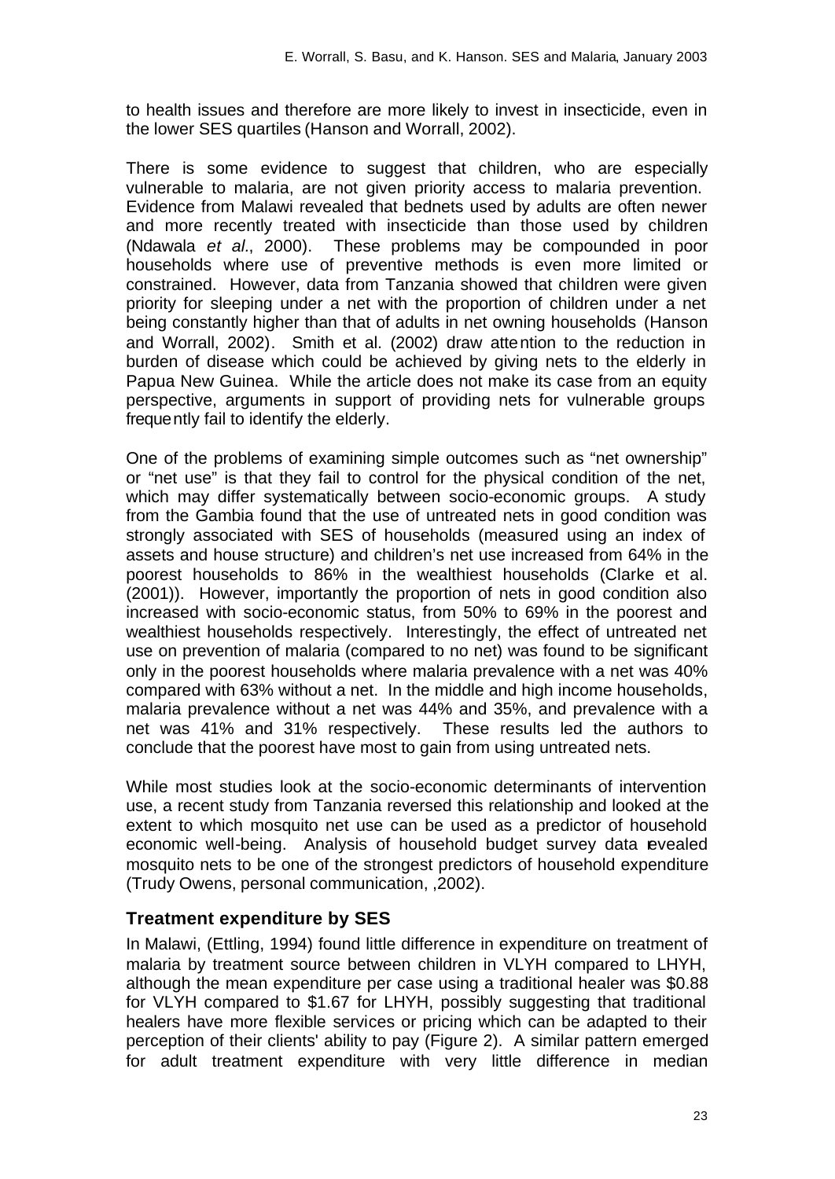to health issues and therefore are more likely to invest in insecticide, even in the lower SES quartiles (Hanson and Worrall, 2002).

There is some evidence to suggest that children, who are especially vulnerable to malaria, are not given priority access to malaria prevention. Evidence from Malawi revealed that bednets used by adults are often newer and more recently treated with insecticide than those used by children (Ndawala *et al*., 2000). These problems may be compounded in poor households where use of preventive methods is even more limited or constrained. However, data from Tanzania showed that children were given priority for sleeping under a net with the proportion of children under a net being constantly higher than that of adults in net owning households (Hanson and Worrall, 2002). Smith et al. (2002) draw attention to the reduction in burden of disease which could be achieved by giving nets to the elderly in Papua New Guinea. While the article does not make its case from an equity perspective, arguments in support of providing nets for vulnerable groups frequently fail to identify the elderly.

One of the problems of examining simple outcomes such as "net ownership" or "net use" is that they fail to control for the physical condition of the net, which may differ systematically between socio-economic groups. A study from the Gambia found that the use of untreated nets in good condition was strongly associated with SES of households (measured using an index of assets and house structure) and children's net use increased from 64% in the poorest households to 86% in the wealthiest households (Clarke et al. (2001)). However, importantly the proportion of nets in good condition also increased with socio-economic status, from 50% to 69% in the poorest and wealthiest households respectively. Interestingly, the effect of untreated net use on prevention of malaria (compared to no net) was found to be significant only in the poorest households where malaria prevalence with a net was 40% compared with 63% without a net. In the middle and high income households, malaria prevalence without a net was 44% and 35%, and prevalence with a net was 41% and 31% respectively. These results led the authors to conclude that the poorest have most to gain from using untreated nets.

While most studies look at the socio-economic determinants of intervention use, a recent study from Tanzania reversed this relationship and looked at the extent to which mosquito net use can be used as a predictor of household economic well-being. Analysis of household budget survey data revealed mosquito nets to be one of the strongest predictors of household expenditure (Trudy Owens, personal communication, ,2002).

## Treatment expenditure by SES

In Malawi, (Ettling, 1994) found little difference in expenditure on treatment of malaria by treatment source between children in VLYH compared to LHYH, although the mean expenditure per case using a traditional healer was $0.88 for VLYH compared to $1.67 for LHYH, possibly suggesting that traditional healers have more flexible services or pricing which can be adapted to their perception of their clients' ability to pay (Figure 2). A similar pattern emerged for adult treatment expenditure with very little difference in median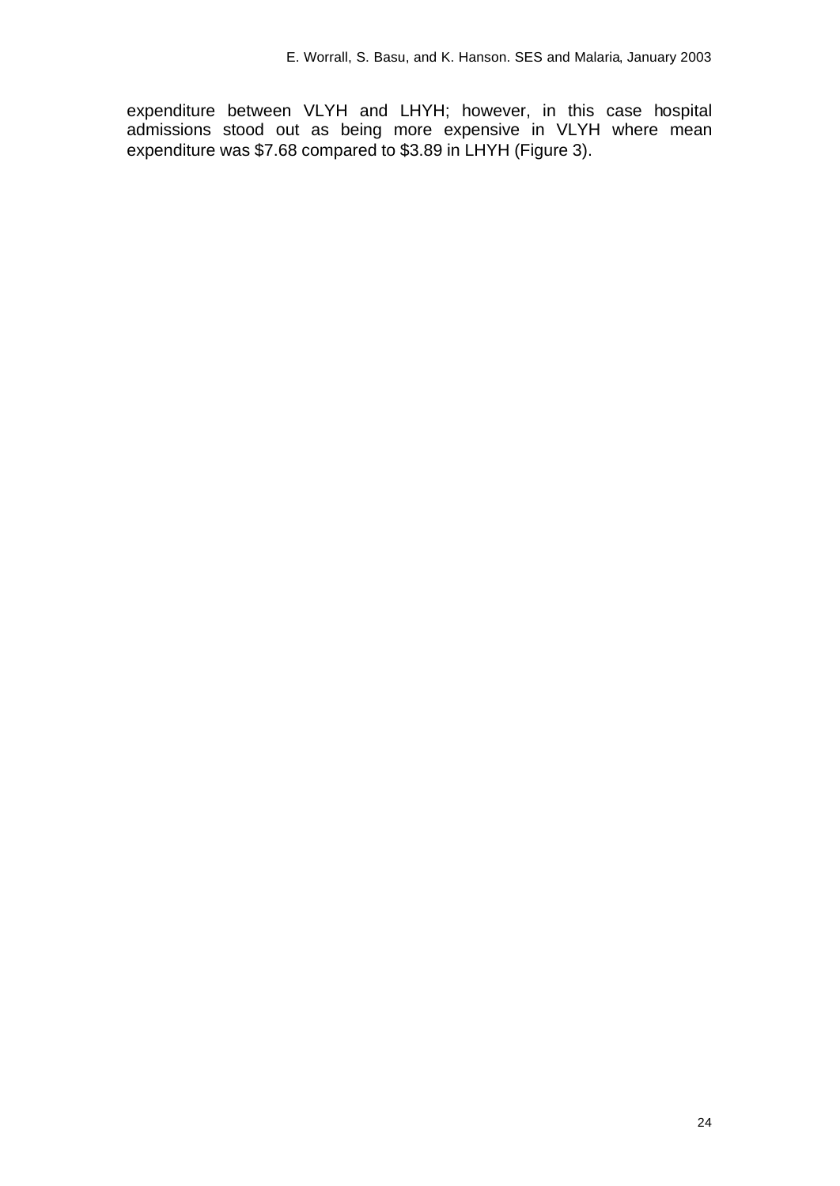expenditure between VLYH and LHYH; however, in this case hospital admissions stood out as being more expensive in VLYH where mean expenditure was $7.68 compared to $3.89 in LHYH (Figure 3).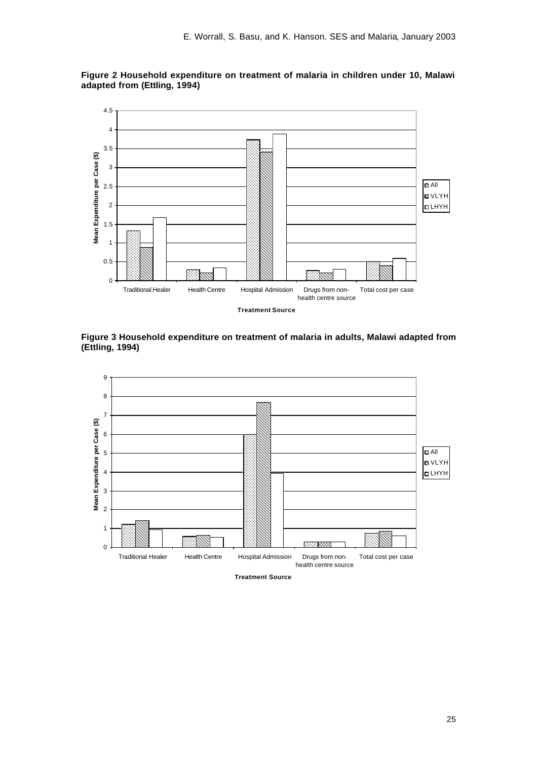**Figure 2 Household expenditure on treatment of malaria in children under 10, Malawi adapted from (Ettling, 1994)**

**Figure 3 Household expenditure on treatment of malaria in adults, Malawi adapted from (Ettling, 1994)**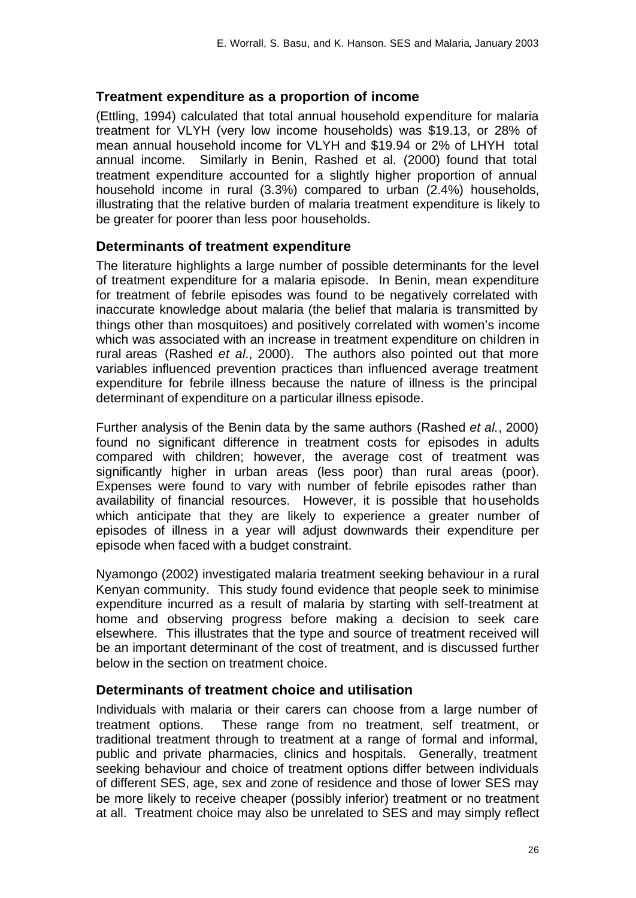## Treatment expenditure as a proportion of income

(Ettling, 1994) calculated that total annual household expenditure for malaria treatment for VLYH (very low income households) was $19.13, or 28% of mean annual household income for VLYH and $19.94 or 2% of LHYH total annual income. Similarly in Benin, Rashed et al. (2000) found that total treatment expenditure accounted for a slightly higher proportion of annual household income in rural (3.3%) compared to urban (2.4%) households, illustrating that the relative burden of malaria treatment expenditure is likely to be greater for poorer than less poor households.

## Determinants of treatment expenditure

The literature highlights a large number of possible determinants for the level of treatment expenditure for a malaria episode. In Benin, mean expenditure for treatment of febrile episodes was found to be negatively correlated with inaccurate knowledge about malaria (the belief that malaria is transmitted by things other than mosquitoes) and positively correlated with women's income which was associated with an increase in treatment expenditure on children in rural areas (Rashed *et al.*, 2000). The authors also pointed out that more variables influenced prevention practices than influenced average treatment expenditure for febrile illness because the nature of illness is the principal determinant of expenditure on a particular illness episode.

Further analysis of the Benin data by the same authors (Rashed *et al.*, 2000) found no significant difference in treatment costs for episodes in adults compared with children; however, the average cost of treatment was significantly higher in urban areas (less poor) than rural areas (poor). Expenses were found to vary with number of febrile episodes rather than availability of financial resources. However, it is possible that households which anticipate that they are likely to experience a greater number of episodes of illness in a year will adjust downwards their expenditure per episode when faced with a budget constraint.

Nyamongo (2002) investigated malaria treatment seeking behaviour in a rural Kenyan community. This study found evidence that people seek to minimise expenditure incurred as a result of malaria by starting with self-treatment at home and observing progress before making a decision to seek care elsewhere. This illustrates that the type and source of treatment received will be an important determinant of the cost of treatment, and is discussed further below in the section on treatment choice.

## Determinants of treatment choice and utilisation

Individuals with malaria or their carers can choose from a large number of treatment options. These range from no treatment, self treatment, or traditional treatment through to treatment at a range of formal and informal, public and private pharmacies, clinics and hospitals. Generally, treatment seeking behaviour and choice of treatment options differ between individuals of different SES, age, sex and zone of residence and those of lower SES may be more likely to receive cheaper (possibly inferior) treatment or no treatment at all. Treatment choice may also be unrelated to SES and may simply reflect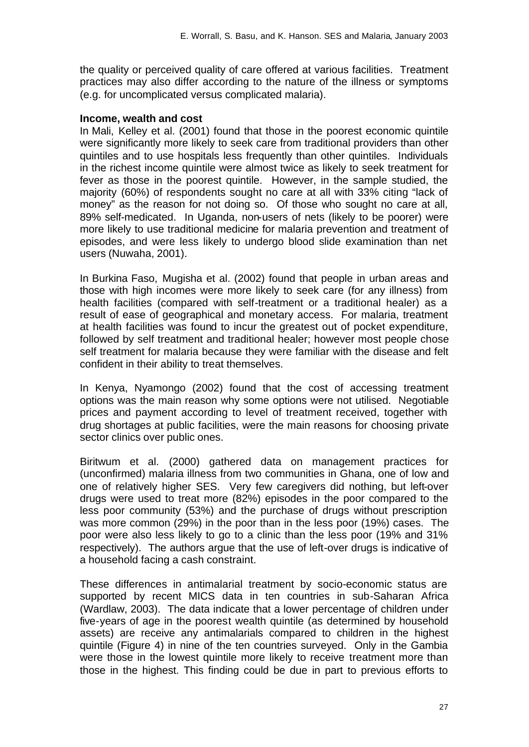the quality or perceived quality of care offered at various facilities. Treatment practices may also differ according to the nature of the illness or symptoms (e.g. for uncomplicated versus complicated malaria).

**Income, wealth and cost**

In Mali, Kelley et al. (2001) found that those in the poorest economic quintile were significantly more likely to seek care from traditional providers than other quintiles and to use hospitals less frequently than other quintiles. Individuals in the richest income quintile were almost twice as likely to seek treatment for fever as those in the poorest quintile. However, in the sample studied, the majority (60%) of respondents sought no care at all with 33% citing "lack of money" as the reason for not doing so. Of those who sought no care at all, 89% self-medicated. In Uganda, non-users of nets (likely to be poorer) were more likely to use traditional medicine for malaria prevention and treatment of episodes, and were less likely to undergo blood slide examination than net users (Nuwaha, 2001).

In Burkina Faso, Mugisha et al. (2002) found that people in urban areas and those with high incomes were more likely to seek care (for any illness) from health facilities (compared with self-treatment or a traditional healer) as a result of ease of geographical and monetary access. For malaria, treatment at health facilities was found to incur the greatest out of pocket expenditure, followed by self treatment and traditional healer; however most people chose self treatment for malaria because they were familiar with the disease and felt confident in their ability to treat themselves.

In Kenya, Nyamongo (2002) found that the cost of accessing treatment options was the main reason why some options were not utilised. Negotiable prices and payment according to level of treatment received, together with drug shortages at public facilities, were the main reasons for choosing private sector clinics over public ones.

Biritwum et al. (2000) gathered data on management practices for (unconfirmed) malaria illness from two communities in Ghana, one of low and one of relatively higher SES. Very few caregivers did nothing, but left-over drugs were used to treat more (82%) episodes in the poor compared to the less poor community (53%) and the purchase of drugs without prescription was more common (29%) in the poor than in the less poor (19%) cases. The poor were also less likely to go to a clinic than the less poor (19% and 31% respectively). The authors argue that the use of left-over drugs is indicative of a household facing a cash constraint.

These differences in antimalarial treatment by socio-economic status are supported by recent MICS data in ten countries in sub-Saharan Africa (Wardlaw, 2003). The data indicate that a lower percentage of children under five-years of age in the poorest wealth quintile (as determined by household assets) are receive any antimalarials compared to children in the highest quintile (Figure 4) in nine of the ten countries surveyed. Only in the Gambia were those in the lowest quintile more likely to receive treatment more than those in the highest. This finding could be due in part to previous efforts to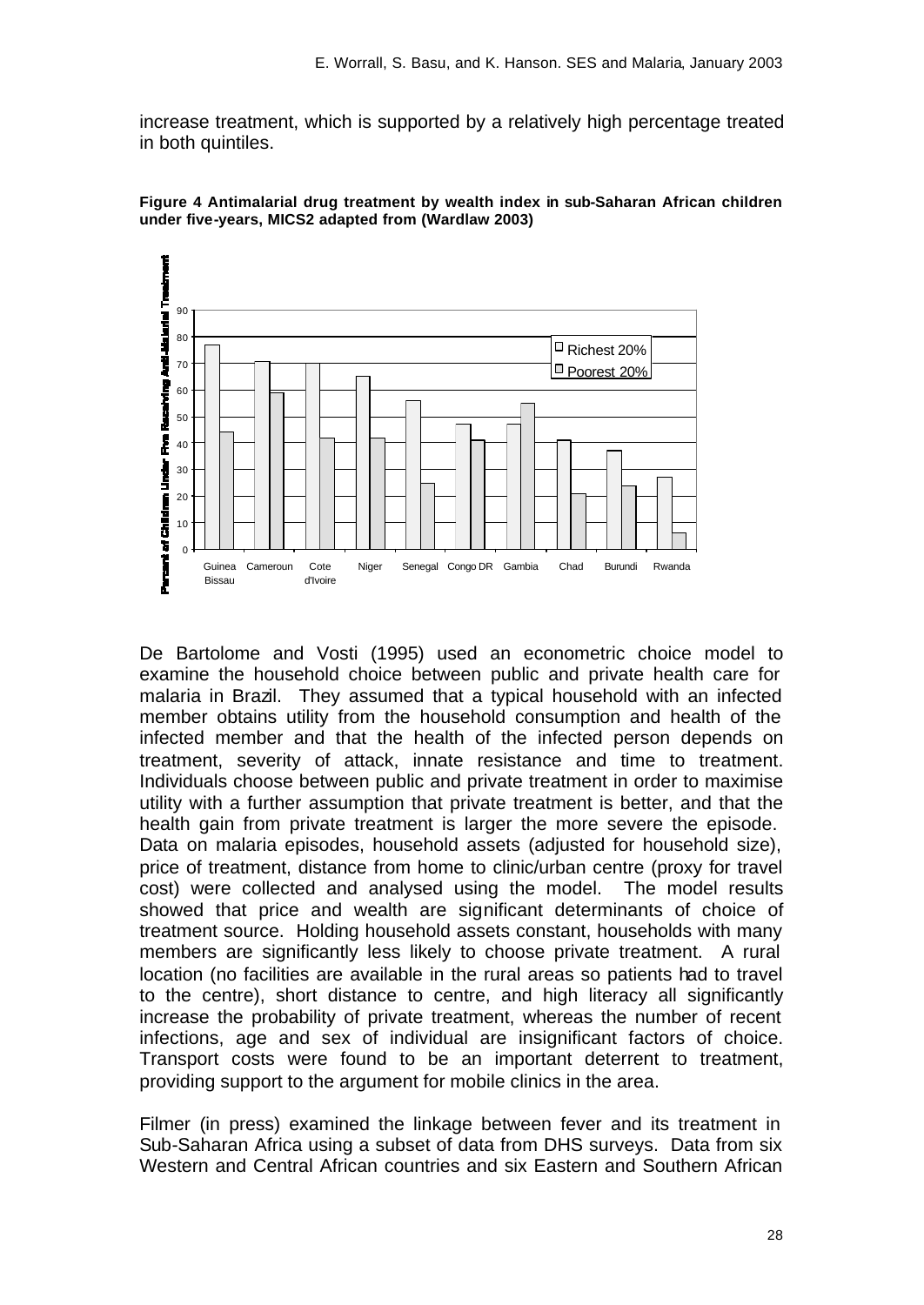increase treatment, which is supported by a relatively high percentage treated in both quintiles.

**Figure 4 Antimalarial drug treatment by wealth index in sub-Saharan African children under five-years, MICS2 adapted from (Wardlaw 2003)**

| Country | Richest 20% | Poorest 20% |
|---|---|---|
| Guinea Bissau | 77 | 44 |
| Cameroun | 71 | 59 |
| Cote d'Ivoire | 70 | 42 |
| Niger | 65 | 42 |
| Senegal | 56 | 25 |
| Congo DR | 47 | 41 |
| Gambia | 47 | 55 |
| Chad | 41 | 21 |
| Burundi | 37 | 24 |
| Rwanda | 27 | 6 |

Y-axis: Percent of Children Under Five Receiving Anti-Malarial Treatment

De Bartolome and Vosti (1995) used an econometric choice model to examine the household choice between public and private health care for malaria in Brazil. They assumed that a typical household with an infected member obtains utility from the household consumption and health of the infected member and that the health of the infected person depends on treatment, severity of attack, innate resistance and time to treatment. Individuals choose between public and private treatment in order to maximise utility with a further assumption that private treatment is better, and that the health gain from private treatment is larger the more severe the episode. Data on malaria episodes, household assets (adjusted for household size), price of treatment, distance from home to clinic/urban centre (proxy for travel cost) were collected and analysed using the model. The model results showed that price and wealth are significant determinants of choice of treatment source. Holding household assets constant, households with many members are significantly less likely to choose private treatment. A rural location (no facilities are available in the rural areas so patients had to travel to the centre), short distance to centre, and high literacy all significantly increase the probability of private treatment, whereas the number of recent infections, age and sex of individual are insignificant factors of choice. Transport costs were found to be an important deterrent to treatment, providing support to the argument for mobile clinics in the area.

Filmer (in press) examined the linkage between fever and its treatment in Sub-Saharan Africa using a subset of data from DHS surveys. Data from six Western and Central African countries and six Eastern and Southern African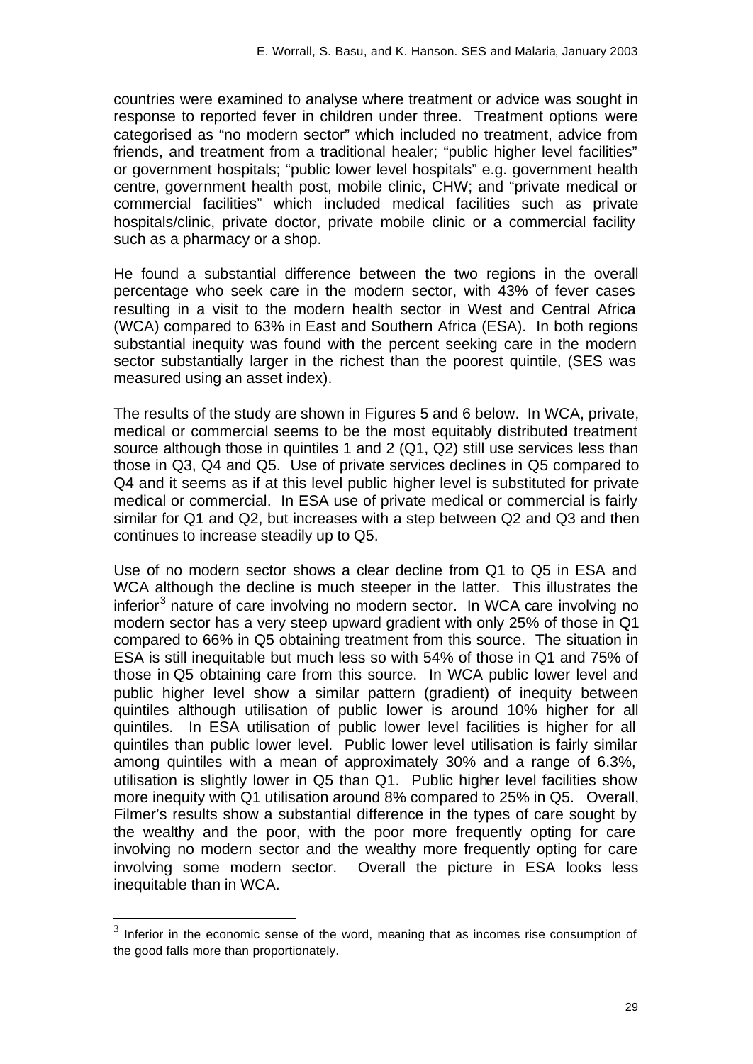countries were examined to analyse where treatment or advice was sought in response to reported fever in children under three. Treatment options were categorised as "no modern sector" which included no treatment, advice from friends, and treatment from a traditional healer; "public higher level facilities" or government hospitals; "public lower level hospitals" e.g. government health centre, government health post, mobile clinic, CHW; and "private medical or commercial facilities" which included medical facilities such as private hospitals/clinic, private doctor, private mobile clinic or a commercial facility such as a pharmacy or a shop.

He found a substantial difference between the two regions in the overall percentage who seek care in the modern sector, with 43% of fever cases resulting in a visit to the modern health sector in West and Central Africa (WCA) compared to 63% in East and Southern Africa (ESA). In both regions substantial inequity was found with the percent seeking care in the modern sector substantially larger in the richest than the poorest quintile, (SES was measured using an asset index).

The results of the study are shown in Figures 5 and 6 below. In WCA, private, medical or commercial seems to be the most equitably distributed treatment source although those in quintiles 1 and 2 (Q1, Q2) still use services less than those in Q3, Q4 and Q5. Use of private services declines in Q5 compared to Q4 and it seems as if at this level public higher level is substituted for private medical or commercial. In ESA use of private medical or commercial is fairly similar for Q1 and Q2, but increases with a step between Q2 and Q3 and then continues to increase steadily up to Q5.

Use of no modern sector shows a clear decline from Q1 to Q5 in ESA and WCA although the decline is much steeper in the latter. This illustrates the inferior[3] nature of care involving no modern sector. In WCA care involving no modern sector has a very steep upward gradient with only 25% of those in Q1 compared to 66% in Q5 obtaining treatment from this source. The situation in ESA is still inequitable but much less so with 54% of those in Q1 and 75% of those in Q5 obtaining care from this source. In WCA public lower level and public higher level show a similar pattern (gradient) of inequity between quintiles although utilisation of public lower is around 10% higher for all quintiles. In ESA utilisation of public lower level facilities is higher for all quintiles than public lower level. Public lower level utilisation is fairly similar among quintiles with a mean of approximately 30% and a range of 6.3%, utilisation is slightly lower in Q5 than Q1. Public higher level facilities show more inequity with Q1 utilisation around 8% compared to 25% in Q5. Overall, Filmer's results show a substantial difference in the types of care sought by the wealthy and the poor, with the poor more frequently opting for care involving no modern sector and the wealthy more frequently opting for care involving some modern sector. Overall the picture in ESA looks less inequitable than in WCA.

[3] Inferior in the economic sense of the word, meaning that as incomes rise consumption of the good falls more than proportionately.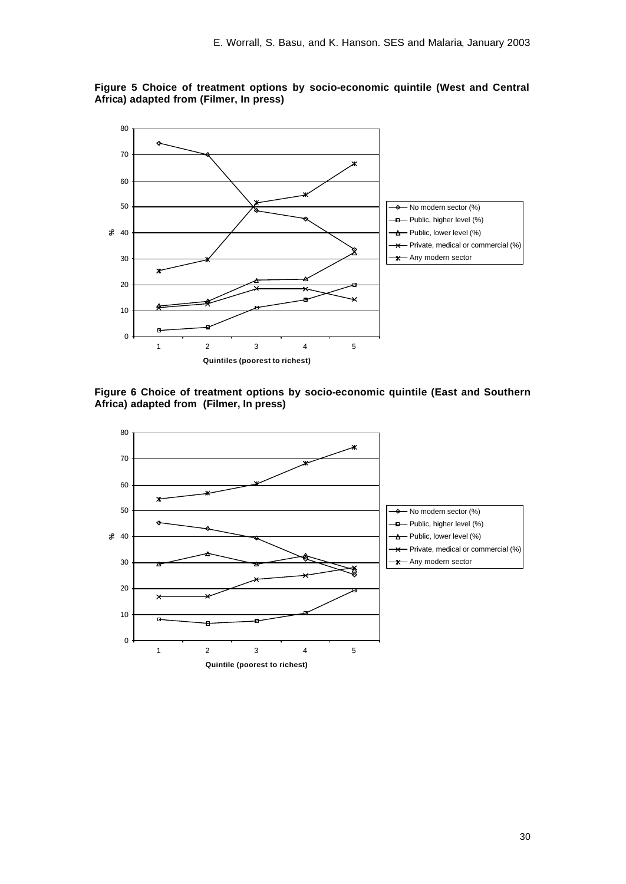**Figure 5 Choice of treatment options by socio-economic quintile (West and Central Africa) adapted from (Filmer, In press)**

**Figure 6 Choice of treatment options by socio-economic quintile (East and Southern Africa) adapted from (Filmer, In press)**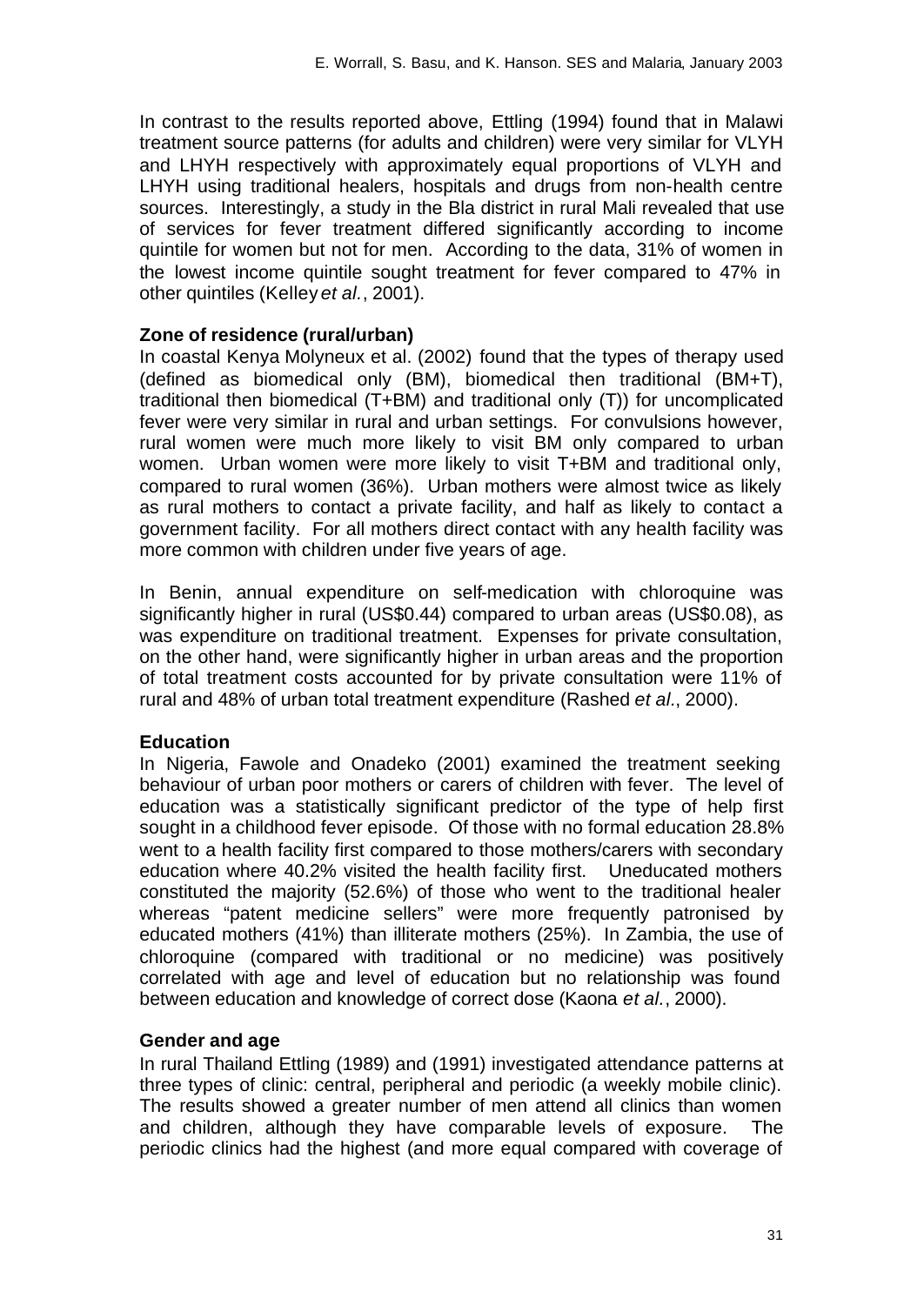In contrast to the results reported above, Ettling (1994) found that in Malawi treatment source patterns (for adults and children) were very similar for VLYH and LHYH respectively with approximately equal proportions of VLYH and LHYH using traditional healers, hospitals and drugs from non-health centre sources. Interestingly, a study in the Bla district in rural Mali revealed that use of services for fever treatment differed significantly according to income quintile for women but not for men. According to the data, 31% of women in the lowest income quintile sought treatment for fever compared to 47% in other quintiles (Kelley *et al.*, 2001).

**Zone of residence (rural/urban)**

In coastal Kenya Molyneux et al. (2002) found that the types of therapy used (defined as biomedical only (BM), biomedical then traditional (BM+T), traditional then biomedical (T+BM) and traditional only (T)) for uncomplicated fever were very similar in rural and urban settings. For convulsions however, rural women were much more likely to visit BM only compared to urban women. Urban women were more likely to visit T+BM and traditional only, compared to rural women (36%). Urban mothers were almost twice as likely as rural mothers to contact a private facility, and half as likely to contact a government facility. For all mothers direct contact with any health facility was more common with children under five years of age.

In Benin, annual expenditure on self-medication with chloroquine was significantly higher in rural (US$0.44) compared to urban areas (US$0.08), as was expenditure on traditional treatment. Expenses for private consultation, on the other hand, were significantly higher in urban areas and the proportion of total treatment costs accounted for by private consultation were 11% of rural and 48% of urban total treatment expenditure (Rashed *et al.*, 2000).

**Education**

In Nigeria, Fawole and Onadeko (2001) examined the treatment seeking behaviour of urban poor mothers or carers of children with fever. The level of education was a statistically significant predictor of the type of help first sought in a childhood fever episode. Of those with no formal education 28.8% went to a health facility first compared to those mothers/carers with secondary education where 40.2% visited the health facility first. Uneducated mothers constituted the majority (52.6%) of those who went to the traditional healer whereas "patent medicine sellers" were more frequently patronised by educated mothers (41%) than illiterate mothers (25%). In Zambia, the use of chloroquine (compared with traditional or no medicine) was positively correlated with age and level of education but no relationship was found between education and knowledge of correct dose (Kaona *et al.*, 2000).

**Gender and age**

In rural Thailand Ettling (1989) and (1991) investigated attendance patterns at three types of clinic: central, peripheral and periodic (a weekly mobile clinic). The results showed a greater number of men attend all clinics than women and children, although they have comparable levels of exposure. The periodic clinics had the highest (and more equal compared with coverage of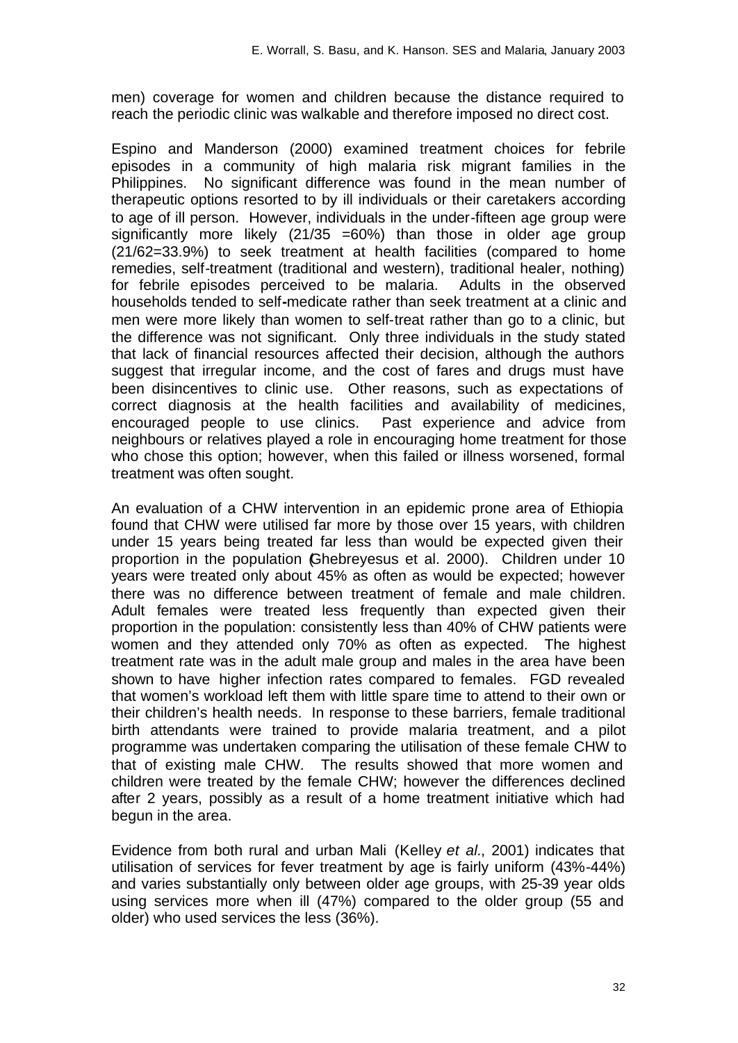men) coverage for women and children because the distance required to reach the periodic clinic was walkable and therefore imposed no direct cost.

Espino and Manderson (2000) examined treatment choices for febrile episodes in a community of high malaria risk migrant families in the Philippines. No significant difference was found in the mean number of therapeutic options resorted to by ill individuals or their caretakers according to age of ill person. However, individuals in the under-fifteen age group were significantly more likely (21/35 =60%) than those in older age group (21/62=33.9%) to seek treatment at health facilities (compared to home remedies, self-treatment (traditional and western), traditional healer, nothing) for febrile episodes perceived to be malaria. Adults in the observed households tended to self-medicate rather than seek treatment at a clinic and men were more likely than women to self-treat rather than go to a clinic, but the difference was not significant. Only three individuals in the study stated that lack of financial resources affected their decision, although the authors suggest that irregular income, and the cost of fares and drugs must have been disincentives to clinic use. Other reasons, such as expectations of correct diagnosis at the health facilities and availability of medicines, encouraged people to use clinics. Past experience and advice from neighbours or relatives played a role in encouraging home treatment for those who chose this option; however, when this failed or illness worsened, formal treatment was often sought.

An evaluation of a CHW intervention in an epidemic prone area of Ethiopia found that CHW were utilised far more by those over 15 years, with children under 15 years being treated far less than would be expected given their proportion in the population (Ghebreyesus et al. 2000). Children under 10 years were treated only about 45% as often as would be expected; however there was no difference between treatment of female and male children. Adult females were treated less frequently than expected given their proportion in the population: consistently less than 40% of CHW patients were women and they attended only 70% as often as expected. The highest treatment rate was in the adult male group and males in the area have been shown to have higher infection rates compared to females. FGD revealed that women's workload left them with little spare time to attend to their own or their children's health needs. In response to these barriers, female traditional birth attendants were trained to provide malaria treatment, and a pilot programme was undertaken comparing the utilisation of these female CHW to that of existing male CHW. The results showed that more women and children were treated by the female CHW; however the differences declined after 2 years, possibly as a result of a home treatment initiative which had begun in the area.

Evidence from both rural and urban Mali (Kelley *et al.*, 2001) indicates that utilisation of services for fever treatment by age is fairly uniform (43%-44%) and varies substantially only between older age groups, with 25-39 year olds using services more when ill (47%) compared to the older group (55 and older) who used services the less (36%).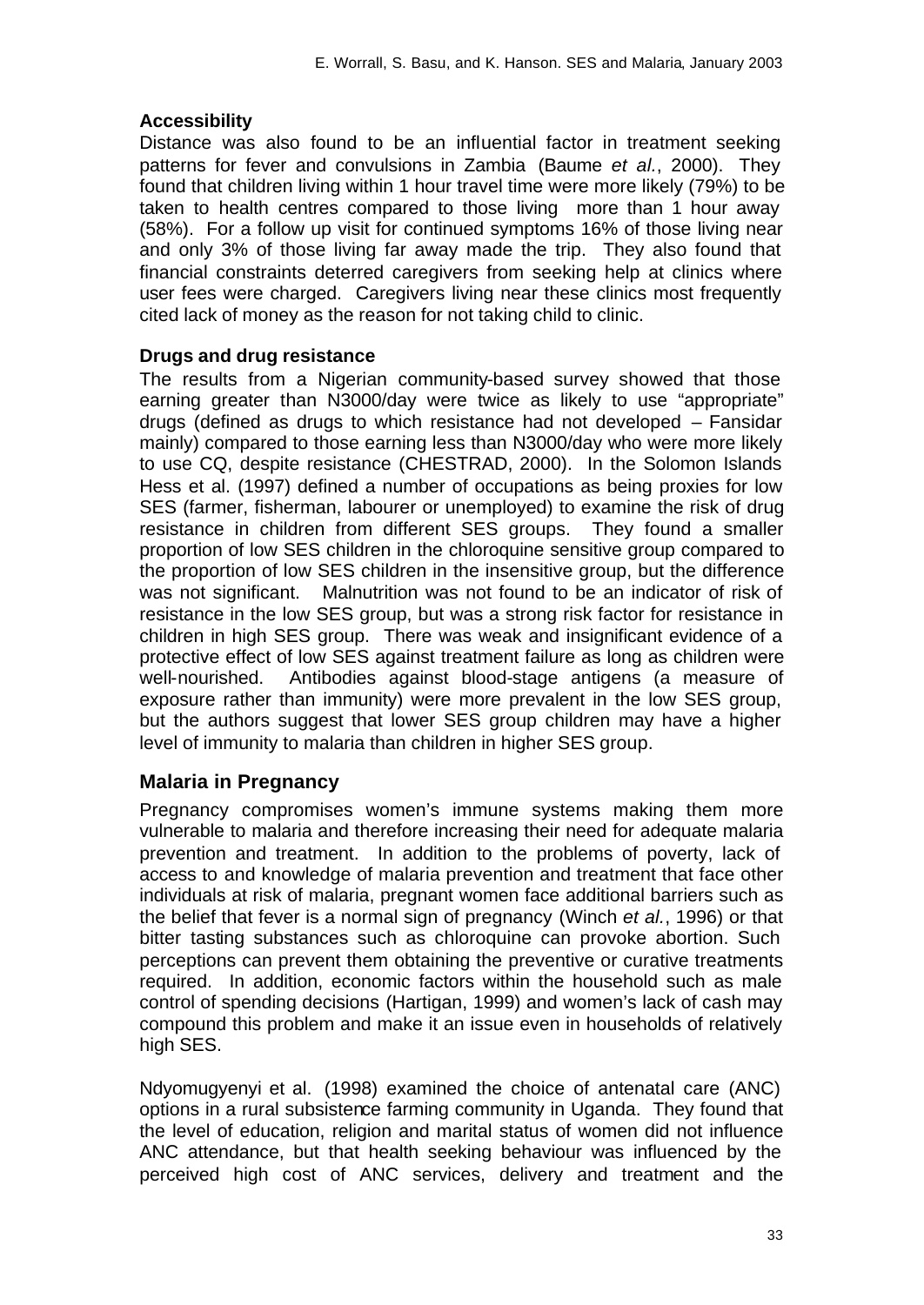**Accessibility**

Distance was also found to be an influential factor in treatment seeking patterns for fever and convulsions in Zambia (Baume *et al.*, 2000). They found that children living within 1 hour travel time were more likely (79%) to be taken to health centres compared to those living more than 1 hour away (58%). For a follow up visit for continued symptoms 16% of those living near and only 3% of those living far away made the trip. They also found that financial constraints deterred caregivers from seeking help at clinics where user fees were charged. Caregivers living near these clinics most frequently cited lack of money as the reason for not taking child to clinic.

**Drugs and drug resistance**

The results from a Nigerian community-based survey showed that those earning greater than N3000/day were twice as likely to use "appropriate" drugs (defined as drugs to which resistance had not developed – Fansidar mainly) compared to those earning less than N3000/day who were more likely to use CQ, despite resistance (CHESTRAD, 2000). In the Solomon Islands Hess et al. (1997) defined a number of occupations as being proxies for low SES (farmer, fisherman, labourer or unemployed) to examine the risk of drug resistance in children from different SES groups. They found a smaller proportion of low SES children in the chloroquine sensitive group compared to the proportion of low SES children in the insensitive group, but the difference was not significant. Malnutrition was not found to be an indicator of risk of resistance in the low SES group, but was a strong risk factor for resistance in children in high SES group. There was weak and insignificant evidence of a protective effect of low SES against treatment failure as long as children were well-nourished. Antibodies against blood-stage antigens (a measure of exposure rather than immunity) were more prevalent in the low SES group, but the authors suggest that lower SES group children may have a higher level of immunity to malaria than children in higher SES group.

## Malaria in Pregnancy

Pregnancy compromises women's immune systems making them more vulnerable to malaria and therefore increasing their need for adequate malaria prevention and treatment. In addition to the problems of poverty, lack of access to and knowledge of malaria prevention and treatment that face other individuals at risk of malaria, pregnant women face additional barriers such as the belief that fever is a normal sign of pregnancy (Winch *et al.*, 1996) or that bitter tasting substances such as chloroquine can provoke abortion. Such perceptions can prevent them obtaining the preventive or curative treatments required. In addition, economic factors within the household such as male control of spending decisions (Hartigan, 1999) and women's lack of cash may compound this problem and make it an issue even in households of relatively high SES.

Ndyomugyenyi et al. (1998) examined the choice of antenatal care (ANC) options in a rural subsistence farming community in Uganda. They found that the level of education, religion and marital status of women did not influence ANC attendance, but that health seeking behaviour was influenced by the perceived high cost of ANC services, delivery and treatment and the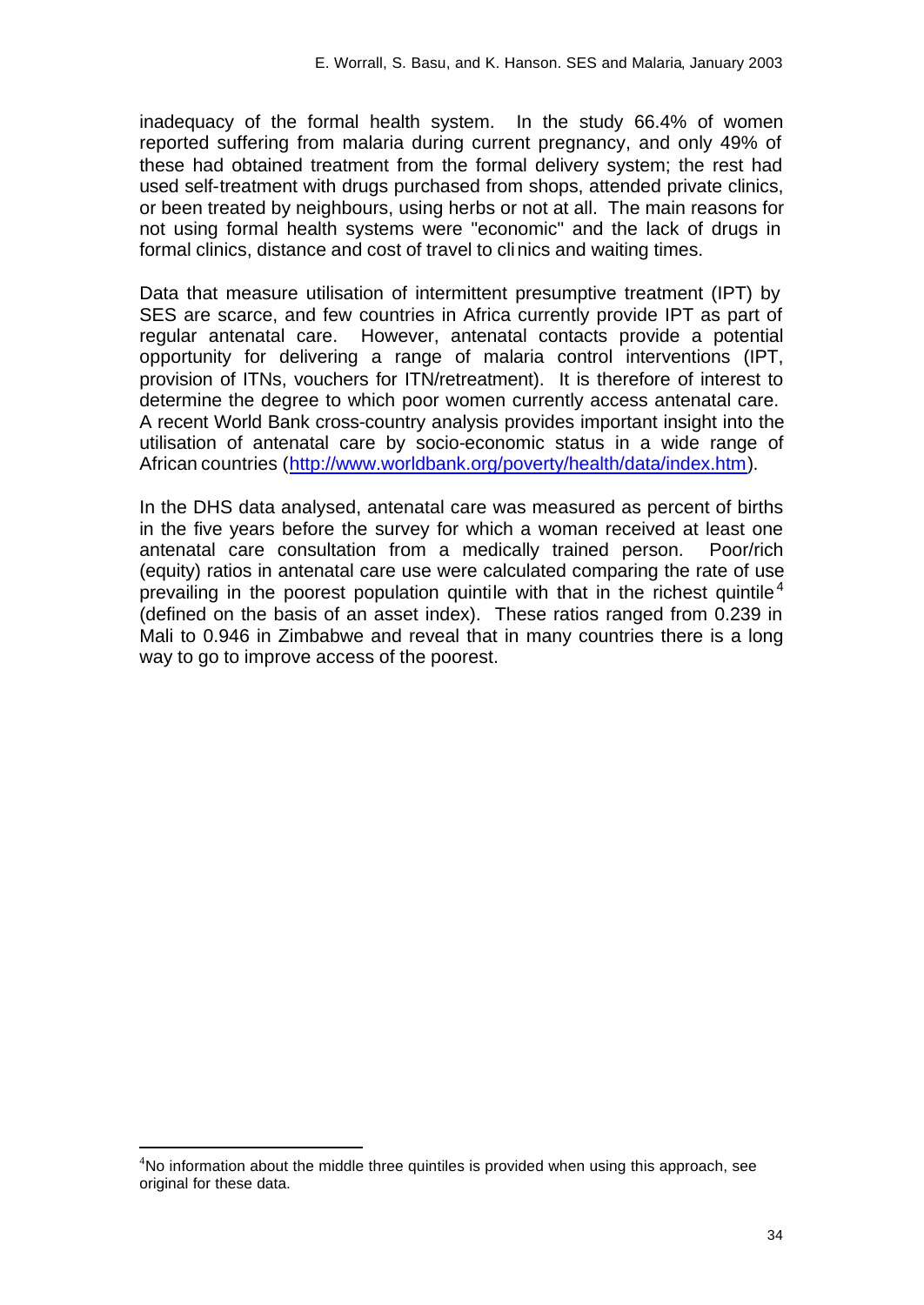inadequacy of the formal health system. In the study 66.4% of women reported suffering from malaria during current pregnancy, and only 49% of these had obtained treatment from the formal delivery system; the rest had used self-treatment with drugs purchased from shops, attended private clinics, or been treated by neighbours, using herbs or not at all. The main reasons for not using formal health systems were "economic" and the lack of drugs in formal clinics, distance and cost of travel to clinics and waiting times.

Data that measure utilisation of intermittent presumptive treatment (IPT) by SES are scarce, and few countries in Africa currently provide IPT as part of regular antenatal care. However, antenatal contacts provide a potential opportunity for delivering a range of malaria control interventions (IPT, provision of ITNs, vouchers for ITN/retreatment). It is therefore of interest to determine the degree to which poor women currently access antenatal care. A recent World Bank cross-country analysis provides important insight into the utilisation of antenatal care by socio-economic status in a wide range of African countries (http://www.worldbank.org/poverty/health/data/index.htm).

In the DHS data analysed, antenatal care was measured as percent of births in the five years before the survey for which a woman received at least one antenatal care consultation from a medically trained person. Poor/rich (equity) ratios in antenatal care use were calculated comparing the rate of use prevailing in the poorest population quintile with that in the richest quintile[4] (defined on the basis of an asset index). These ratios ranged from 0.239 in Mali to 0.946 in Zimbabwe and reveal that in many countries there is a long way to go to improve access of the poorest.

[4]No information about the middle three quintiles is provided when using this approach, see original for these data.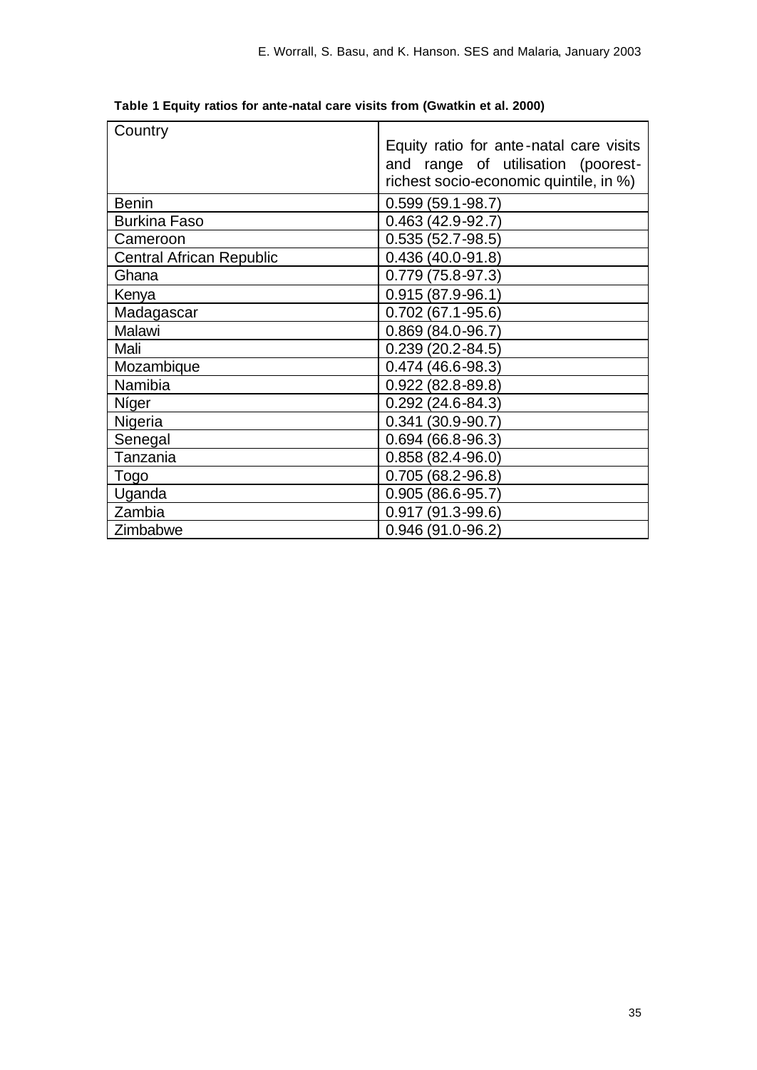**Table 1 Equity ratios for ante-natal care visits from (Gwatkin et al. 2000)**

| Country | Equity ratio for ante-natal care visits and range of utilisation (poorest-richest socio-economic quintile, in %) |
|---|---|
| Benin | 0.599 (59.1-98.7) |
| Burkina Faso | 0.463 (42.9-92.7) |
| Cameroon | 0.535 (52.7-98.5) |
| Central African Republic | 0.436 (40.0-91.8) |
| Ghana | 0.779 (75.8-97.3) |
| Kenya | 0.915 (87.9-96.1) |
| Madagascar | 0.702 (67.1-95.6) |
| Malawi | 0.869 (84.0-96.7) |
| Mali | 0.239 (20.2-84.5) |
| Mozambique | 0.474 (46.6-98.3) |
| Namibia | 0.922 (82.8-89.8) |
| Níger | 0.292 (24.6-84.3) |
| Nigeria | 0.341 (30.9-90.7) |
| Senegal | 0.694 (66.8-96.3) |
| Tanzania | 0.858 (82.4-96.0) |
| Togo | 0.705 (68.2-96.8) |
| Uganda | 0.905 (86.6-95.7) |
| Zambia | 0.917 (91.3-99.6) |
| Zimbabwe | 0.946 (91.0-96.2) |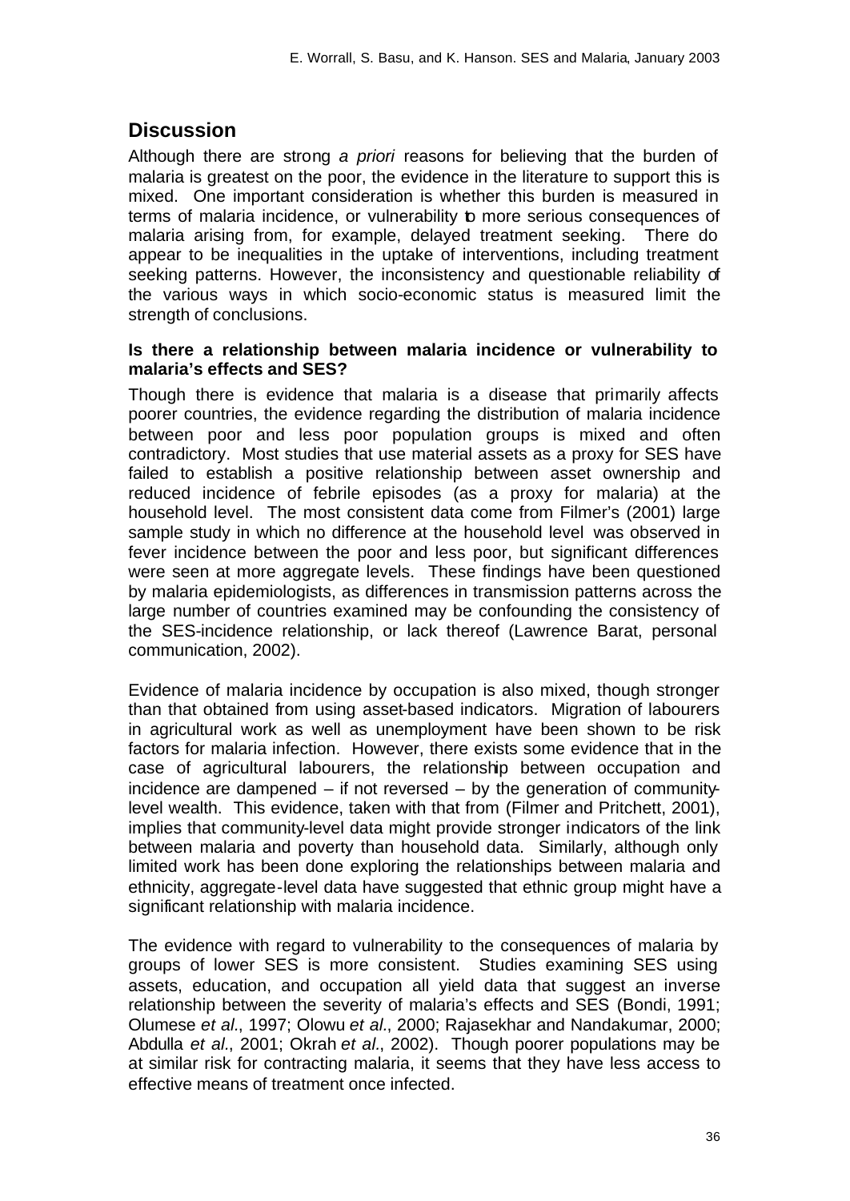## Discussion

Although there are strong *a priori* reasons for believing that the burden of malaria is greatest on the poor, the evidence in the literature to support this is mixed. One important consideration is whether this burden is measured in terms of malaria incidence, or vulnerability to more serious consequences of malaria arising from, for example, delayed treatment seeking. There do appear to be inequalities in the uptake of interventions, including treatment seeking patterns. However, the inconsistency and questionable reliability of the various ways in which socio-economic status is measured limit the strength of conclusions.

### Is there a relationship between malaria incidence or vulnerability to malaria's effects and SES?

Though there is evidence that malaria is a disease that primarily affects poorer countries, the evidence regarding the distribution of malaria incidence between poor and less poor population groups is mixed and often contradictory. Most studies that use material assets as a proxy for SES have failed to establish a positive relationship between asset ownership and reduced incidence of febrile episodes (as a proxy for malaria) at the household level. The most consistent data come from Filmer's (2001) large sample study in which no difference at the household level was observed in fever incidence between the poor and less poor, but significant differences were seen at more aggregate levels. These findings have been questioned by malaria epidemiologists, as differences in transmission patterns across the large number of countries examined may be confounding the consistency of the SES-incidence relationship, or lack thereof (Lawrence Barat, personal communication, 2002).

Evidence of malaria incidence by occupation is also mixed, though stronger than that obtained from using asset-based indicators. Migration of labourers in agricultural work as well as unemployment have been shown to be risk factors for malaria infection. However, there exists some evidence that in the case of agricultural labourers, the relationship between occupation and incidence are dampened – if not reversed – by the generation of community-level wealth. This evidence, taken with that from (Filmer and Pritchett, 2001), implies that community-level data might provide stronger indicators of the link between malaria and poverty than household data. Similarly, although only limited work has been done exploring the relationships between malaria and ethnicity, aggregate-level data have suggested that ethnic group might have a significant relationship with malaria incidence.

The evidence with regard to vulnerability to the consequences of malaria by groups of lower SES is more consistent. Studies examining SES using assets, education, and occupation all yield data that suggest an inverse relationship between the severity of malaria's effects and SES (Bondi, 1991; Olumese *et al*., 1997; Olowu *et al*., 2000; Rajasekhar and Nandakumar, 2000; Abdulla *et al*., 2001; Okrah *et al*., 2002). Though poorer populations may be at similar risk for contracting malaria, it seems that they have less access to effective means of treatment once infected.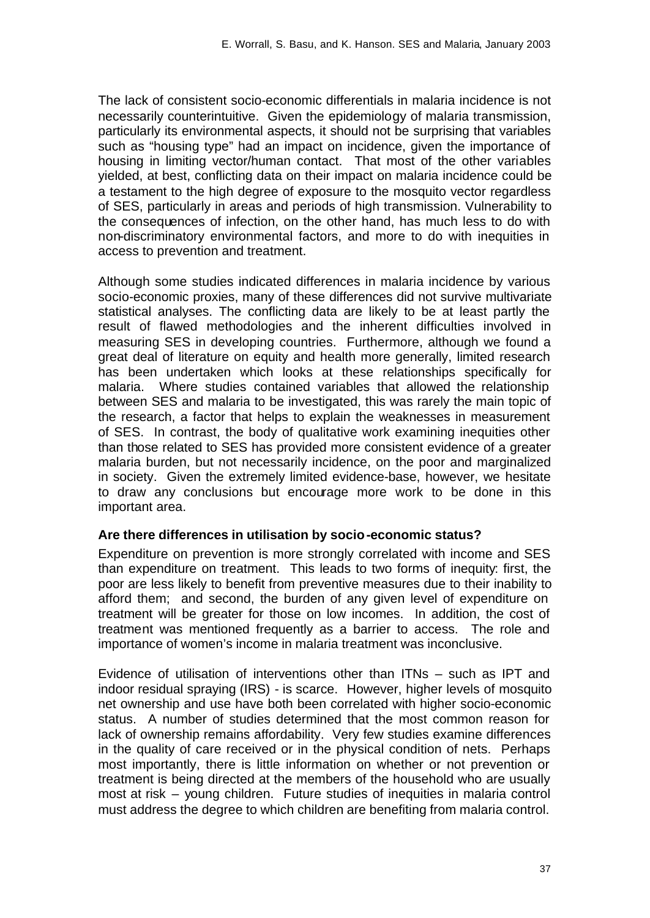The lack of consistent socio-economic differentials in malaria incidence is not necessarily counterintuitive. Given the epidemiology of malaria transmission, particularly its environmental aspects, it should not be surprising that variables such as "housing type" had an impact on incidence, given the importance of housing in limiting vector/human contact. That most of the other variables yielded, at best, conflicting data on their impact on malaria incidence could be a testament to the high degree of exposure to the mosquito vector regardless of SES, particularly in areas and periods of high transmission. Vulnerability to the consequences of infection, on the other hand, has much less to do with non-discriminatory environmental factors, and more to do with inequities in access to prevention and treatment.

Although some studies indicated differences in malaria incidence by various socio-economic proxies, many of these differences did not survive multivariate statistical analyses. The conflicting data are likely to be at least partly the result of flawed methodologies and the inherent difficulties involved in measuring SES in developing countries. Furthermore, although we found a great deal of literature on equity and health more generally, limited research has been undertaken which looks at these relationships specifically for malaria. Where studies contained variables that allowed the relationship between SES and malaria to be investigated, this was rarely the main topic of the research, a factor that helps to explain the weaknesses in measurement of SES. In contrast, the body of qualitative work examining inequities other than those related to SES has provided more consistent evidence of a greater malaria burden, but not necessarily incidence, on the poor and marginalized in society. Given the extremely limited evidence-base, however, we hesitate to draw any conclusions but encourage more work to be done in this important area.

**Are there differences in utilisation by socio-economic status?**

Expenditure on prevention is more strongly correlated with income and SES than expenditure on treatment. This leads to two forms of inequity: first, the poor are less likely to benefit from preventive measures due to their inability to afford them; and second, the burden of any given level of expenditure on treatment will be greater for those on low incomes. In addition, the cost of treatment was mentioned frequently as a barrier to access. The role and importance of women's income in malaria treatment was inconclusive.

Evidence of utilisation of interventions other than ITNs – such as IPT and indoor residual spraying (IRS) - is scarce. However, higher levels of mosquito net ownership and use have both been correlated with higher socio-economic status. A number of studies determined that the most common reason for lack of ownership remains affordability. Very few studies examine differences in the quality of care received or in the physical condition of nets. Perhaps most importantly, there is little information on whether or not prevention or treatment is being directed at the members of the household who are usually most at risk – young children. Future studies of inequities in malaria control must address the degree to which children are benefiting from malaria control.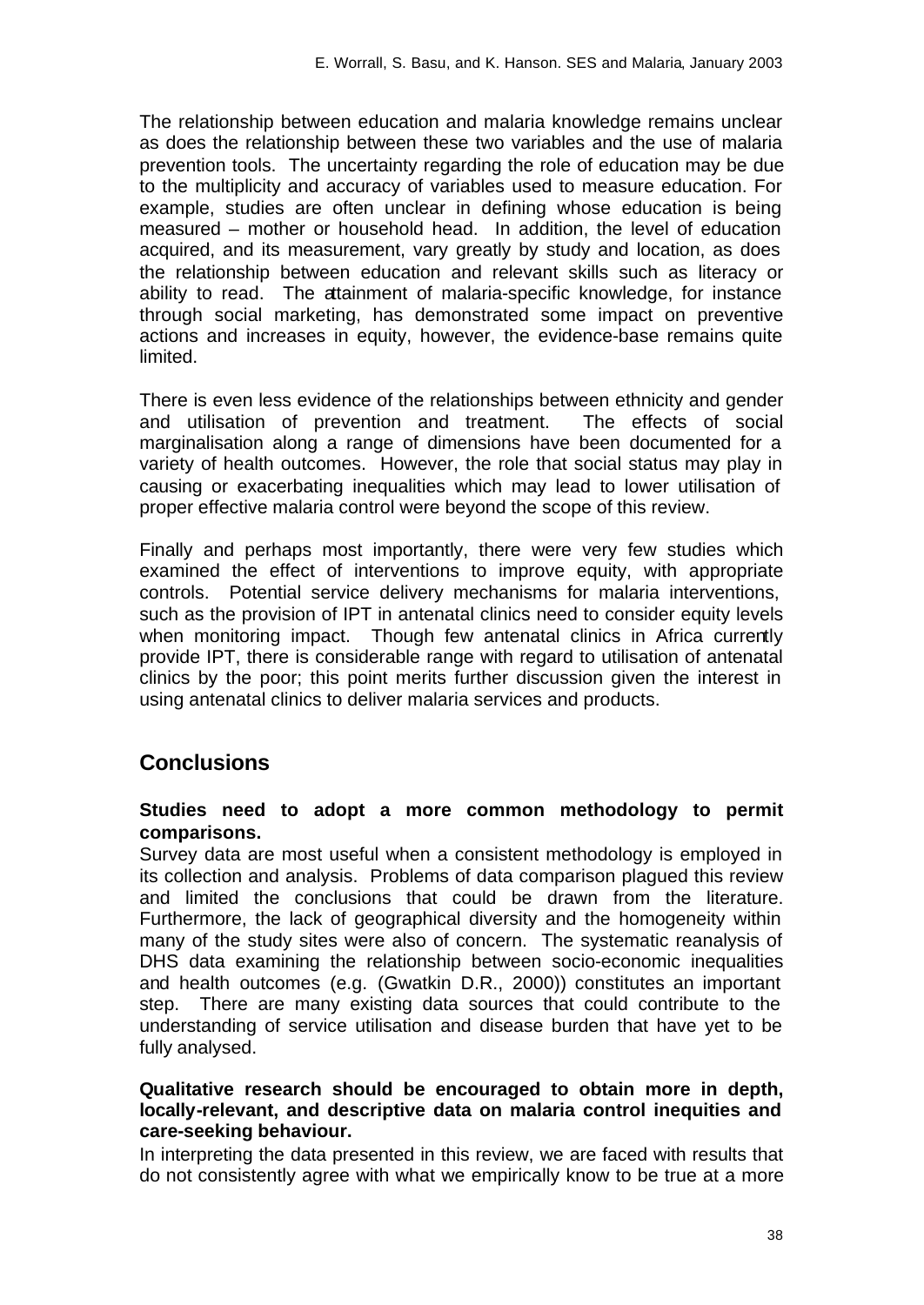The relationship between education and malaria knowledge remains unclear as does the relationship between these two variables and the use of malaria prevention tools. The uncertainty regarding the role of education may be due to the multiplicity and accuracy of variables used to measure education. For example, studies are often unclear in defining whose education is being measured – mother or household head. In addition, the level of education acquired, and its measurement, vary greatly by study and location, as does the relationship between education and relevant skills such as literacy or ability to read. The attainment of malaria-specific knowledge, for instance through social marketing, has demonstrated some impact on preventive actions and increases in equity, however, the evidence-base remains quite limited.

There is even less evidence of the relationships between ethnicity and gender and utilisation of prevention and treatment. The effects of social marginalisation along a range of dimensions have been documented for a variety of health outcomes. However, the role that social status may play in causing or exacerbating inequalities which may lead to lower utilisation of proper effective malaria control were beyond the scope of this review.

Finally and perhaps most importantly, there were very few studies which examined the effect of interventions to improve equity, with appropriate controls. Potential service delivery mechanisms for malaria interventions, such as the provision of IPT in antenatal clinics need to consider equity levels when monitoring impact. Though few antenatal clinics in Africa currently provide IPT, there is considerable range with regard to utilisation of antenatal clinics by the poor; this point merits further discussion given the interest in using antenatal clinics to deliver malaria services and products.

## Conclusions

**Studies need to adopt a more common methodology to permit comparisons.**

Survey data are most useful when a consistent methodology is employed in its collection and analysis. Problems of data comparison plagued this review and limited the conclusions that could be drawn from the literature. Furthermore, the lack of geographical diversity and the homogeneity within many of the study sites were also of concern. The systematic reanalysis of DHS data examining the relationship between socio-economic inequalities and health outcomes (e.g. (Gwatkin D.R., 2000)) constitutes an important step. There are many existing data sources that could contribute to the understanding of service utilisation and disease burden that have yet to be fully analysed.

**Qualitative research should be encouraged to obtain more in depth, locally-relevant, and descriptive data on malaria control inequities and care-seeking behaviour.**

In interpreting the data presented in this review, we are faced with results that do not consistently agree with what we empirically know to be true at a more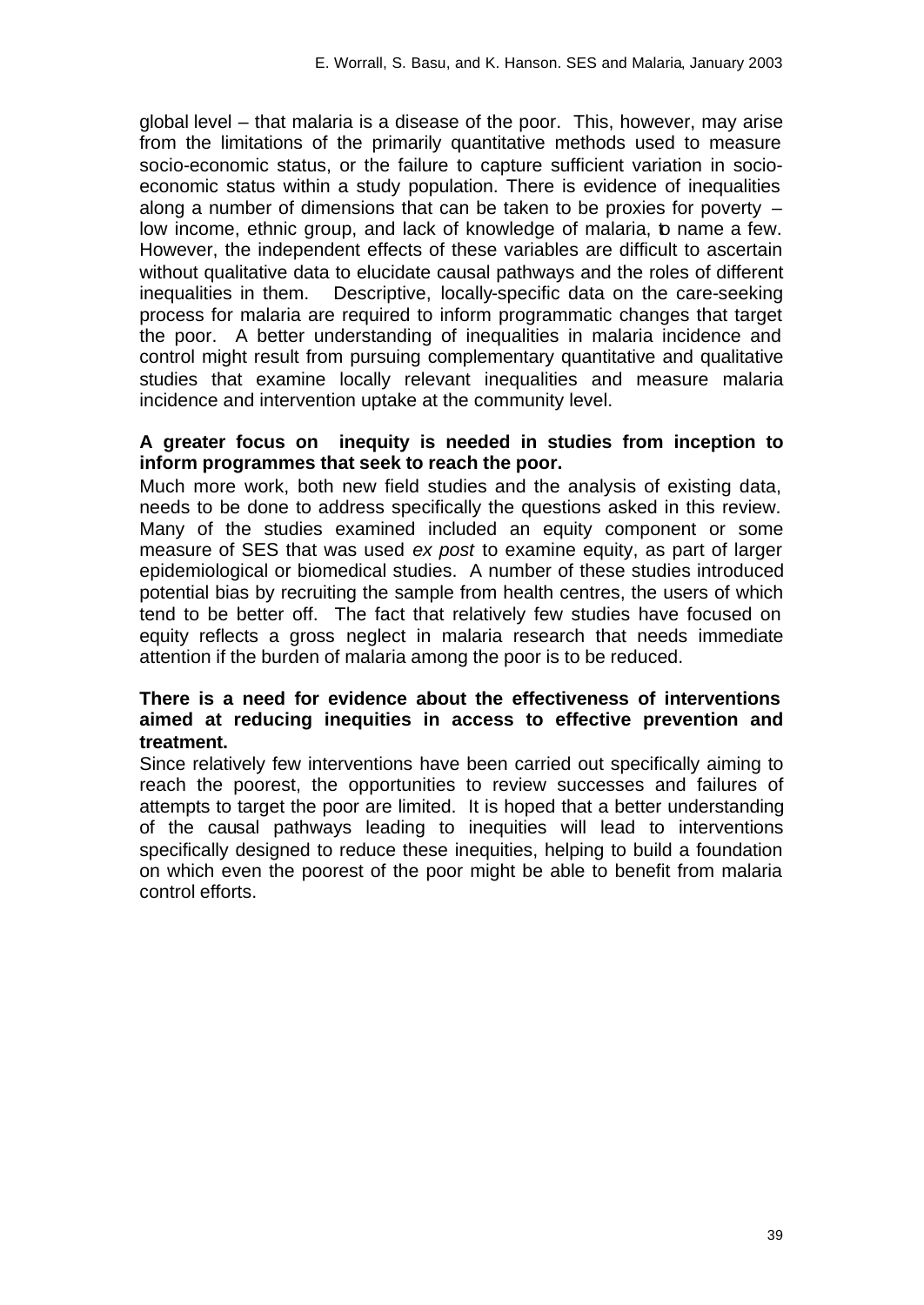global level – that malaria is a disease of the poor. This, however, may arise from the limitations of the primarily quantitative methods used to measure socio-economic status, or the failure to capture sufficient variation in socio-economic status within a study population. There is evidence of inequalities along a number of dimensions that can be taken to be proxies for poverty – low income, ethnic group, and lack of knowledge of malaria, to name a few. However, the independent effects of these variables are difficult to ascertain without qualitative data to elucidate causal pathways and the roles of different inequalities in them. Descriptive, locally-specific data on the care-seeking process for malaria are required to inform programmatic changes that target the poor. A better understanding of inequalities in malaria incidence and control might result from pursuing complementary quantitative and qualitative studies that examine locally relevant inequalities and measure malaria incidence and intervention uptake at the community level.

**A greater focus on inequity is needed in studies from inception to inform programmes that seek to reach the poor.**

Much more work, both new field studies and the analysis of existing data, needs to be done to address specifically the questions asked in this review. Many of the studies examined included an equity component or some measure of SES that was used *ex post* to examine equity, as part of larger epidemiological or biomedical studies. A number of these studies introduced potential bias by recruiting the sample from health centres, the users of which tend to be better off. The fact that relatively few studies have focused on equity reflects a gross neglect in malaria research that needs immediate attention if the burden of malaria among the poor is to be reduced.

**There is a need for evidence about the effectiveness of interventions aimed at reducing inequities in access to effective prevention and treatment.**

Since relatively few interventions have been carried out specifically aiming to reach the poorest, the opportunities to review successes and failures of attempts to target the poor are limited. It is hoped that a better understanding of the causal pathways leading to inequities will lead to interventions specifically designed to reduce these inequities, helping to build a foundation on which even the poorest of the poor might be able to benefit from malaria control efforts.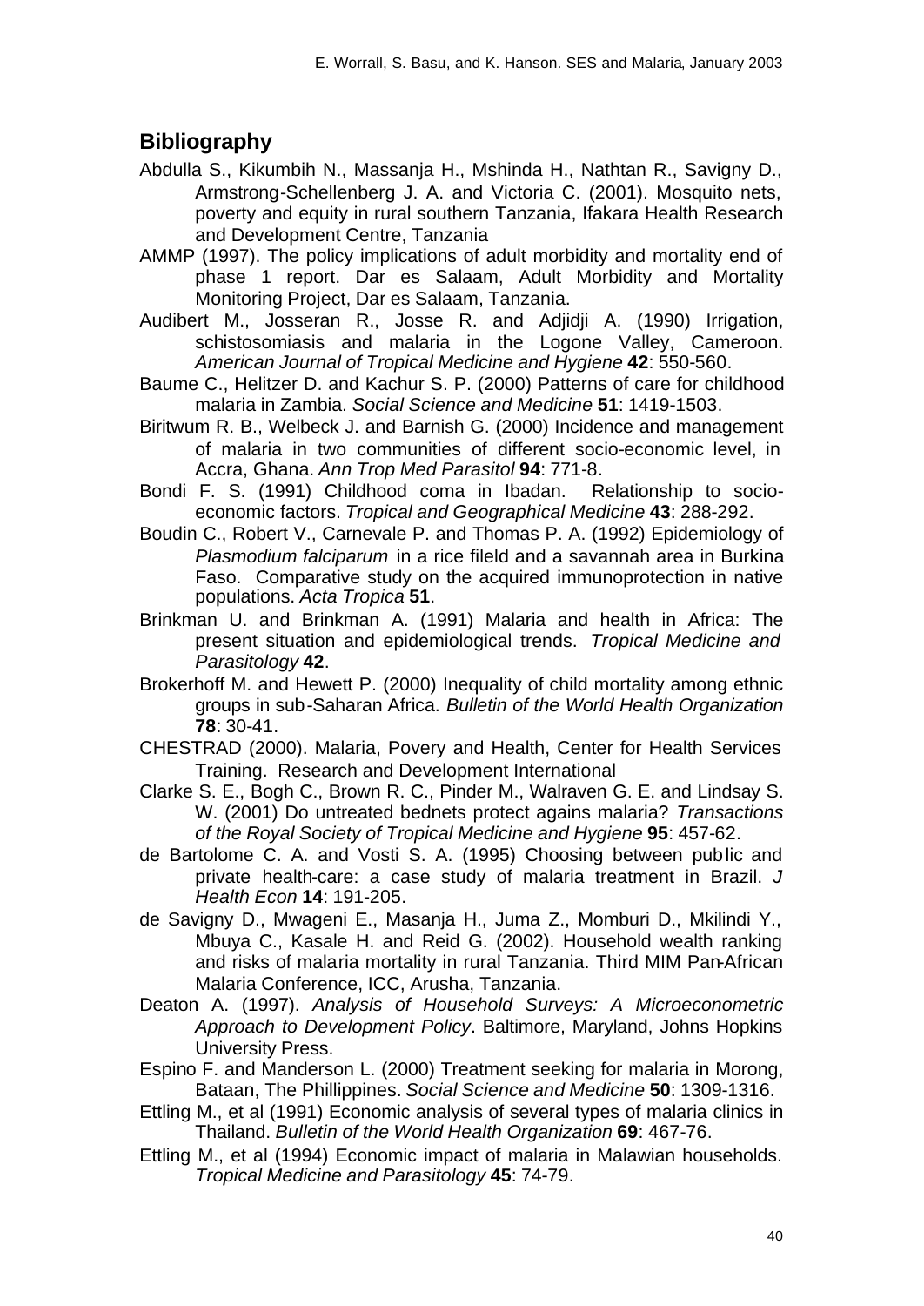## Bibliography

Abdulla S., Kikumbih N., Massanja H., Mshinda H., Nathtan R., Savigny D., Armstrong-Schellenberg J. A. and Victoria C. (2001). Mosquito nets, poverty and equity in rural southern Tanzania, Ifakara Health Research and Development Centre, Tanzania

AMMP (1997). The policy implications of adult morbidity and mortality end of phase 1 report. Dar es Salaam, Adult Morbidity and Mortality Monitoring Project, Dar es Salaam, Tanzania.

Audibert M., Josseran R., Josse R. and Adjidji A. (1990) Irrigation, schistosomiasis and malaria in the Logone Valley, Cameroon. *American Journal of Tropical Medicine and Hygiene* **42**: 550-560.

Baume C., Helitzer D. and Kachur S. P. (2000) Patterns of care for childhood malaria in Zambia. *Social Science and Medicine* **51**: 1419-1503.

Biritwum R. B., Welbeck J. and Barnish G. (2000) Incidence and management of malaria in two communities of different socio-economic level, in Accra, Ghana. *Ann Trop Med Parasitol* **94**: 771-8.

Bondi F. S. (1991) Childhood coma in Ibadan. Relationship to socio-economic factors. *Tropical and Geographical Medicine* **43**: 288-292.

Boudin C., Robert V., Carnevale P. and Thomas P. A. (1992) Epidemiology of *Plasmodium falciparum* in a rice fileld and a savannah area in Burkina Faso. Comparative study on the acquired immunoprotection in native populations. *Acta Tropica* **51**.

Brinkman U. and Brinkman A. (1991) Malaria and health in Africa: The present situation and epidemiological trends. *Tropical Medicine and Parasitology* **42**.

Brokerhoff M. and Hewett P. (2000) Inequality of child mortality among ethnic groups in sub-Saharan Africa. *Bulletin of the World Health Organization* **78**: 30-41.

CHESTRAD (2000). Malaria, Povery and Health, Center for Health Services Training. Research and Development International

Clarke S. E., Bogh C., Brown R. C., Pinder M., Walraven G. E. and Lindsay S. W. (2001) Do untreated bednets protect agains malaria? *Transactions of the Royal Society of Tropical Medicine and Hygiene* **95**: 457-62.

de Bartolome C. A. and Vosti S. A. (1995) Choosing between public and private health-care: a case study of malaria treatment in Brazil. *J Health Econ* **14**: 191-205.

de Savigny D., Mwageni E., Masanja H., Juma Z., Momburi D., Mkilindi Y., Mbuya C., Kasale H. and Reid G. (2002). Household wealth ranking and risks of malaria mortality in rural Tanzania. Third MIM Pan-African Malaria Conference, ICC, Arusha, Tanzania.

Deaton A. (1997). *Analysis of Household Surveys: A Microeconometric Approach to Development Policy*. Baltimore, Maryland, Johns Hopkins University Press.

Espino F. and Manderson L. (2000) Treatment seeking for malaria in Morong, Bataan, The Phillippines. *Social Science and Medicine* **50**: 1309-1316.

Ettling M., et al (1991) Economic analysis of several types of malaria clinics in Thailand. *Bulletin of the World Health Organization* **69**: 467-76.

Ettling M., et al (1994) Economic impact of malaria in Malawian households. *Tropical Medicine and Parasitology* **45**: 74-79.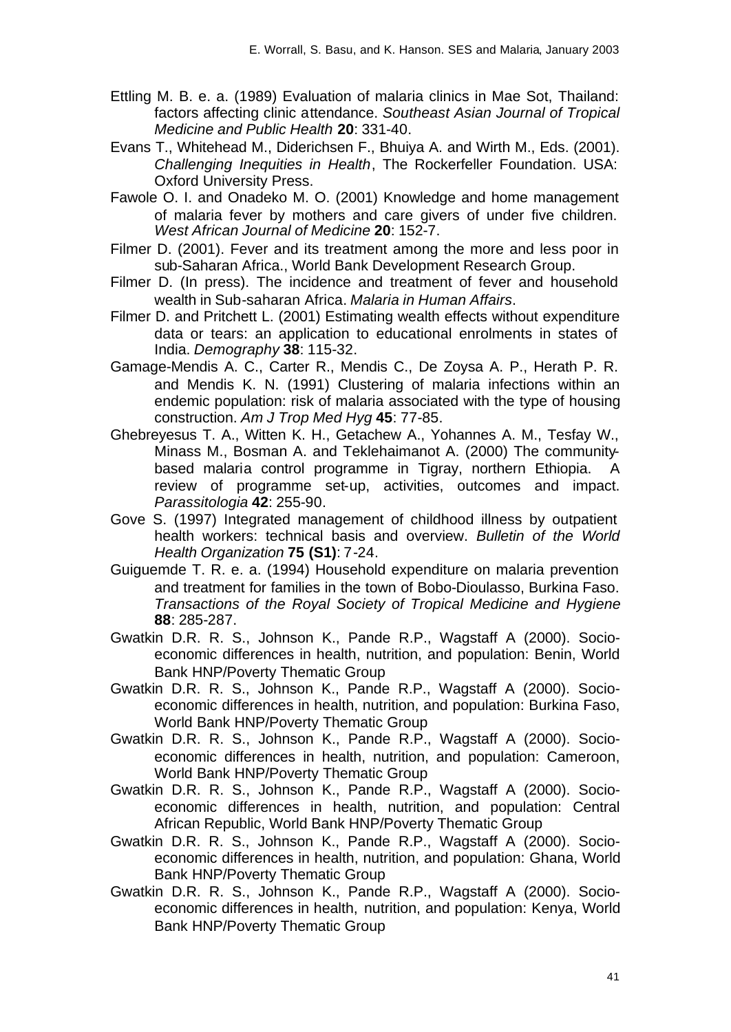Ettling M. B. e. a. (1989) Evaluation of malaria clinics in Mae Sot, Thailand: factors affecting clinic attendance. *Southeast Asian Journal of Tropical Medicine and Public Health* **20**: 331-40.

Evans T., Whitehead M., Diderichsen F., Bhuiya A. and Wirth M., Eds. (2001). *Challenging Inequities in Health*, The Rockerfeller Foundation. USA: Oxford University Press.

Fawole O. I. and Onadeko M. O. (2001) Knowledge and home management of malaria fever by mothers and care givers of under five children. *West African Journal of Medicine* **20**: 152-7.

Filmer D. (2001). Fever and its treatment among the more and less poor in sub-Saharan Africa., World Bank Development Research Group.

Filmer D. (In press). The incidence and treatment of fever and household wealth in Sub-saharan Africa. *Malaria in Human Affairs*.

Filmer D. and Pritchett L. (2001) Estimating wealth effects without expenditure data or tears: an application to educational enrolments in states of India. *Demography* **38**: 115-32.

Gamage-Mendis A. C., Carter R., Mendis C., De Zoysa A. P., Herath P. R. and Mendis K. N. (1991) Clustering of malaria infections within an endemic population: risk of malaria associated with the type of housing construction. *Am J Trop Med Hyg* **45**: 77-85.

Ghebreyesus T. A., Witten K. H., Getachew A., Yohannes A. M., Tesfay W., Minass M., Bosman A. and Teklehaimanot A. (2000) The community-based malaria control programme in Tigray, northern Ethiopia. A review of programme set-up, activities, outcomes and impact. *Parassitologia* **42**: 255-90.

Gove S. (1997) Integrated management of childhood illness by outpatient health workers: technical basis and overview. *Bulletin of the World Health Organization* **75 (S1)**: 7-24.

Guiguemde T. R. e. a. (1994) Household expenditure on malaria prevention and treatment for families in the town of Bobo-Dioulasso, Burkina Faso. *Transactions of the Royal Society of Tropical Medicine and Hygiene* **88**: 285-287.

Gwatkin D.R. R. S., Johnson K., Pande R.P., Wagstaff A (2000). Socio-economic differences in health, nutrition, and population: Benin, World Bank HNP/Poverty Thematic Group

Gwatkin D.R. R. S., Johnson K., Pande R.P., Wagstaff A (2000). Socio-economic differences in health, nutrition, and population: Burkina Faso, World Bank HNP/Poverty Thematic Group

Gwatkin D.R. R. S., Johnson K., Pande R.P., Wagstaff A (2000). Socio-economic differences in health, nutrition, and population: Cameroon, World Bank HNP/Poverty Thematic Group

Gwatkin D.R. R. S., Johnson K., Pande R.P., Wagstaff A (2000). Socio-economic differences in health, nutrition, and population: Central African Republic, World Bank HNP/Poverty Thematic Group

Gwatkin D.R. R. S., Johnson K., Pande R.P., Wagstaff A (2000). Socio-economic differences in health, nutrition, and population: Ghana, World Bank HNP/Poverty Thematic Group

Gwatkin D.R. R. S., Johnson K., Pande R.P., Wagstaff A (2000). Socio-economic differences in health, nutrition, and population: Kenya, World Bank HNP/Poverty Thematic Group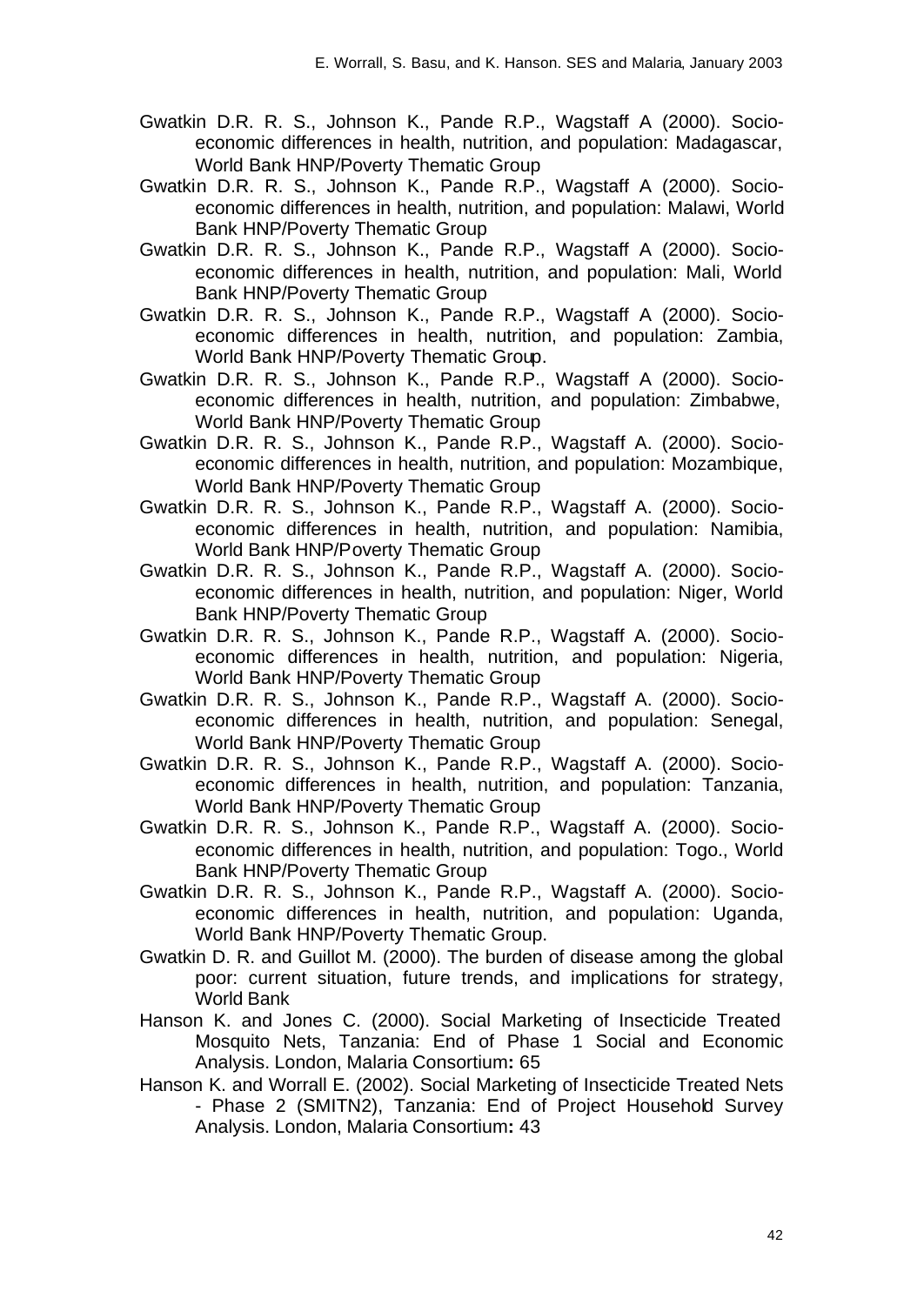Gwatkin D.R. R. S., Johnson K., Pande R.P., Wagstaff A (2000). Socio-economic differences in health, nutrition, and population: Madagascar, World Bank HNP/Poverty Thematic Group

Gwatkin D.R. R. S., Johnson K., Pande R.P., Wagstaff A (2000). Socio-economic differences in health, nutrition, and population: Malawi, World Bank HNP/Poverty Thematic Group

Gwatkin D.R. R. S., Johnson K., Pande R.P., Wagstaff A (2000). Socio-economic differences in health, nutrition, and population: Mali, World Bank HNP/Poverty Thematic Group

Gwatkin D.R. R. S., Johnson K., Pande R.P., Wagstaff A (2000). Socio-economic differences in health, nutrition, and population: Zambia, World Bank HNP/Poverty Thematic Group.

Gwatkin D.R. R. S., Johnson K., Pande R.P., Wagstaff A (2000). Socio-economic differences in health, nutrition, and population: Zimbabwe, World Bank HNP/Poverty Thematic Group

Gwatkin D.R. R. S., Johnson K., Pande R.P., Wagstaff A. (2000). Socio-economic differences in health, nutrition, and population: Mozambique, World Bank HNP/Poverty Thematic Group

Gwatkin D.R. R. S., Johnson K., Pande R.P., Wagstaff A. (2000). Socio-economic differences in health, nutrition, and population: Namibia, World Bank HNP/Poverty Thematic Group

Gwatkin D.R. R. S., Johnson K., Pande R.P., Wagstaff A. (2000). Socio-economic differences in health, nutrition, and population: Niger, World Bank HNP/Poverty Thematic Group

Gwatkin D.R. R. S., Johnson K., Pande R.P., Wagstaff A. (2000). Socio-economic differences in health, nutrition, and population: Nigeria, World Bank HNP/Poverty Thematic Group

Gwatkin D.R. R. S., Johnson K., Pande R.P., Wagstaff A. (2000). Socio-economic differences in health, nutrition, and population: Senegal, World Bank HNP/Poverty Thematic Group

Gwatkin D.R. R. S., Johnson K., Pande R.P., Wagstaff A. (2000). Socio-economic differences in health, nutrition, and population: Tanzania, World Bank HNP/Poverty Thematic Group

Gwatkin D.R. R. S., Johnson K., Pande R.P., Wagstaff A. (2000). Socio-economic differences in health, nutrition, and population: Togo., World Bank HNP/Poverty Thematic Group

Gwatkin D.R. R. S., Johnson K., Pande R.P., Wagstaff A. (2000). Socio-economic differences in health, nutrition, and population: Uganda, World Bank HNP/Poverty Thematic Group.

Gwatkin D. R. and Guillot M. (2000). The burden of disease among the global poor: current situation, future trends, and implications for strategy, World Bank

Hanson K. and Jones C. (2000). Social Marketing of Insecticide Treated Mosquito Nets, Tanzania: End of Phase 1 Social and Economic Analysis. London, Malaria Consortium**:** 65

Hanson K. and Worrall E. (2002). Social Marketing of Insecticide Treated Nets - Phase 2 (SMITN2), Tanzania: End of Project Household Survey Analysis. London, Malaria Consortium**:** 43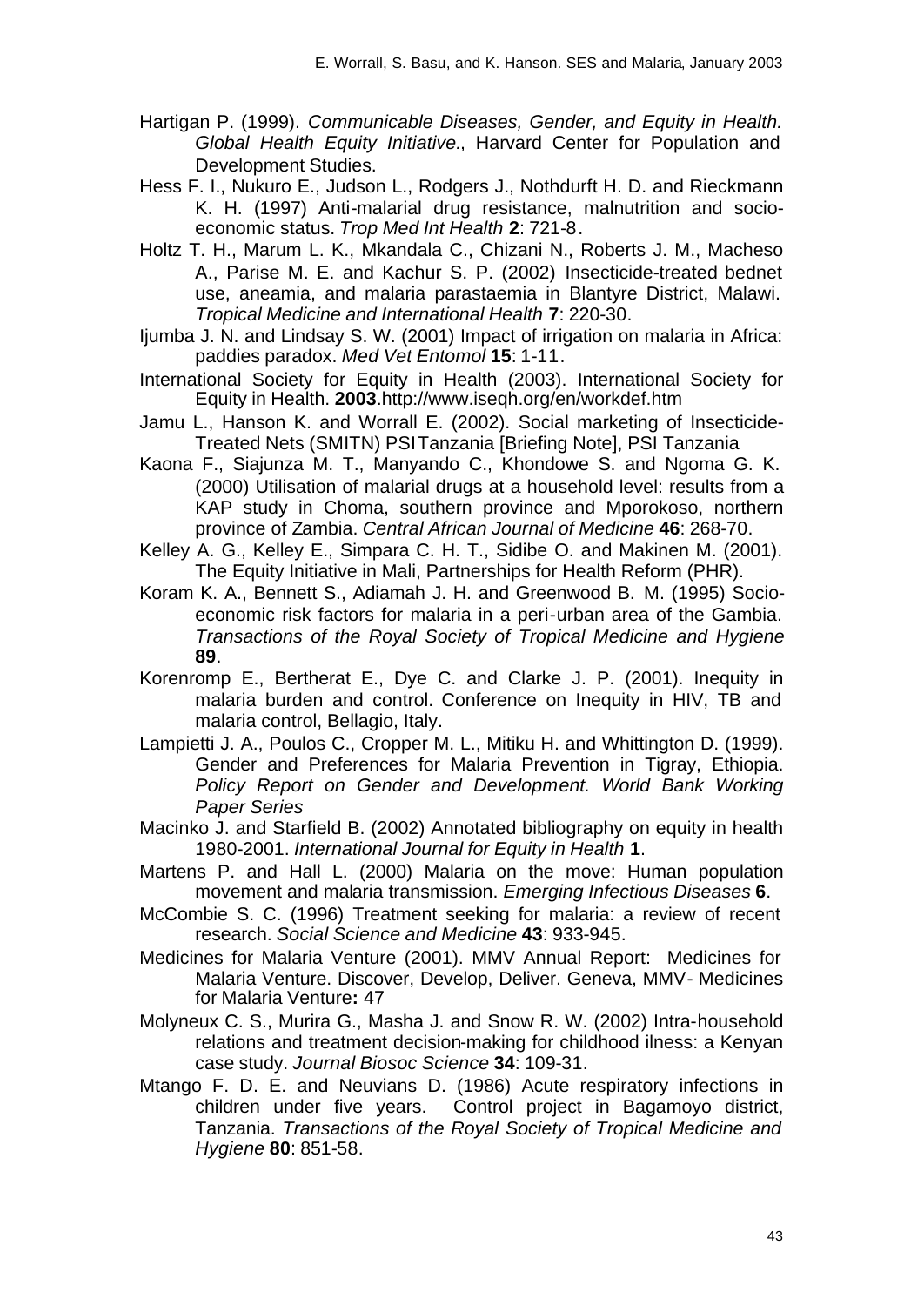Hartigan P. (1999). *Communicable Diseases, Gender, and Equity in Health. Global Health Equity Initiative.*, Harvard Center for Population and Development Studies.

Hess F. I., Nukuro E., Judson L., Rodgers J., Nothdurft H. D. and Rieckmann K. H. (1997) Anti-malarial drug resistance, malnutrition and socio-economic status. *Trop Med Int Health* **2**: 721-8.

Holtz T. H., Marum L. K., Mkandala C., Chizani N., Roberts J. M., Macheso A., Parise M. E. and Kachur S. P. (2002) Insecticide-treated bednet use, aneamia, and malaria parastaemia in Blantyre District, Malawi. *Tropical Medicine and International Health* **7**: 220-30.

Ijumba J. N. and Lindsay S. W. (2001) Impact of irrigation on malaria in Africa: paddies paradox. *Med Vet Entomol* **15**: 1-11.

International Society for Equity in Health (2003). International Society for Equity in Health. **2003**.http://www.iseqh.org/en/workdef.htm

Jamu L., Hanson K. and Worrall E. (2002). Social marketing of Insecticide-Treated Nets (SMITN) PSITanzania [Briefing Note], PSI Tanzania

Kaona F., Siajunza M. T., Manyando C., Khondowe S. and Ngoma G. K. (2000) Utilisation of malarial drugs at a household level: results from a KAP study in Choma, southern province and Mporokoso, northern province of Zambia. *Central African Journal of Medicine* **46**: 268-70.

Kelley A. G., Kelley E., Simpara C. H. T., Sidibe O. and Makinen M. (2001). The Equity Initiative in Mali, Partnerships for Health Reform (PHR).

Koram K. A., Bennett S., Adiamah J. H. and Greenwood B. M. (1995) Socio-economic risk factors for malaria in a peri-urban area of the Gambia. *Transactions of the Royal Society of Tropical Medicine and Hygiene* **89**.

Korenromp E., Bertherat E., Dye C. and Clarke J. P. (2001). Inequity in malaria burden and control. Conference on Inequity in HIV, TB and malaria control, Bellagio, Italy.

Lampietti J. A., Poulos C., Cropper M. L., Mitiku H. and Whittington D. (1999). Gender and Preferences for Malaria Prevention in Tigray, Ethiopia. *Policy Report on Gender and Development. World Bank Working Paper Series*

Macinko J. and Starfield B. (2002) Annotated bibliography on equity in health 1980-2001. *International Journal for Equity in Health* **1**.

Martens P. and Hall L. (2000) Malaria on the move: Human population movement and malaria transmission. *Emerging Infectious Diseases* **6**.

McCombie S. C. (1996) Treatment seeking for malaria: a review of recent research. *Social Science and Medicine* **43**: 933-945.

Medicines for Malaria Venture (2001). MMV Annual Report: Medicines for Malaria Venture. Discover, Develop, Deliver. Geneva, MMV- Medicines for Malaria Venture**:** 47

Molyneux C. S., Murira G., Masha J. and Snow R. W. (2002) Intra-household relations and treatment decision-making for childhood ilness: a Kenyan case study. *Journal Biosoc Science* **34**: 109-31.

Mtango F. D. E. and Neuvians D. (1986) Acute respiratory infections in children under five years. Control project in Bagamoyo district, Tanzania. *Transactions of the Royal Society of Tropical Medicine and Hygiene* **80**: 851-58.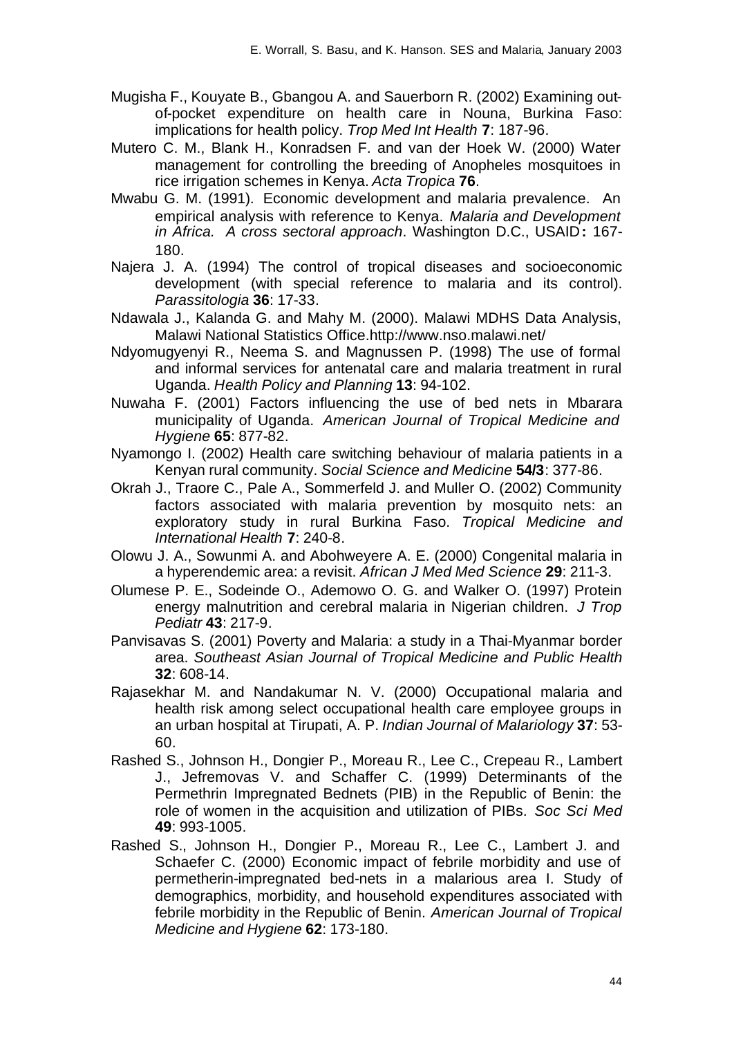Mugisha F., Kouyate B., Gbangou A. and Sauerborn R. (2002) Examining out-of-pocket expenditure on health care in Nouna, Burkina Faso: implications for health policy. *Trop Med Int Health* **7**: 187-96.

Mutero C. M., Blank H., Konradsen F. and van der Hoek W. (2000) Water management for controlling the breeding of Anopheles mosquitoes in rice irrigation schemes in Kenya. *Acta Tropica* **76**.

Mwabu G. M. (1991). Economic development and malaria prevalence. An empirical analysis with reference to Kenya. *Malaria and Development in Africa. A cross sectoral approach*. Washington D.C., USAID**:** 167-180.

Najera J. A. (1994) The control of tropical diseases and socioeconomic development (with special reference to malaria and its control). *Parassitologia* **36**: 17-33.

Ndawala J., Kalanda G. and Mahy M. (2000). Malawi MDHS Data Analysis, Malawi National Statistics Office.http://www.nso.malawi.net/

Ndyomugyenyi R., Neema S. and Magnussen P. (1998) The use of formal and informal services for antenatal care and malaria treatment in rural Uganda. *Health Policy and Planning* **13**: 94-102.

Nuwaha F. (2001) Factors influencing the use of bed nets in Mbarara municipality of Uganda. *American Journal of Tropical Medicine and Hygiene* **65**: 877-82.

Nyamongo I. (2002) Health care switching behaviour of malaria patients in a Kenyan rural community. *Social Science and Medicine* **54/3**: 377-86.

Okrah J., Traore C., Pale A., Sommerfeld J. and Muller O. (2002) Community factors associated with malaria prevention by mosquito nets: an exploratory study in rural Burkina Faso. *Tropical Medicine and International Health* **7**: 240-8.

Olowu J. A., Sowunmi A. and Abohweyere A. E. (2000) Congenital malaria in a hyperendemic area: a revisit. *African J Med Med Science* **29**: 211-3.

Olumese P. E., Sodeinde O., Ademowo O. G. and Walker O. (1997) Protein energy malnutrition and cerebral malaria in Nigerian children. *J Trop Pediatr* **43**: 217-9.

Panvisavas S. (2001) Poverty and Malaria: a study in a Thai-Myanmar border area. *Southeast Asian Journal of Tropical Medicine and Public Health* **32**: 608-14.

Rajasekhar M. and Nandakumar N. V. (2000) Occupational malaria and health risk among select occupational health care employee groups in an urban hospital at Tirupati, A. P. *Indian Journal of Malariology* **37**: 53-60.

Rashed S., Johnson H., Dongier P., Moreau R., Lee C., Crepeau R., Lambert J., Jefremovas V. and Schaffer C. (1999) Determinants of the Permethrin Impregnated Bednets (PIB) in the Republic of Benin: the role of women in the acquisition and utilization of PIBs. *Soc Sci Med* **49**: 993-1005.

Rashed S., Johnson H., Dongier P., Moreau R., Lee C., Lambert J. and Schaefer C. (2000) Economic impact of febrile morbidity and use of permetherin-impregnated bed-nets in a malarious area I. Study of demographics, morbidity, and household expenditures associated with febrile morbidity in the Republic of Benin. *American Journal of Tropical Medicine and Hygiene* **62**: 173-180.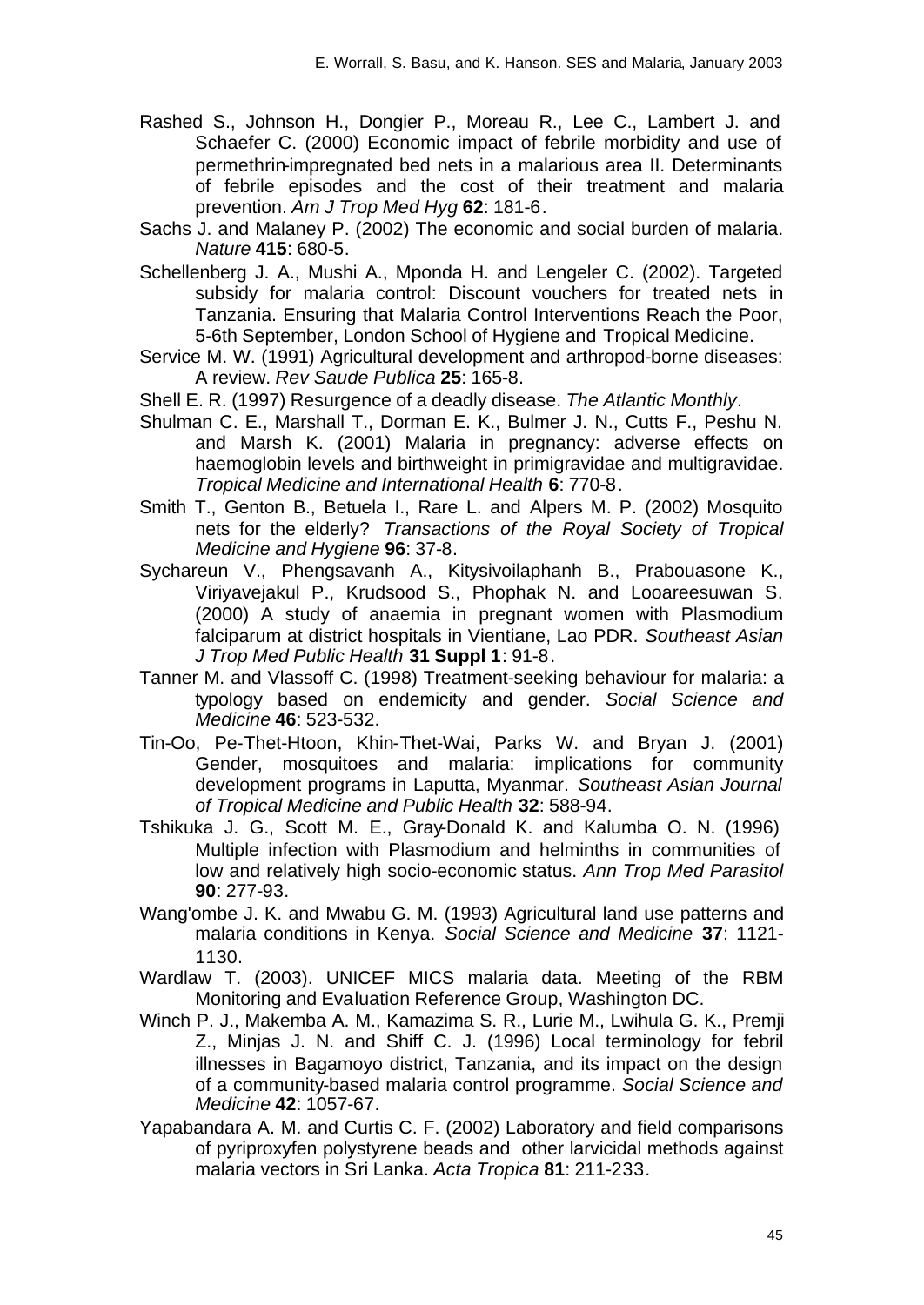Rashed S., Johnson H., Dongier P., Moreau R., Lee C., Lambert J. and Schaefer C. (2000) Economic impact of febrile morbidity and use of permethrin-impregnated bed nets in a malarious area II. Determinants of febrile episodes and the cost of their treatment and malaria prevention. *Am J Trop Med Hyg* **62**: 181-6.

Sachs J. and Malaney P. (2002) The economic and social burden of malaria. *Nature* **415**: 680-5.

Schellenberg J. A., Mushi A., Mponda H. and Lengeler C. (2002). Targeted subsidy for malaria control: Discount vouchers for treated nets in Tanzania. Ensuring that Malaria Control Interventions Reach the Poor, 5-6th September, London School of Hygiene and Tropical Medicine.

Service M. W. (1991) Agricultural development and arthropod-borne diseases: A review. *Rev Saude Publica* **25**: 165-8.

Shell E. R. (1997) Resurgence of a deadly disease. *The Atlantic Monthly*.

Shulman C. E., Marshall T., Dorman E. K., Bulmer J. N., Cutts F., Peshu N. and Marsh K. (2001) Malaria in pregnancy: adverse effects on haemoglobin levels and birthweight in primigravidae and multigravidae. *Tropical Medicine and International Health* **6**: 770-8.

Smith T., Genton B., Betuela I., Rare L. and Alpers M. P. (2002) Mosquito nets for the elderly? *Transactions of the Royal Society of Tropical Medicine and Hygiene* **96**: 37-8.

Sychareun V., Phengsavanh A., Kitysivoilaphanh B., Prabouasone K., Viriyavejakul P., Krudsood S., Phophak N. and Looareesuwan S. (2000) A study of anaemia in pregnant women with Plasmodium falciparum at district hospitals in Vientiane, Lao PDR. *Southeast Asian J Trop Med Public Health* **31 Suppl 1**: 91-8.

Tanner M. and Vlassoff C. (1998) Treatment-seeking behaviour for malaria: a typology based on endemicity and gender. *Social Science and Medicine* **46**: 523-532.

Tin-Oo, Pe-Thet-Htoon, Khin-Thet-Wai, Parks W. and Bryan J. (2001) Gender, mosquitoes and malaria: implications for community development programs in Laputta, Myanmar. *Southeast Asian Journal of Tropical Medicine and Public Health* **32**: 588-94.

Tshikuka J. G., Scott M. E., Gray-Donald K. and Kalumba O. N. (1996) Multiple infection with Plasmodium and helminths in communities of low and relatively high socio-economic status. *Ann Trop Med Parasitol* **90**: 277-93.

Wang'ombe J. K. and Mwabu G. M. (1993) Agricultural land use patterns and malaria conditions in Kenya. *Social Science and Medicine* **37**: 1121-1130.

Wardlaw T. (2003). UNICEF MICS malaria data. Meeting of the RBM Monitoring and Evaluation Reference Group, Washington DC.

Winch P. J., Makemba A. M., Kamazima S. R., Lurie M., Lwihula G. K., Premji Z., Minjas J. N. and Shiff C. J. (1996) Local terminology for febril illnesses in Bagamoyo district, Tanzania, and its impact on the design of a community-based malaria control programme. *Social Science and Medicine* **42**: 1057-67.

Yapabandara A. M. and Curtis C. F. (2002) Laboratory and field comparisons of pyriproxyfen polystyrene beads and other larvicidal methods against malaria vectors in Sri Lanka. *Acta Tropica* **81**: 211-233.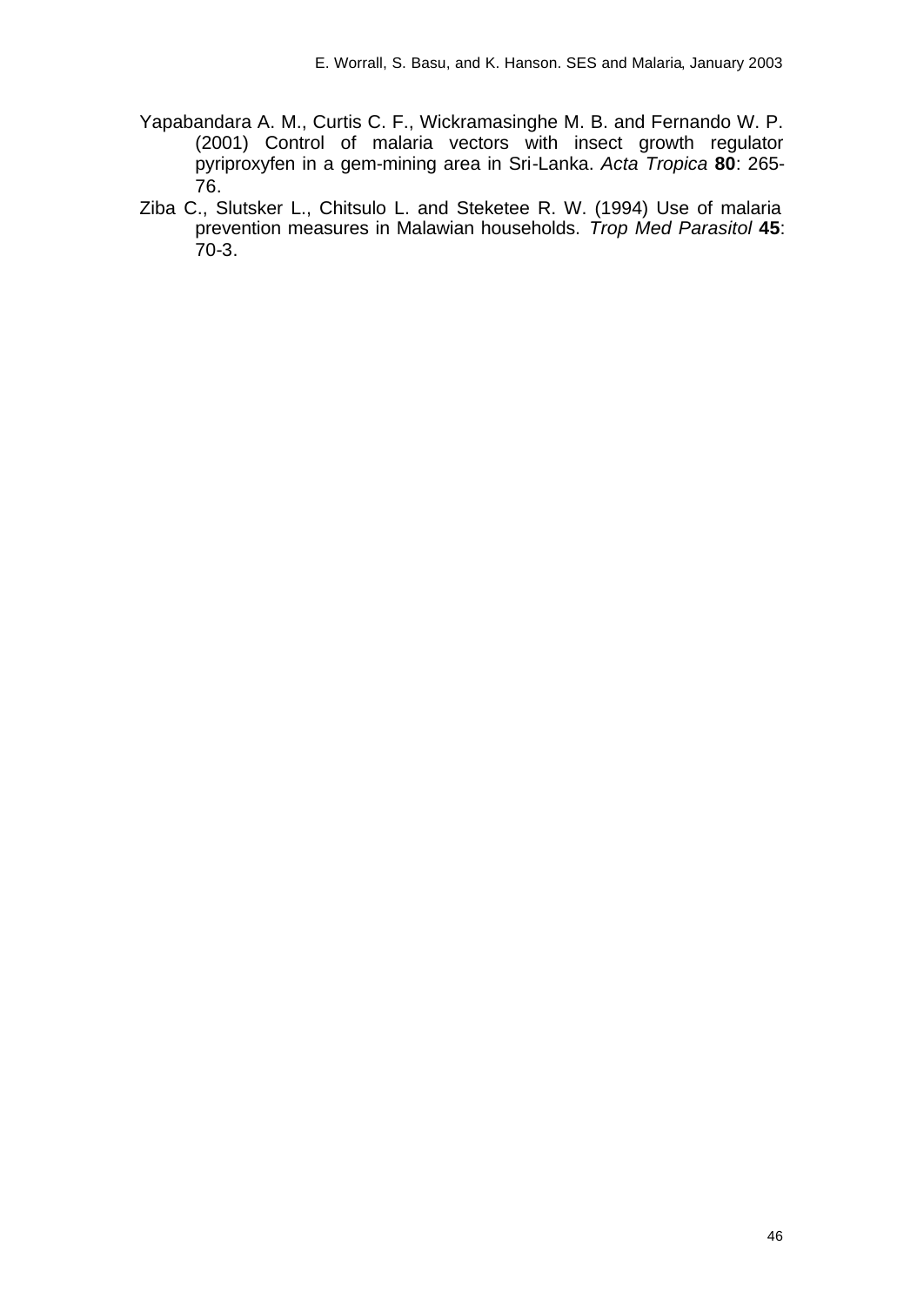Yapabandara A. M., Curtis C. F., Wickramasinghe M. B. and Fernando W. P. (2001) Control of malaria vectors with insect growth regulator pyriproxyfen in a gem-mining area in Sri-Lanka. *Acta Tropica* **80**: 265-76.

Ziba C., Slutsker L., Chitsulo L. and Steketee R. W. (1994) Use of malaria prevention measures in Malawian households. *Trop Med Parasitol* **45**: 70-3.